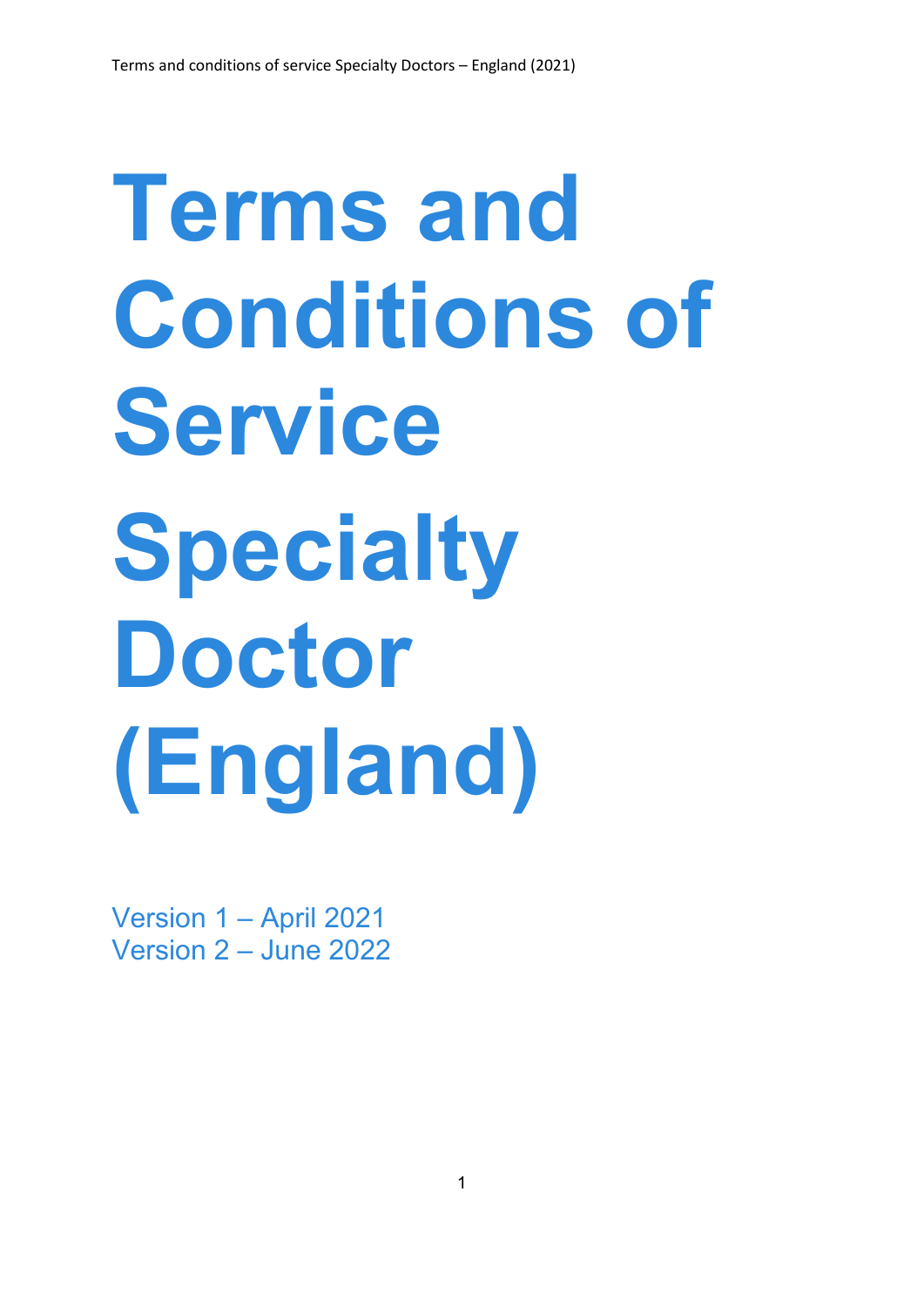# Terms and Conditions of Service

# Specialty Doctor (England)

Version 1 – April 2021
Version 2 – June 2022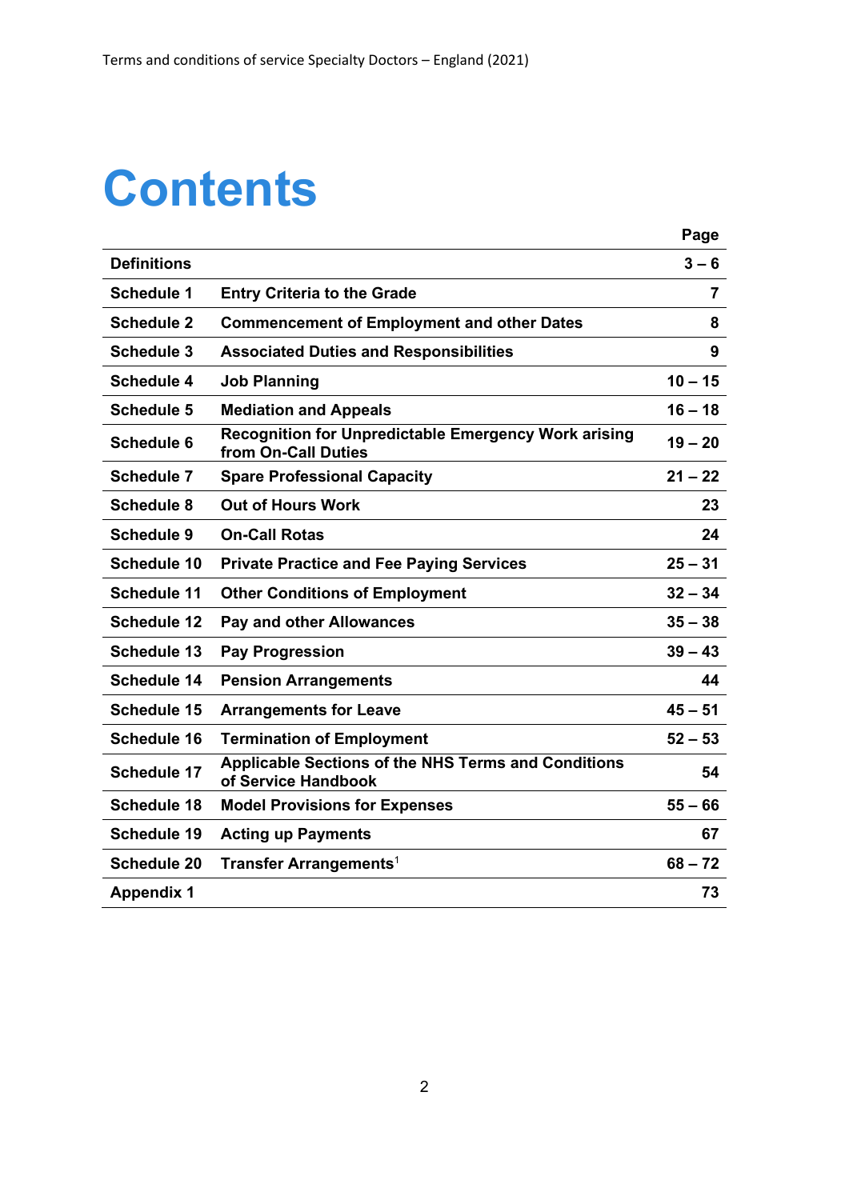# Contents

| | | Page |
|---|---|---|
| **Definitions** | | **3 – 6** |
| **Schedule 1** | **Entry Criteria to the Grade** | **7** |
| **Schedule 2** | **Commencement of Employment and other Dates** | **8** |
| **Schedule 3** | **Associated Duties and Responsibilities** | **9** |
| **Schedule 4** | **Job Planning** | **10 – 15** |
| **Schedule 5** | **Mediation and Appeals** | **16 – 18** |
| **Schedule 6** | **Recognition for Unpredictable Emergency Work arising from On-Call Duties** | **19 – 20** |
| **Schedule 7** | **Spare Professional Capacity** | **21 – 22** |
| **Schedule 8** | **Out of Hours Work** | **23** |
| **Schedule 9** | **On-Call Rotas** | **24** |
| **Schedule 10** | **Private Practice and Fee Paying Services** | **25 – 31** |
| **Schedule 11** | **Other Conditions of Employment** | **32 – 34** |
| **Schedule 12** | **Pay and other Allowances** | **35 – 38** |
| **Schedule 13** | **Pay Progression** | **39 – 43** |
| **Schedule 14** | **Pension Arrangements** | **44** |
| **Schedule 15** | **Arrangements for Leave** | **45 – 51** |
| **Schedule 16** | **Termination of Employment** | **52 – 53** |
| **Schedule 17** | **Applicable Sections of the NHS Terms and Conditions of Service Handbook** | **54** |
| **Schedule 18** | **Model Provisions for Expenses** | **55 – 66** |
| **Schedule 19** | **Acting up Payments** | **67** |
| **Schedule 20** | **Transfer Arrangements**[1] | **68 – 72** |
| **Appendix 1** | | **73** |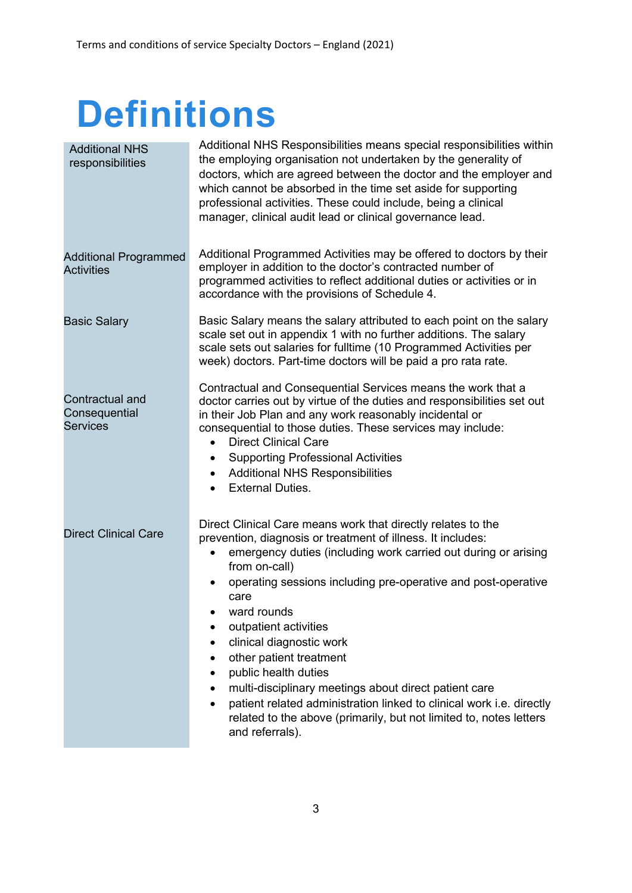# Definitions

| | |
|---|---|
| Additional NHS responsibilities | Additional NHS Responsibilities means special responsibilities within the employing organisation not undertaken by the generality of doctors, which are agreed between the doctor and the employer and which cannot be absorbed in the time set aside for supporting professional activities. These could include, being a clinical manager, clinical audit lead or clinical governance lead. |
| Additional Programmed Activities | Additional Programmed Activities may be offered to doctors by their employer in addition to the doctor's contracted number of programmed activities to reflect additional duties or activities or in accordance with the provisions of Schedule 4. |
| Basic Salary | Basic Salary means the salary attributed to each point on the salary scale set out in appendix 1 with no further additions. The salary scale sets out salaries for fulltime (10 Programmed Activities per week) doctors. Part-time doctors will be paid a pro rata rate. |
| Contractual and Consequential Services | Contractual and Consequential Services means the work that a doctor carries out by virtue of the duties and responsibilities set out in their Job Plan and any work reasonably incidental or consequential to those duties. These services may include:<br>• Direct Clinical Care<br>• Supporting Professional Activities<br>• Additional NHS Responsibilities<br>• External Duties. |
| Direct Clinical Care | Direct Clinical Care means work that directly relates to the prevention, diagnosis or treatment of illness. It includes:<br>• emergency duties (including work carried out during or arising from on-call)<br>• operating sessions including pre-operative and post-operative care<br>• ward rounds<br>• outpatient activities<br>• clinical diagnostic work<br>• other patient treatment<br>• public health duties<br>• multi-disciplinary meetings about direct patient care<br>• patient related administration linked to clinical work i.e. directly related to the above (primarily, but not limited to, notes letters and referrals). |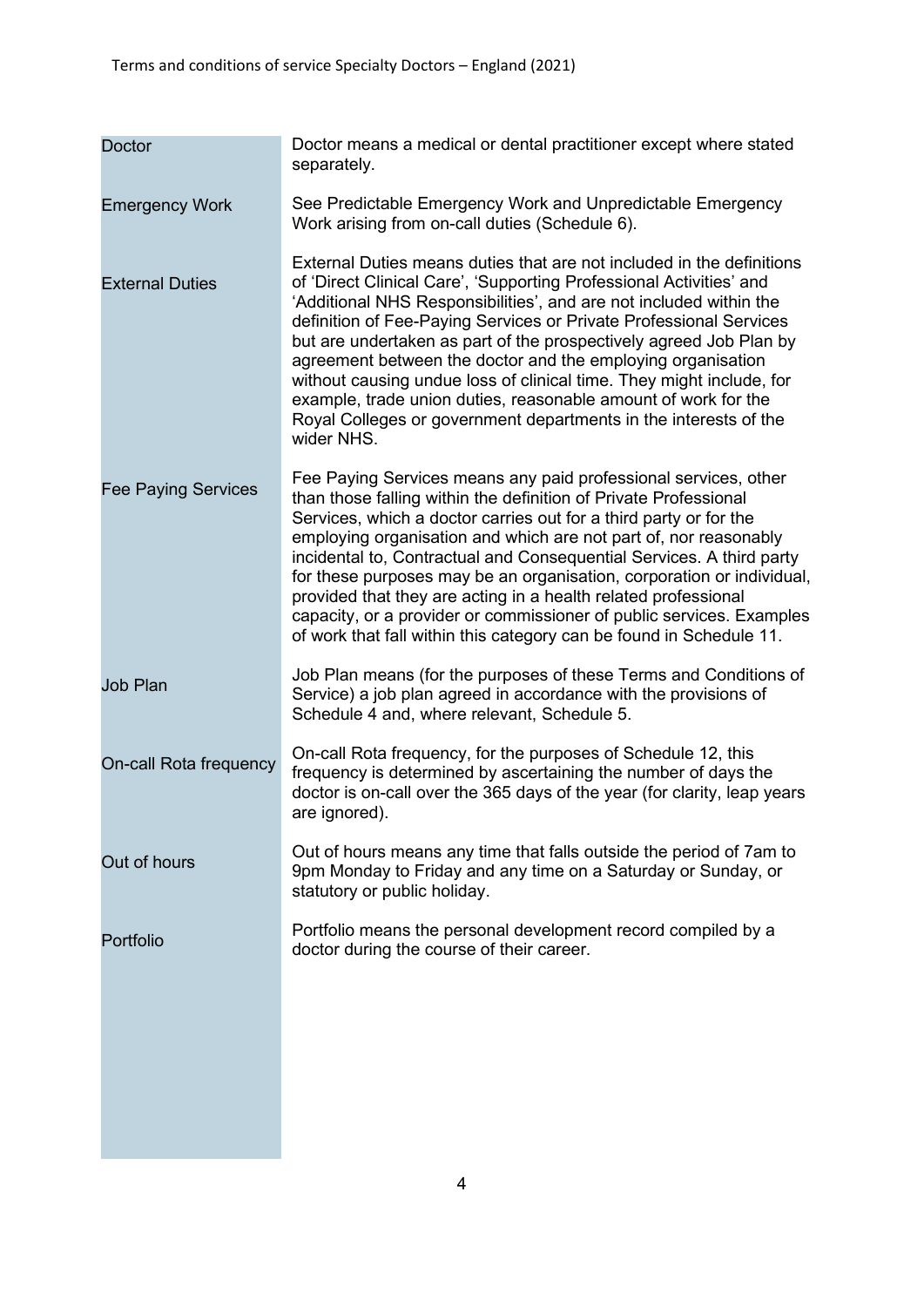| | |
|---|---|
| Doctor | Doctor means a medical or dental practitioner except where stated separately. |
| Emergency Work | See Predictable Emergency Work and Unpredictable Emergency Work arising from on-call duties (Schedule 6). |
| External Duties | External Duties means duties that are not included in the definitions of 'Direct Clinical Care', 'Supporting Professional Activities' and 'Additional NHS Responsibilities', and are not included within the definition of Fee-Paying Services or Private Professional Services but are undertaken as part of the prospectively agreed Job Plan by agreement between the doctor and the employing organisation without causing undue loss of clinical time. They might include, for example, trade union duties, reasonable amount of work for the Royal Colleges or government departments in the interests of the wider NHS. |
| Fee Paying Services | Fee Paying Services means any paid professional services, other than those falling within the definition of Private Professional Services, which a doctor carries out for a third party or for the employing organisation and which are not part of, nor reasonably incidental to, Contractual and Consequential Services. A third party for these purposes may be an organisation, corporation or individual, provided that they are acting in a health related professional capacity, or a provider or commissioner of public services. Examples of work that fall within this category can be found in Schedule 11. |
| Job Plan | Job Plan means (for the purposes of these Terms and Conditions of Service) a job plan agreed in accordance with the provisions of Schedule 4 and, where relevant, Schedule 5. |
| On-call Rota frequency | On-call Rota frequency, for the purposes of Schedule 12, this frequency is determined by ascertaining the number of days the doctor is on-call over the 365 days of the year (for clarity, leap years are ignored). |
| Out of hours | Out of hours means any time that falls outside the period of 7am to 9pm Monday to Friday and any time on a Saturday or Sunday, or statutory or public holiday. |
| Portfolio | Portfolio means the personal development record compiled by a doctor during the course of their career. |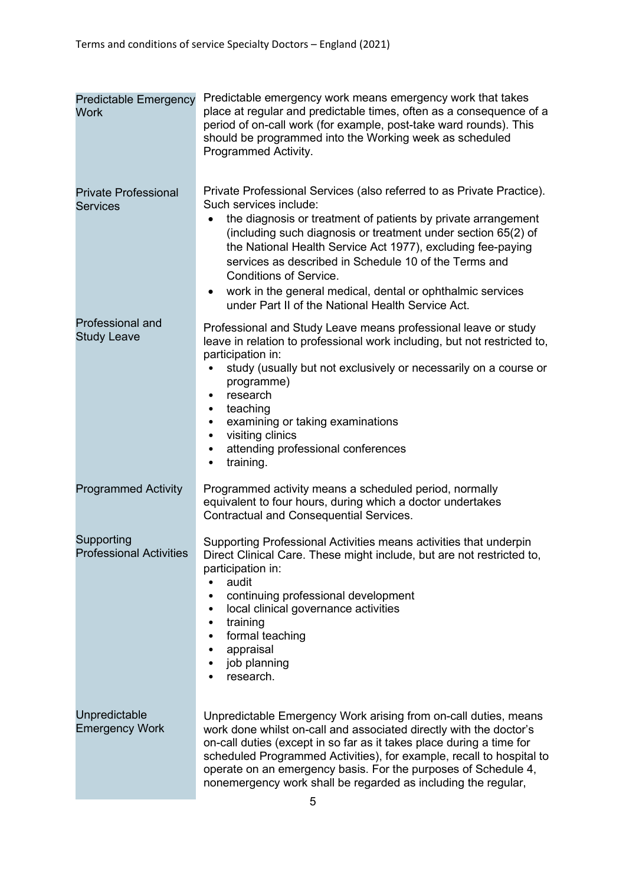| | |
|---|---|
| Predictable Emergency Work | Predictable emergency work means emergency work that takes place at regular and predictable times, often as a consequence of a period of on-call work (for example, post-take ward rounds). This should be programmed into the Working week as scheduled Programmed Activity. |
| Private Professional Services | Private Professional Services (also referred to as Private Practice). Such services include:<br>• the diagnosis or treatment of patients by private arrangement (including such diagnosis or treatment under section 65(2) of the National Health Service Act 1977), excluding fee-paying services as described in Schedule 10 of the Terms and Conditions of Service.<br>• work in the general medical, dental or ophthalmic services under Part II of the National Health Service Act. |
| Professional and Study Leave | Professional and Study Leave means professional leave or study leave in relation to professional work including, but not restricted to, participation in:<br>• study (usually but not exclusively or necessarily on a course or programme)<br>• research<br>• teaching<br>• examining or taking examinations<br>• visiting clinics<br>• attending professional conferences<br>• training. |
| Programmed Activity | Programmed activity means a scheduled period, normally equivalent to four hours, during which a doctor undertakes Contractual and Consequential Services. |
| Supporting Professional Activities | Supporting Professional Activities means activities that underpin Direct Clinical Care. These might include, but are not restricted to, participation in:<br>• audit<br>• continuing professional development<br>• local clinical governance activities<br>• training<br>• formal teaching<br>• appraisal<br>• job planning<br>• research. |
| Unpredictable Emergency Work | Unpredictable Emergency Work arising from on-call duties, means work done whilst on-call and associated directly with the doctor's on-call duties (except in so far as it takes place during a time for scheduled Programmed Activities), for example, recall to hospital to operate on an emergency basis. For the purposes of Schedule 4, nonemergency work shall be regarded as including the regular, |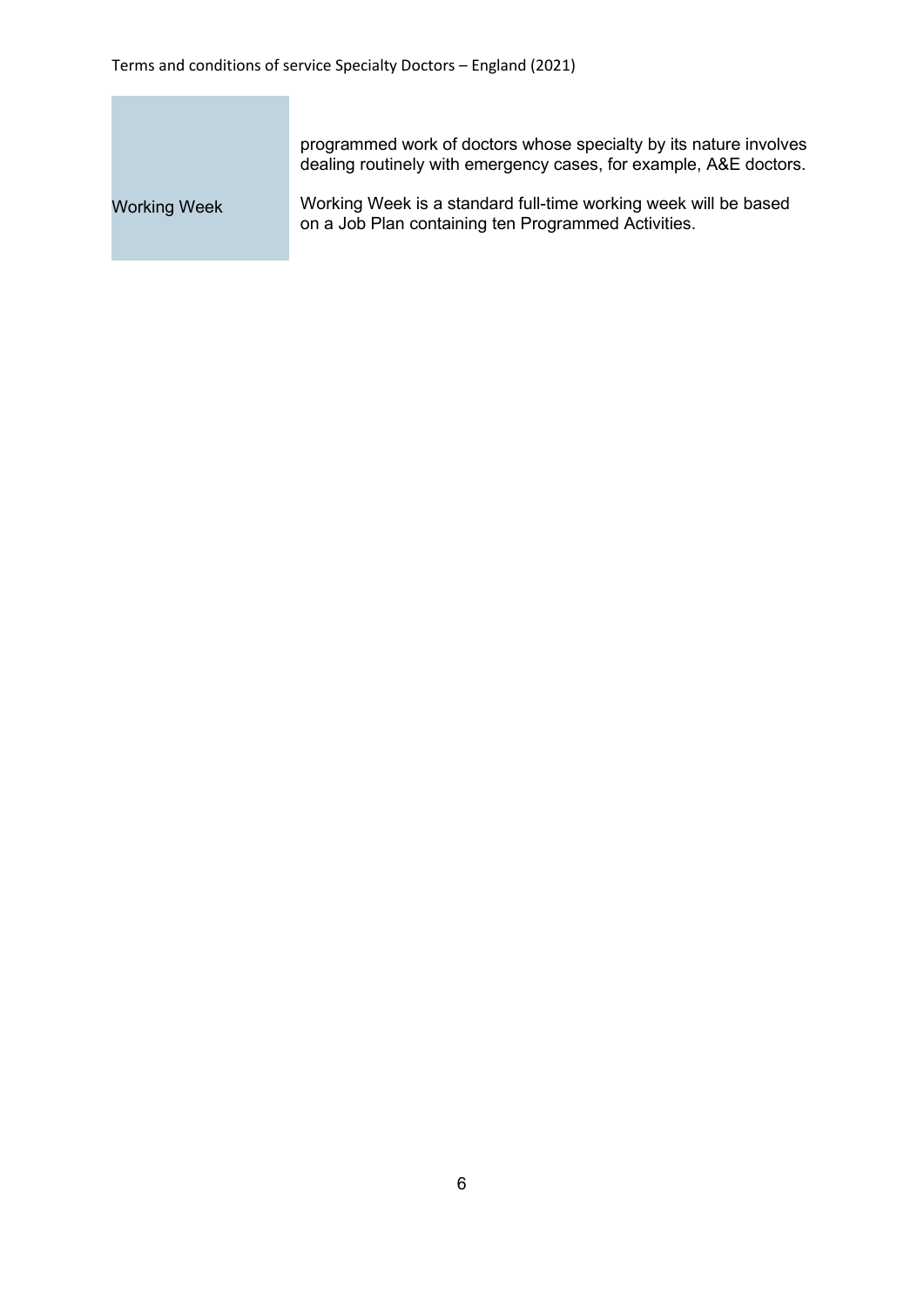| | |
|---|---|
| | programmed work of doctors whose specialty by its nature involves dealing routinely with emergency cases, for example, A&E doctors. |
| Working Week | Working Week is a standard full-time working week will be based on a Job Plan containing ten Programmed Activities. |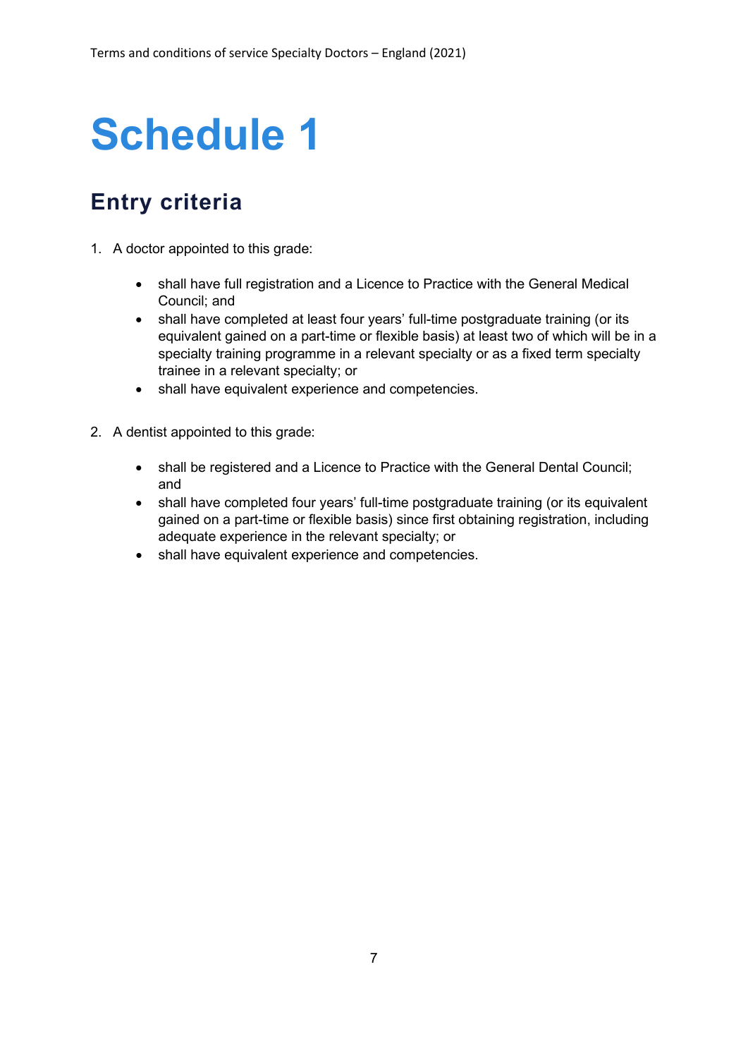# Schedule 1

## Entry criteria

1. A doctor appointed to this grade:

   - shall have full registration and a Licence to Practice with the General Medical Council; and
   - shall have completed at least four years' full-time postgraduate training (or its equivalent gained on a part-time or flexible basis) at least two of which will be in a specialty training programme in a relevant specialty or as a fixed term specialty trainee in a relevant specialty; or
   - shall have equivalent experience and competencies.

2. A dentist appointed to this grade:

   - shall be registered and a Licence to Practice with the General Dental Council; and
   - shall have completed four years' full-time postgraduate training (or its equivalent gained on a part-time or flexible basis) since first obtaining registration, including adequate experience in the relevant specialty; or
   - shall have equivalent experience and competencies.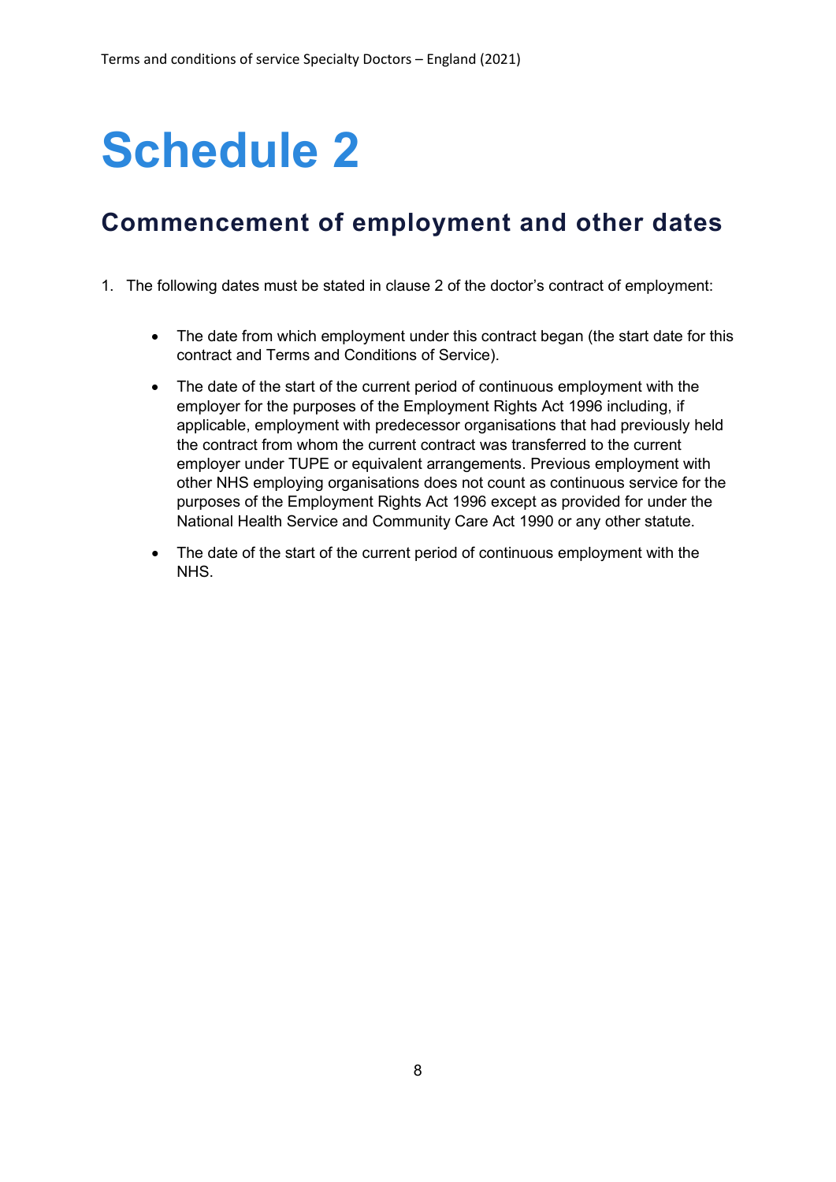# Schedule 2

## Commencement of employment and other dates

1. The following dates must be stated in clause 2 of the doctor's contract of employment:

    - The date from which employment under this contract began (the start date for this contract and Terms and Conditions of Service).
    - The date of the start of the current period of continuous employment with the employer for the purposes of the Employment Rights Act 1996 including, if applicable, employment with predecessor organisations that had previously held the contract from whom the current contract was transferred to the current employer under TUPE or equivalent arrangements. Previous employment with other NHS employing organisations does not count as continuous service for the purposes of the Employment Rights Act 1996 except as provided for under the National Health Service and Community Care Act 1990 or any other statute.
    - The date of the start of the current period of continuous employment with the NHS.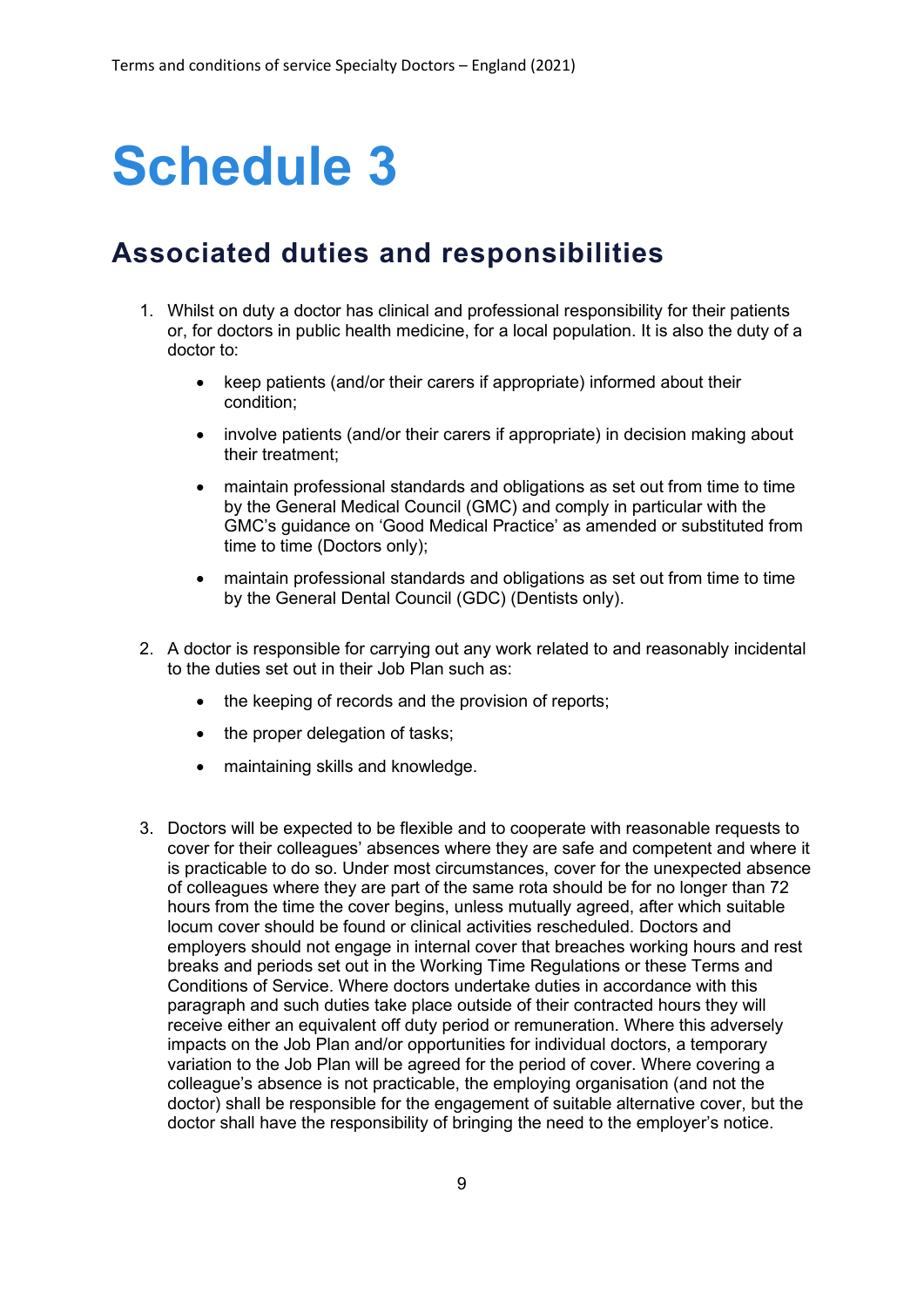# Schedule 3

## Associated duties and responsibilities

1. Whilst on duty a doctor has clinical and professional responsibility for their patients or, for doctors in public health medicine, for a local population. It is also the duty of a doctor to:

    - keep patients (and/or their carers if appropriate) informed about their condition;
    - involve patients (and/or their carers if appropriate) in decision making about their treatment;
    - maintain professional standards and obligations as set out from time to time by the General Medical Council (GMC) and comply in particular with the GMC's guidance on 'Good Medical Practice' as amended or substituted from time to time (Doctors only);
    - maintain professional standards and obligations as set out from time to time by the General Dental Council (GDC) (Dentists only).

2. A doctor is responsible for carrying out any work related to and reasonably incidental to the duties set out in their Job Plan such as:

    - the keeping of records and the provision of reports;
    - the proper delegation of tasks;
    - maintaining skills and knowledge.

3. Doctors will be expected to be flexible and to cooperate with reasonable requests to cover for their colleagues' absences where they are safe and competent and where it is practicable to do so. Under most circumstances, cover for the unexpected absence of colleagues where they are part of the same rota should be for no longer than 72 hours from the time the cover begins, unless mutually agreed, after which suitable locum cover should be found or clinical activities rescheduled. Doctors and employers should not engage in internal cover that breaches working hours and rest breaks and periods set out in the Working Time Regulations or these Terms and Conditions of Service. Where doctors undertake duties in accordance with this paragraph and such duties take place outside of their contracted hours they will receive either an equivalent off duty period or remuneration. Where this adversely impacts on the Job Plan and/or opportunities for individual doctors, a temporary variation to the Job Plan will be agreed for the period of cover. Where covering a colleague's absence is not practicable, the employing organisation (and not the doctor) shall be responsible for the engagement of suitable alternative cover, but the doctor shall have the responsibility of bringing the need to the employer's notice.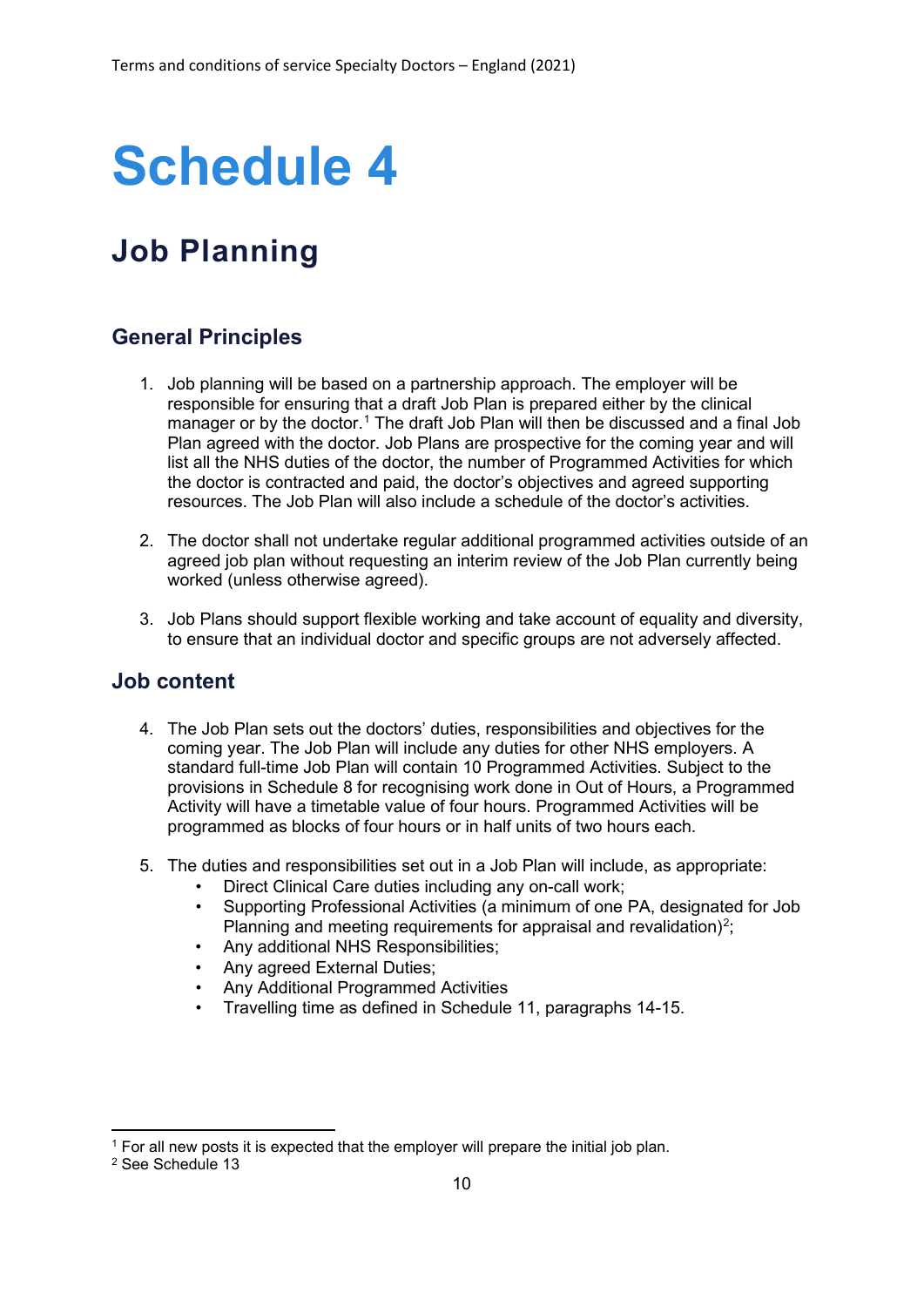# Schedule 4

## Job Planning

### General Principles

1. Job planning will be based on a partnership approach. The employer will be responsible for ensuring that a draft Job Plan is prepared either by the clinical manager or by the doctor.[1] The draft Job Plan will then be discussed and a final Job Plan agreed with the doctor. Job Plans are prospective for the coming year and will list all the NHS duties of the doctor, the number of Programmed Activities for which the doctor is contracted and paid, the doctor's objectives and agreed supporting resources. The Job Plan will also include a schedule of the doctor's activities.

2. The doctor shall not undertake regular additional programmed activities outside of an agreed job plan without requesting an interim review of the Job Plan currently being worked (unless otherwise agreed).

3. Job Plans should support flexible working and take account of equality and diversity, to ensure that an individual doctor and specific groups are not adversely affected.

### Job content

4. The Job Plan sets out the doctors' duties, responsibilities and objectives for the coming year. The Job Plan will include any duties for other NHS employers. A standard full-time Job Plan will contain 10 Programmed Activities. Subject to the provisions in Schedule 8 for recognising work done in Out of Hours, a Programmed Activity will have a timetable value of four hours. Programmed Activities will be programmed as blocks of four hours or in half units of two hours each.

5. The duties and responsibilities set out in a Job Plan will include, as appropriate:
   - Direct Clinical Care duties including any on-call work;
   - Supporting Professional Activities (a minimum of one PA, designated for Job Planning and meeting requirements for appraisal and revalidation)[2];
   - Any additional NHS Responsibilities;
   - Any agreed External Duties;
   - Any Additional Programmed Activities
   - Travelling time as defined in Schedule 11, paragraphs 14-15.

---

[1] For all new posts it is expected that the employer will prepare the initial job plan.

[2] See Schedule 13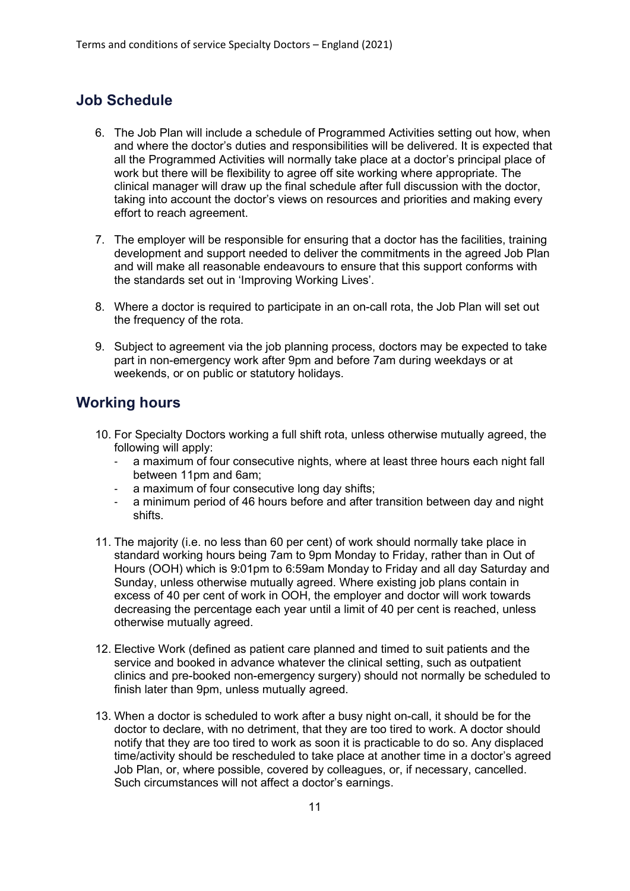## Job Schedule

6. The Job Plan will include a schedule of Programmed Activities setting out how, when and where the doctor's duties and responsibilities will be delivered. It is expected that all the Programmed Activities will normally take place at a doctor's principal place of work but there will be flexibility to agree off site working where appropriate. The clinical manager will draw up the final schedule after full discussion with the doctor, taking into account the doctor's views on resources and priorities and making every effort to reach agreement.

7. The employer will be responsible for ensuring that a doctor has the facilities, training development and support needed to deliver the commitments in the agreed Job Plan and will make all reasonable endeavours to ensure that this support conforms with the standards set out in 'Improving Working Lives'.

8. Where a doctor is required to participate in an on-call rota, the Job Plan will set out the frequency of the rota.

9. Subject to agreement via the job planning process, doctors may be expected to take part in non-emergency work after 9pm and before 7am during weekdays or at weekends, or on public or statutory holidays.

## Working hours

10. For Specialty Doctors working a full shift rota, unless otherwise mutually agreed, the following will apply:
    - a maximum of four consecutive nights, where at least three hours each night fall between 11pm and 6am;
    - a maximum of four consecutive long day shifts;
    - a minimum period of 46 hours before and after transition between day and night shifts.

11. The majority (i.e. no less than 60 per cent) of work should normally take place in standard working hours being 7am to 9pm Monday to Friday, rather than in Out of Hours (OOH) which is 9:01pm to 6:59am Monday to Friday and all day Saturday and Sunday, unless otherwise mutually agreed. Where existing job plans contain in excess of 40 per cent of work in OOH, the employer and doctor will work towards decreasing the percentage each year until a limit of 40 per cent is reached, unless otherwise mutually agreed.

12. Elective Work (defined as patient care planned and timed to suit patients and the service and booked in advance whatever the clinical setting, such as outpatient clinics and pre-booked non-emergency surgery) should not normally be scheduled to finish later than 9pm, unless mutually agreed.

13. When a doctor is scheduled to work after a busy night on-call, it should be for the doctor to declare, with no detriment, that they are too tired to work. A doctor should notify that they are too tired to work as soon it is practicable to do so. Any displaced time/activity should be rescheduled to take place at another time in a doctor's agreed Job Plan, or, where possible, covered by colleagues, or, if necessary, cancelled. Such circumstances will not affect a doctor's earnings.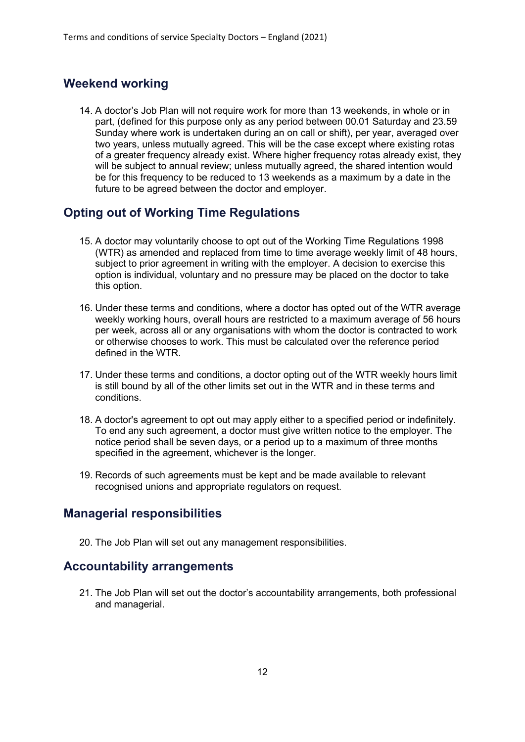## Weekend working

14. A doctor's Job Plan will not require work for more than 13 weekends, in whole or in part, (defined for this purpose only as any period between 00.01 Saturday and 23.59 Sunday where work is undertaken during an on call or shift), per year, averaged over two years, unless mutually agreed. This will be the case except where existing rotas of a greater frequency already exist. Where higher frequency rotas already exist, they will be subject to annual review; unless mutually agreed, the shared intention would be for this frequency to be reduced to 13 weekends as a maximum by a date in the future to be agreed between the doctor and employer.

## Opting out of Working Time Regulations

15. A doctor may voluntarily choose to opt out of the Working Time Regulations 1998 (WTR) as amended and replaced from time to time average weekly limit of 48 hours, subject to prior agreement in writing with the employer. A decision to exercise this option is individual, voluntary and no pressure may be placed on the doctor to take this option.

16. Under these terms and conditions, where a doctor has opted out of the WTR average weekly working hours, overall hours are restricted to a maximum average of 56 hours per week, across all or any organisations with whom the doctor is contracted to work or otherwise chooses to work. This must be calculated over the reference period defined in the WTR.

17. Under these terms and conditions, a doctor opting out of the WTR weekly hours limit is still bound by all of the other limits set out in the WTR and in these terms and conditions.

18. A doctor's agreement to opt out may apply either to a specified period or indefinitely. To end any such agreement, a doctor must give written notice to the employer. The notice period shall be seven days, or a period up to a maximum of three months specified in the agreement, whichever is the longer.

19. Records of such agreements must be kept and be made available to relevant recognised unions and appropriate regulators on request.

## Managerial responsibilities

20. The Job Plan will set out any management responsibilities.

## Accountability arrangements

21. The Job Plan will set out the doctor's accountability arrangements, both professional and managerial.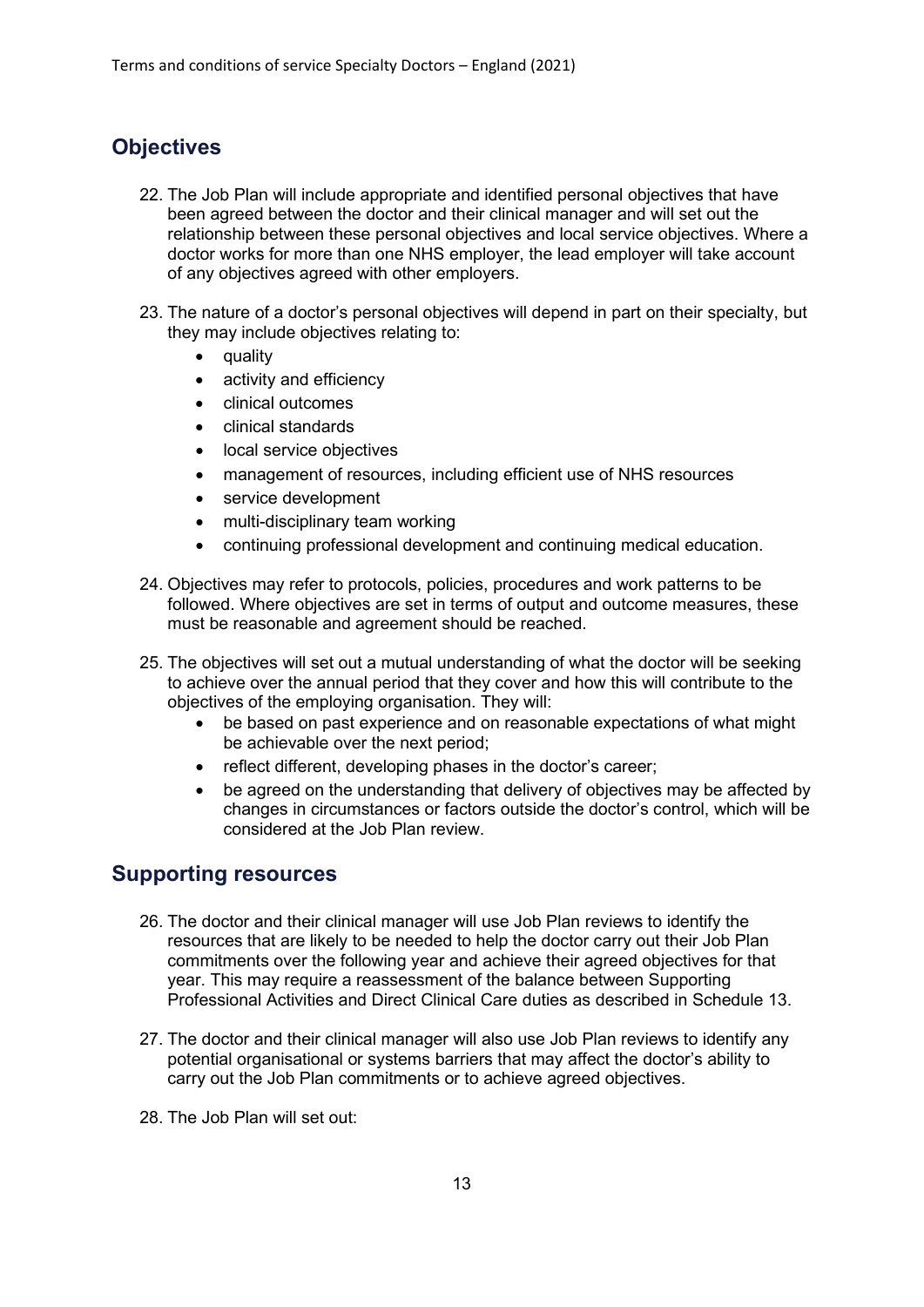## Objectives

22. The Job Plan will include appropriate and identified personal objectives that have been agreed between the doctor and their clinical manager and will set out the relationship between these personal objectives and local service objectives. Where a doctor works for more than one NHS employer, the lead employer will take account of any objectives agreed with other employers.

23. The nature of a doctor's personal objectives will depend in part on their specialty, but they may include objectives relating to:
    - quality
    - activity and efficiency
    - clinical outcomes
    - clinical standards
    - local service objectives
    - management of resources, including efficient use of NHS resources
    - service development
    - multi-disciplinary team working
    - continuing professional development and continuing medical education.

24. Objectives may refer to protocols, policies, procedures and work patterns to be followed. Where objectives are set in terms of output and outcome measures, these must be reasonable and agreement should be reached.

25. The objectives will set out a mutual understanding of what the doctor will be seeking to achieve over the annual period that they cover and how this will contribute to the objectives of the employing organisation. They will:
    - be based on past experience and on reasonable expectations of what might be achievable over the next period;
    - reflect different, developing phases in the doctor's career;
    - be agreed on the understanding that delivery of objectives may be affected by changes in circumstances or factors outside the doctor's control, which will be considered at the Job Plan review.

## Supporting resources

26. The doctor and their clinical manager will use Job Plan reviews to identify the resources that are likely to be needed to help the doctor carry out their Job Plan commitments over the following year and achieve their agreed objectives for that year. This may require a reassessment of the balance between Supporting Professional Activities and Direct Clinical Care duties as described in Schedule 13.

27. The doctor and their clinical manager will also use Job Plan reviews to identify any potential organisational or systems barriers that may affect the doctor's ability to carry out the Job Plan commitments or to achieve agreed objectives.

28. The Job Plan will set out: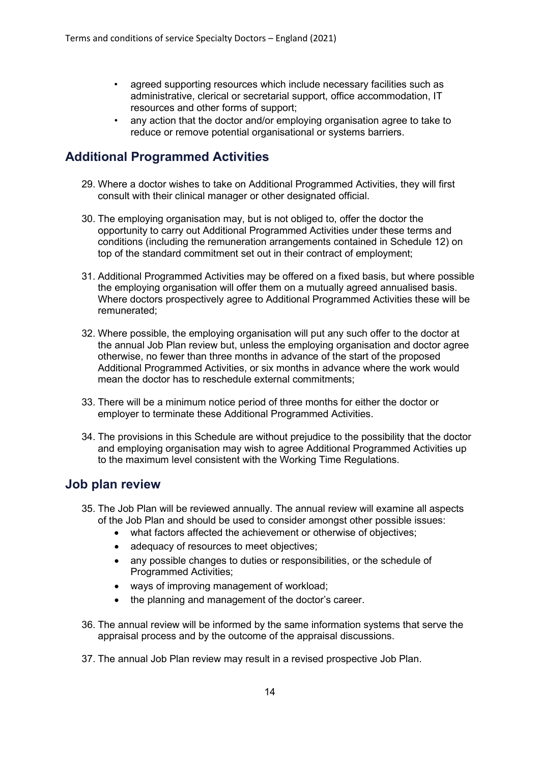- agreed supporting resources which include necessary facilities such as administrative, clerical or secretarial support, office accommodation, IT resources and other forms of support;
- any action that the doctor and/or employing organisation agree to take to reduce or remove potential organisational or systems barriers.

## Additional Programmed Activities

29. Where a doctor wishes to take on Additional Programmed Activities, they will first consult with their clinical manager or other designated official.

30. The employing organisation may, but is not obliged to, offer the doctor the opportunity to carry out Additional Programmed Activities under these terms and conditions (including the remuneration arrangements contained in Schedule 12) on top of the standard commitment set out in their contract of employment;

31. Additional Programmed Activities may be offered on a fixed basis, but where possible the employing organisation will offer them on a mutually agreed annualised basis. Where doctors prospectively agree to Additional Programmed Activities these will be remunerated;

32. Where possible, the employing organisation will put any such offer to the doctor at the annual Job Plan review but, unless the employing organisation and doctor agree otherwise, no fewer than three months in advance of the start of the proposed Additional Programmed Activities, or six months in advance where the work would mean the doctor has to reschedule external commitments;

33. There will be a minimum notice period of three months for either the doctor or employer to terminate these Additional Programmed Activities.

34. The provisions in this Schedule are without prejudice to the possibility that the doctor and employing organisation may wish to agree Additional Programmed Activities up to the maximum level consistent with the Working Time Regulations.

## Job plan review

35. The Job Plan will be reviewed annually. The annual review will examine all aspects of the Job Plan and should be used to consider amongst other possible issues:
    - what factors affected the achievement or otherwise of objectives;
    - adequacy of resources to meet objectives;
    - any possible changes to duties or responsibilities, or the schedule of Programmed Activities;
    - ways of improving management of workload;
    - the planning and management of the doctor's career.

36. The annual review will be informed by the same information systems that serve the appraisal process and by the outcome of the appraisal discussions.

37. The annual Job Plan review may result in a revised prospective Job Plan.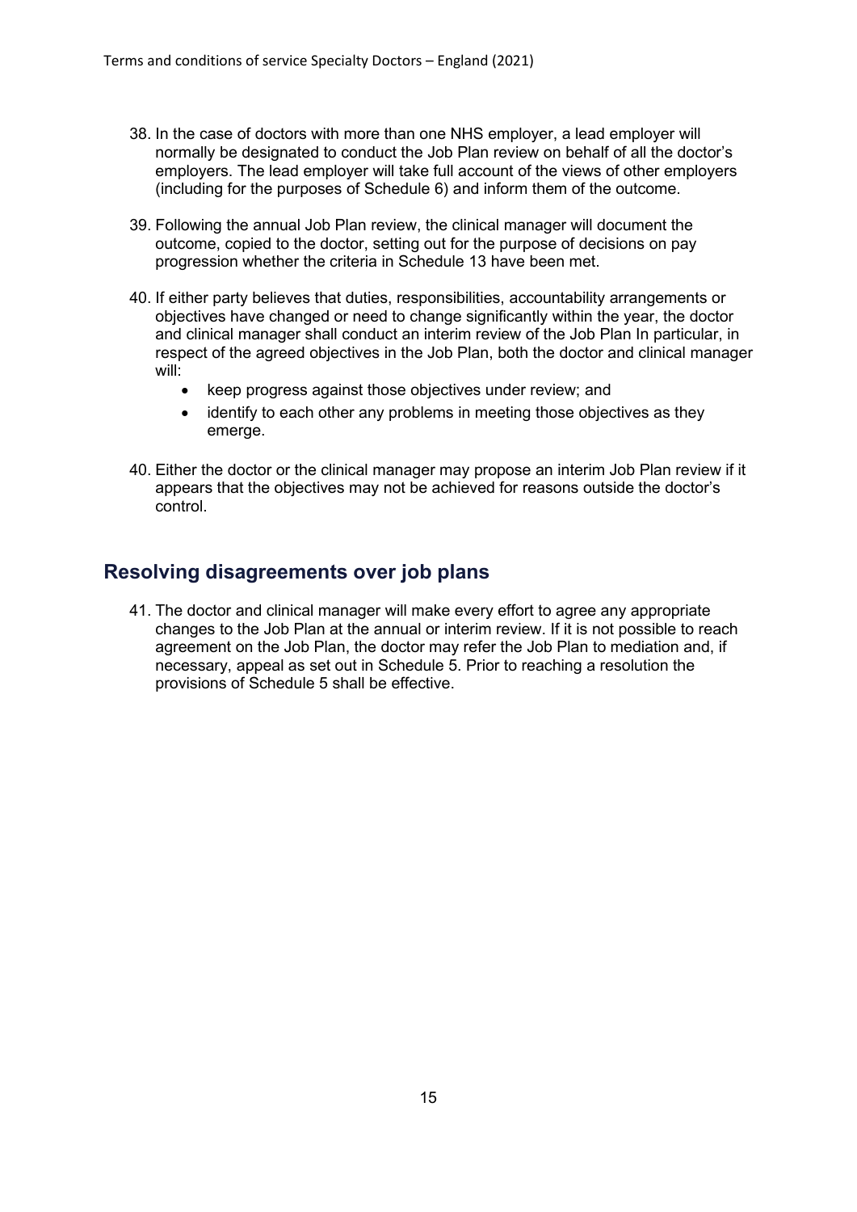38. In the case of doctors with more than one NHS employer, a lead employer will normally be designated to conduct the Job Plan review on behalf of all the doctor's employers. The lead employer will take full account of the views of other employers (including for the purposes of Schedule 6) and inform them of the outcome.

39. Following the annual Job Plan review, the clinical manager will document the outcome, copied to the doctor, setting out for the purpose of decisions on pay progression whether the criteria in Schedule 13 have been met.

40. If either party believes that duties, responsibilities, accountability arrangements or objectives have changed or need to change significantly within the year, the doctor and clinical manager shall conduct an interim review of the Job Plan In particular, in respect of the agreed objectives in the Job Plan, both the doctor and clinical manager will:
    - keep progress against those objectives under review; and
    - identify to each other any problems in meeting those objectives as they emerge.

40. Either the doctor or the clinical manager may propose an interim Job Plan review if it appears that the objectives may not be achieved for reasons outside the doctor's control.

## Resolving disagreements over job plans

41. The doctor and clinical manager will make every effort to agree any appropriate changes to the Job Plan at the annual or interim review. If it is not possible to reach agreement on the Job Plan, the doctor may refer the Job Plan to mediation and, if necessary, appeal as set out in Schedule 5. Prior to reaching a resolution the provisions of Schedule 5 shall be effective.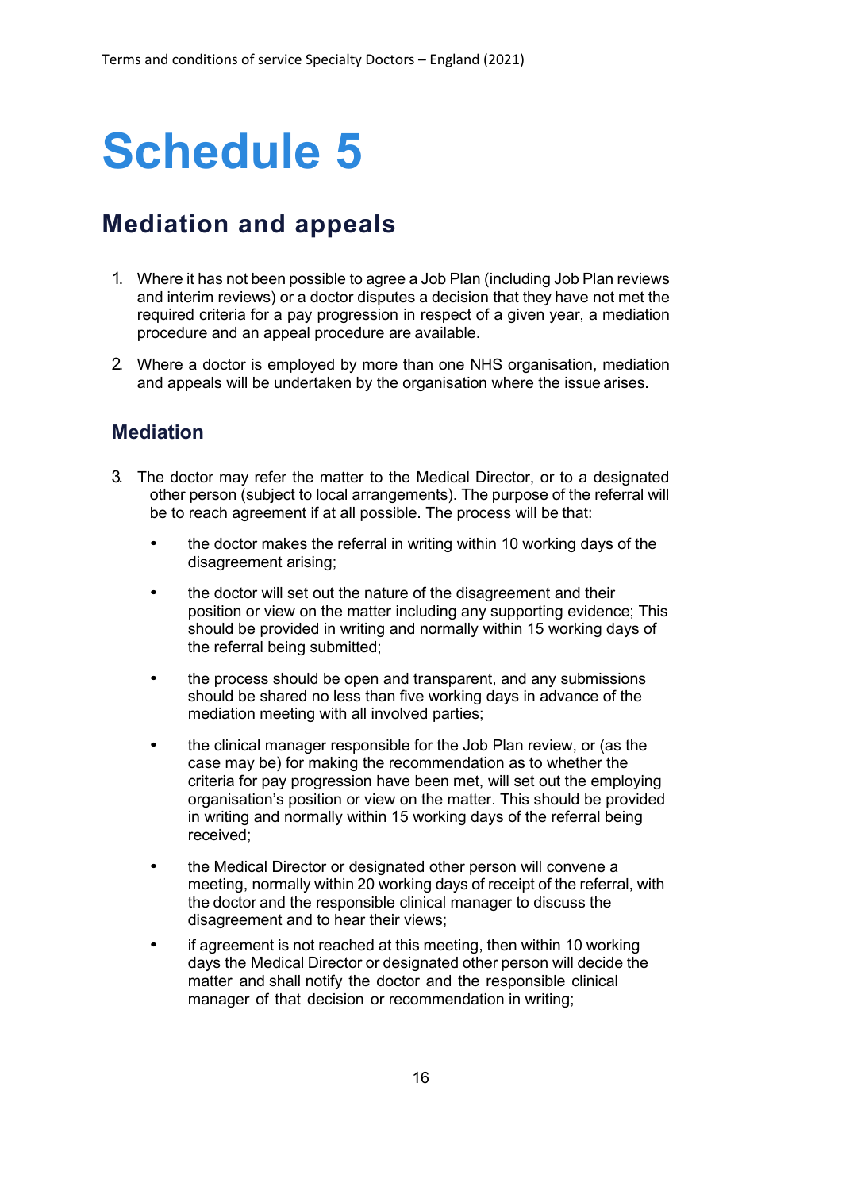# Schedule 5

## Mediation and appeals

1. Where it has not been possible to agree a Job Plan (including Job Plan reviews and interim reviews) or a doctor disputes a decision that they have not met the required criteria for a pay progression in respect of a given year, a mediation procedure and an appeal procedure are available.

2. Where a doctor is employed by more than one NHS organisation, mediation and appeals will be undertaken by the organisation where the issue arises.

### Mediation

3. The doctor may refer the matter to the Medical Director, or to a designated other person (subject to local arrangements). The purpose of the referral will be to reach agreement if at all possible. The process will be that:

   - the doctor makes the referral in writing within 10 working days of the disagreement arising;
   - the doctor will set out the nature of the disagreement and their position or view on the matter including any supporting evidence; This should be provided in writing and normally within 15 working days of the referral being submitted;
   - the process should be open and transparent, and any submissions should be shared no less than five working days in advance of the mediation meeting with all involved parties;
   - the clinical manager responsible for the Job Plan review, or (as the case may be) for making the recommendation as to whether the criteria for pay progression have been met, will set out the employing organisation's position or view on the matter. This should be provided in writing and normally within 15 working days of the referral being received;
   - the Medical Director or designated other person will convene a meeting, normally within 20 working days of receipt of the referral, with the doctor and the responsible clinical manager to discuss the disagreement and to hear their views;
   - if agreement is not reached at this meeting, then within 10 working days the Medical Director or designated other person will decide the matter and shall notify the doctor and the responsible clinical manager of that decision or recommendation in writing;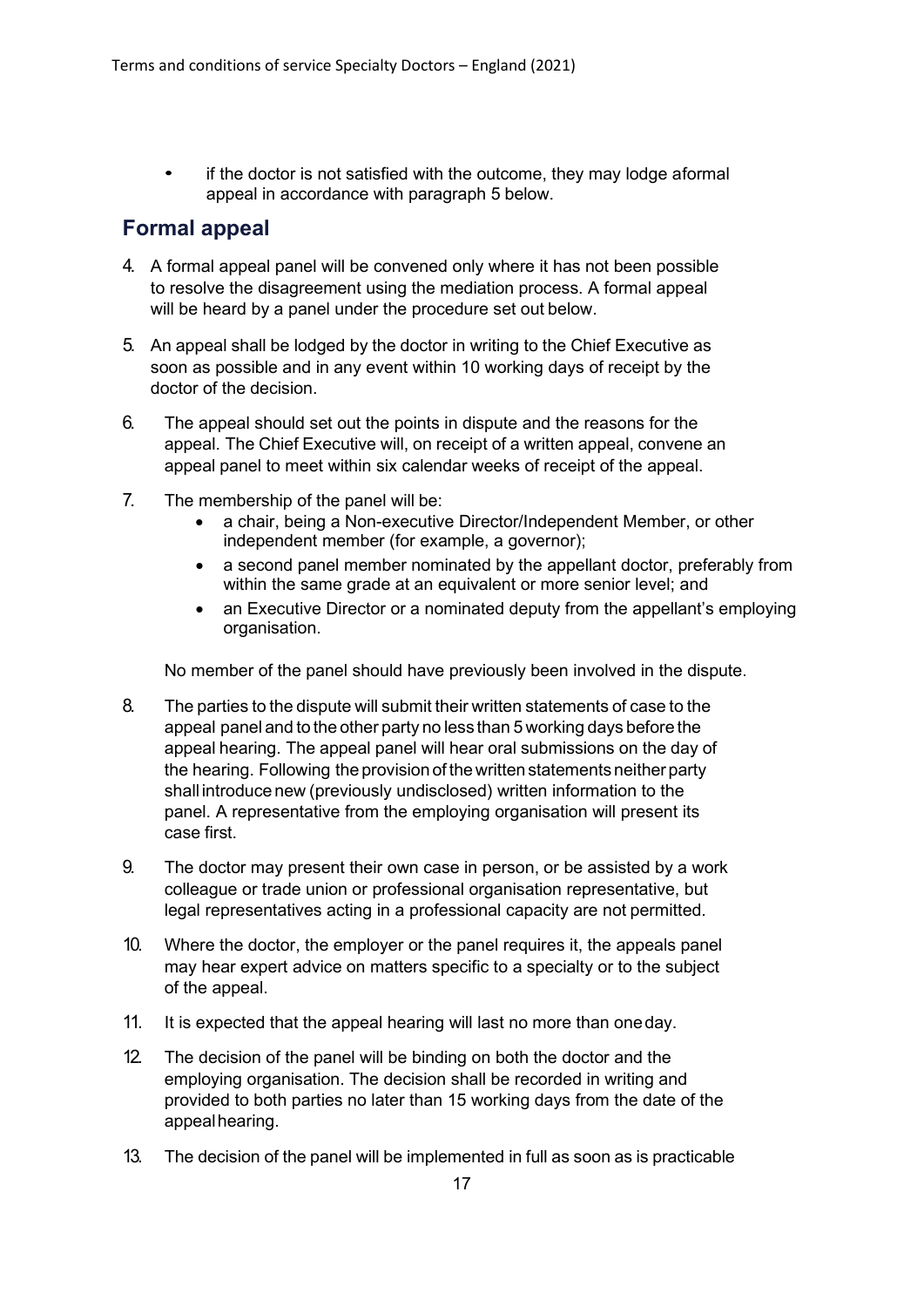- if the doctor is not satisfied with the outcome, they may lodge aformal appeal in accordance with paragraph 5 below.

## Formal appeal

4. A formal appeal panel will be convened only where it has not been possible to resolve the disagreement using the mediation process. A formal appeal will be heard by a panel under the procedure set out below.

5. An appeal shall be lodged by the doctor in writing to the Chief Executive as soon as possible and in any event within 10 working days of receipt by the doctor of the decision.

6. The appeal should set out the points in dispute and the reasons for the appeal. The Chief Executive will, on receipt of a written appeal, convene an appeal panel to meet within six calendar weeks of receipt of the appeal.

7. The membership of the panel will be:
   - a chair, being a Non-executive Director/Independent Member, or other independent member (for example, a governor);
   - a second panel member nominated by the appellant doctor, preferably from within the same grade at an equivalent or more senior level; and
   - an Executive Director or a nominated deputy from the appellant's employing organisation.

   No member of the panel should have previously been involved in the dispute.

8. The parties to the dispute will submit their written statements of case to the appeal panel and to the other party no less than 5 working days before the appeal hearing. The appeal panel will hear oral submissions on the day of the hearing. Following the provision of the written statements neither party shall introduce new (previously undisclosed) written information to the panel. A representative from the employing organisation will present its case first.

9. The doctor may present their own case in person, or be assisted by a work colleague or trade union or professional organisation representative, but legal representatives acting in a professional capacity are not permitted.

10. Where the doctor, the employer or the panel requires it, the appeals panel may hear expert advice on matters specific to a specialty or to the subject of the appeal.

11. It is expected that the appeal hearing will last no more than oneday.

12. The decision of the panel will be binding on both the doctor and the employing organisation. The decision shall be recorded in writing and provided to both parties no later than 15 working days from the date of the appeal hearing.

13. The decision of the panel will be implemented in full as soon as is practicable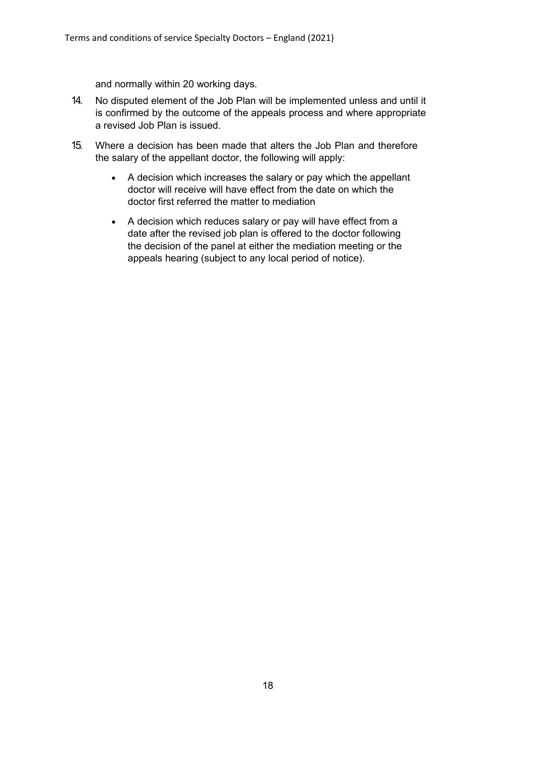and normally within 20 working days.

14. No disputed element of the Job Plan will be implemented unless and until it is confirmed by the outcome of the appeals process and where appropriate a revised Job Plan is issued.

15. Where a decision has been made that alters the Job Plan and therefore the salary of the appellant doctor, the following will apply:

    - A decision which increases the salary or pay which the appellant doctor will receive will have effect from the date on which the doctor first referred the matter to mediation

    - A decision which reduces salary or pay will have effect from a date after the revised job plan is offered to the doctor following the decision of the panel at either the mediation meeting or the appeals hearing (subject to any local period of notice).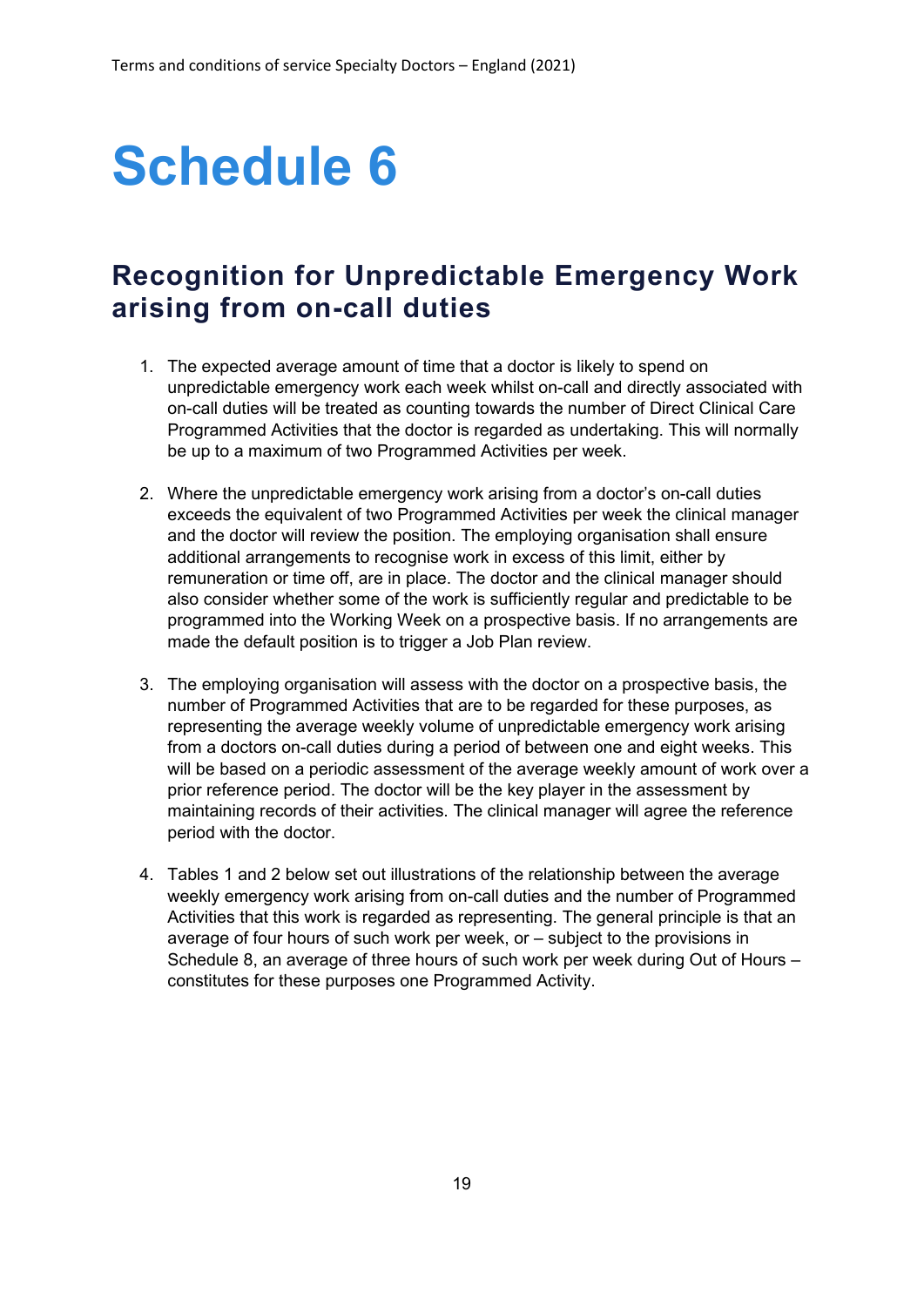# Schedule 6

## Recognition for Unpredictable Emergency Work arising from on-call duties

1. The expected average amount of time that a doctor is likely to spend on unpredictable emergency work each week whilst on-call and directly associated with on-call duties will be treated as counting towards the number of Direct Clinical Care Programmed Activities that the doctor is regarded as undertaking. This will normally be up to a maximum of two Programmed Activities per week.

2. Where the unpredictable emergency work arising from a doctor's on-call duties exceeds the equivalent of two Programmed Activities per week the clinical manager and the doctor will review the position. The employing organisation shall ensure additional arrangements to recognise work in excess of this limit, either by remuneration or time off, are in place. The doctor and the clinical manager should also consider whether some of the work is sufficiently regular and predictable to be programmed into the Working Week on a prospective basis. If no arrangements are made the default position is to trigger a Job Plan review.

3. The employing organisation will assess with the doctor on a prospective basis, the number of Programmed Activities that are to be regarded for these purposes, as representing the average weekly volume of unpredictable emergency work arising from a doctors on-call duties during a period of between one and eight weeks. This will be based on a periodic assessment of the average weekly amount of work over a prior reference period. The doctor will be the key player in the assessment by maintaining records of their activities. The clinical manager will agree the reference period with the doctor.

4. Tables 1 and 2 below set out illustrations of the relationship between the average weekly emergency work arising from on-call duties and the number of Programmed Activities that this work is regarded as representing. The general principle is that an average of four hours of such work per week, or – subject to the provisions in Schedule 8, an average of three hours of such work per week during Out of Hours – constitutes for these purposes one Programmed Activity.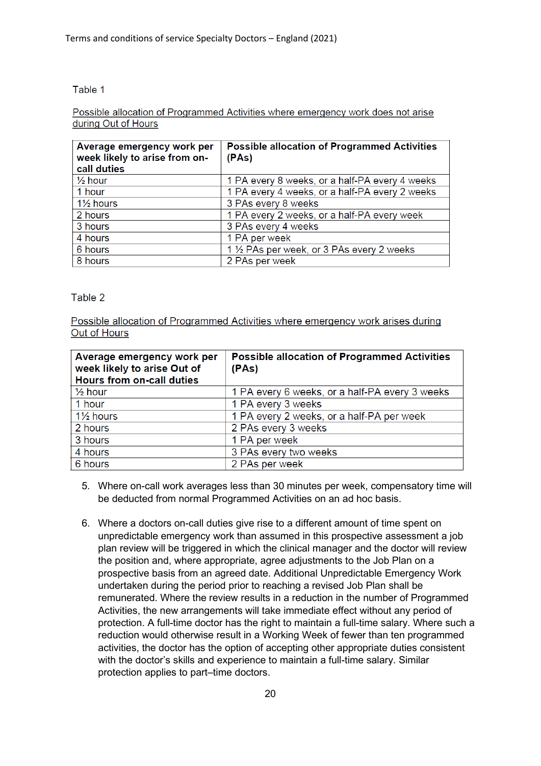Table 1

Possible allocation of Programmed Activities where emergency work does not arise during Out of Hours

| **Average emergency work per week likely to arise from on-call duties** | **Possible allocation of Programmed Activities (PAs)** |
|---|---|
| ½ hour | 1 PA every 8 weeks, or a half-PA every 4 weeks |
| 1 hour | 1 PA every 4 weeks, or a half-PA every 2 weeks |
| 1½ hours | 3 PAs every 8 weeks |
| 2 hours | 1 PA every 2 weeks, or a half-PA every week |
| 3 hours | 3 PAs every 4 weeks |
| 4 hours | 1 PA per week |
| 6 hours | 1 ½ PAs per week, or 3 PAs every 2 weeks |
| 8 hours | 2 PAs per week |

Table 2

Possible allocation of Programmed Activities where emergency work arises during Out of Hours

| **Average emergency work per week likely to arise Out of Hours from on-call duties** | **Possible allocation of Programmed Activities (PAs)** |
|---|---|
| ½ hour | 1 PA every 6 weeks, or a half-PA every 3 weeks |
| 1 hour | 1 PA every 3 weeks |
| 1½ hours | 1 PA every 2 weeks, or a half-PA per week |
| 2 hours | 2 PAs every 3 weeks |
| 3 hours | 1 PA per week |
| 4 hours | 3 PAs every two weeks |
| 6 hours | 2 PAs per week |

5. Where on-call work averages less than 30 minutes per week, compensatory time will be deducted from normal Programmed Activities on an ad hoc basis.

6. Where a doctors on-call duties give rise to a different amount of time spent on unpredictable emergency work than assumed in this prospective assessment a job plan review will be triggered in which the clinical manager and the doctor will review the position and, where appropriate, agree adjustments to the Job Plan on a prospective basis from an agreed date. Additional Unpredictable Emergency Work undertaken during the period prior to reaching a revised Job Plan shall be remunerated. Where the review results in a reduction in the number of Programmed Activities, the new arrangements will take immediate effect without any period of protection. A full-time doctor has the right to maintain a full-time salary. Where such a reduction would otherwise result in a Working Week of fewer than ten programmed activities, the doctor has the option of accepting other appropriate duties consistent with the doctor's skills and experience to maintain a full-time salary. Similar protection applies to part–time doctors.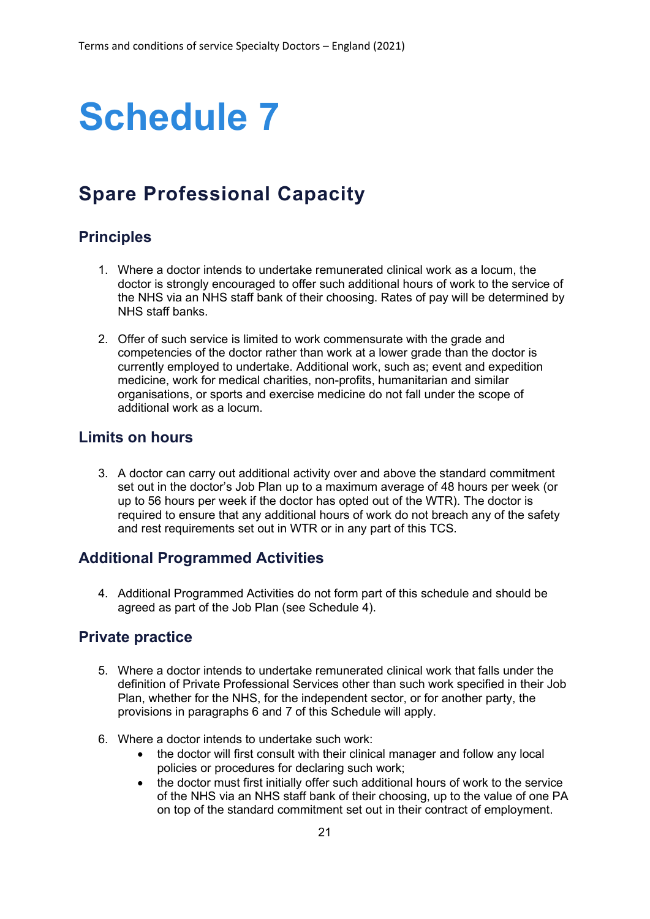# Schedule 7

## Spare Professional Capacity

### Principles

1. Where a doctor intends to undertake remunerated clinical work as a locum, the doctor is strongly encouraged to offer such additional hours of work to the service of the NHS via an NHS staff bank of their choosing. Rates of pay will be determined by NHS staff banks.

2. Offer of such service is limited to work commensurate with the grade and competencies of the doctor rather than work at a lower grade than the doctor is currently employed to undertake. Additional work, such as; event and expedition medicine, work for medical charities, non-profits, humanitarian and similar organisations, or sports and exercise medicine do not fall under the scope of additional work as a locum.

### Limits on hours

3. A doctor can carry out additional activity over and above the standard commitment set out in the doctor's Job Plan up to a maximum average of 48 hours per week (or up to 56 hours per week if the doctor has opted out of the WTR). The doctor is required to ensure that any additional hours of work do not breach any of the safety and rest requirements set out in WTR or in any part of this TCS.

### Additional Programmed Activities

4. Additional Programmed Activities do not form part of this schedule and should be agreed as part of the Job Plan (see Schedule 4).

### Private practice

5. Where a doctor intends to undertake remunerated clinical work that falls under the definition of Private Professional Services other than such work specified in their Job Plan, whether for the NHS, for the independent sector, or for another party, the provisions in paragraphs 6 and 7 of this Schedule will apply.

6. Where a doctor intends to undertake such work:
   - the doctor will first consult with their clinical manager and follow any local policies or procedures for declaring such work;
   - the doctor must first initially offer such additional hours of work to the service of the NHS via an NHS staff bank of their choosing, up to the value of one PA on top of the standard commitment set out in their contract of employment.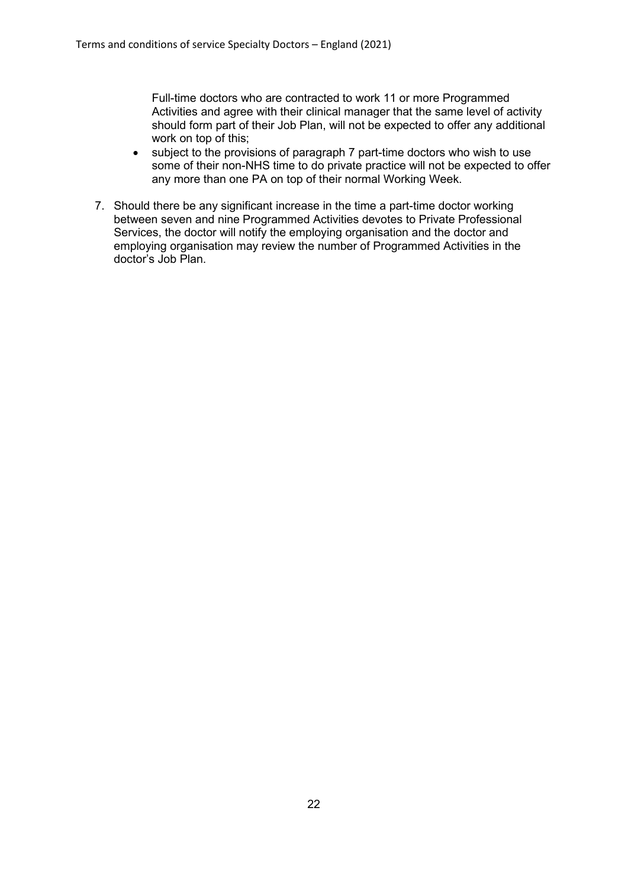Full-time doctors who are contracted to work 11 or more Programmed Activities and agree with their clinical manager that the same level of activity should form part of their Job Plan, will not be expected to offer any additional work on top of this;

- subject to the provisions of paragraph 7 part-time doctors who wish to use some of their non-NHS time to do private practice will not be expected to offer any more than one PA on top of their normal Working Week.

7. Should there be any significant increase in the time a part-time doctor working between seven and nine Programmed Activities devotes to Private Professional Services, the doctor will notify the employing organisation and the doctor and employing organisation may review the number of Programmed Activities in the doctor's Job Plan.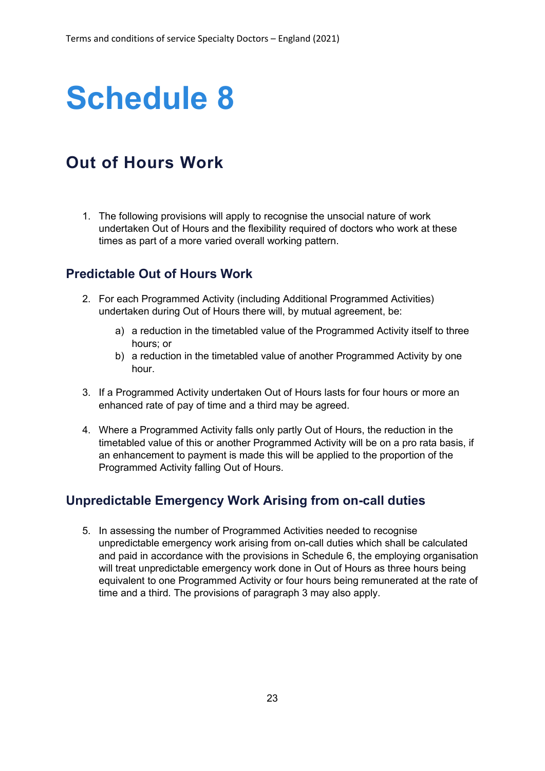# Schedule 8

## Out of Hours Work

1. The following provisions will apply to recognise the unsocial nature of work undertaken Out of Hours and the flexibility required of doctors who work at these times as part of a more varied overall working pattern.

### Predictable Out of Hours Work

2. For each Programmed Activity (including Additional Programmed Activities) undertaken during Out of Hours there will, by mutual agreement, be:

    a) a reduction in the timetabled value of the Programmed Activity itself to three hours; or
    b) a reduction in the timetabled value of another Programmed Activity by one hour.

3. If a Programmed Activity undertaken Out of Hours lasts for four hours or more an enhanced rate of pay of time and a third may be agreed.

4. Where a Programmed Activity falls only partly Out of Hours, the reduction in the timetabled value of this or another Programmed Activity will be on a pro rata basis, if an enhancement to payment is made this will be applied to the proportion of the Programmed Activity falling Out of Hours.

### Unpredictable Emergency Work Arising from on-call duties

5. In assessing the number of Programmed Activities needed to recognise unpredictable emergency work arising from on-call duties which shall be calculated and paid in accordance with the provisions in Schedule 6, the employing organisation will treat unpredictable emergency work done in Out of Hours as three hours being equivalent to one Programmed Activity or four hours being remunerated at the rate of time and a third. The provisions of paragraph 3 may also apply.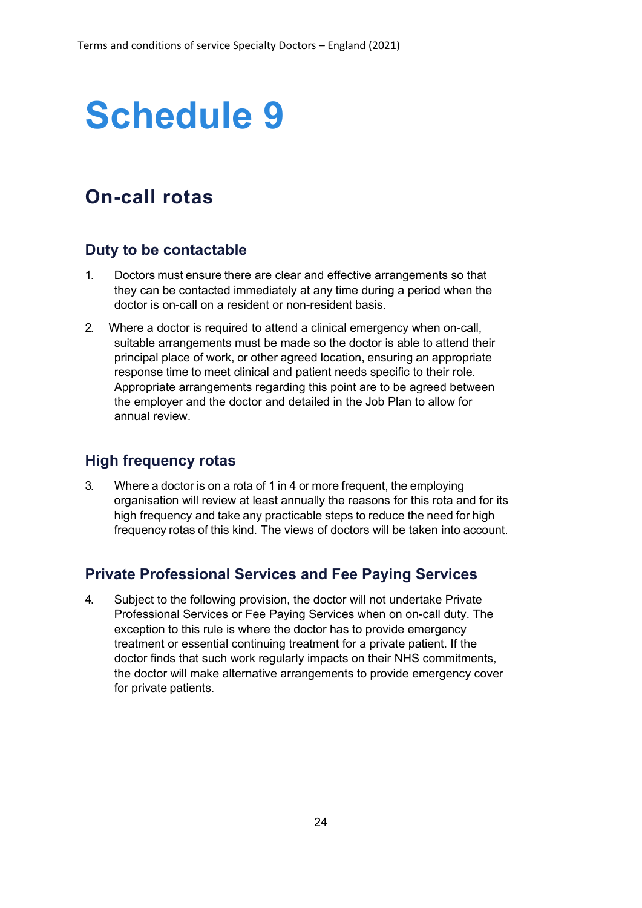# Schedule 9

## On-call rotas

### Duty to be contactable

1. Doctors must ensure there are clear and effective arrangements so that they can be contacted immediately at any time during a period when the doctor is on-call on a resident or non-resident basis.

2. Where a doctor is required to attend a clinical emergency when on-call, suitable arrangements must be made so the doctor is able to attend their principal place of work, or other agreed location, ensuring an appropriate response time to meet clinical and patient needs specific to their role. Appropriate arrangements regarding this point are to be agreed between the employer and the doctor and detailed in the Job Plan to allow for annual review.

### High frequency rotas

3. Where a doctor is on a rota of 1 in 4 or more frequent, the employing organisation will review at least annually the reasons for this rota and for its high frequency and take any practicable steps to reduce the need for high frequency rotas of this kind. The views of doctors will be taken into account.

### Private Professional Services and Fee Paying Services

4. Subject to the following provision, the doctor will not undertake Private Professional Services or Fee Paying Services when on on-call duty. The exception to this rule is where the doctor has to provide emergency treatment or essential continuing treatment for a private patient. If the doctor finds that such work regularly impacts on their NHS commitments, the doctor will make alternative arrangements to provide emergency cover for private patients.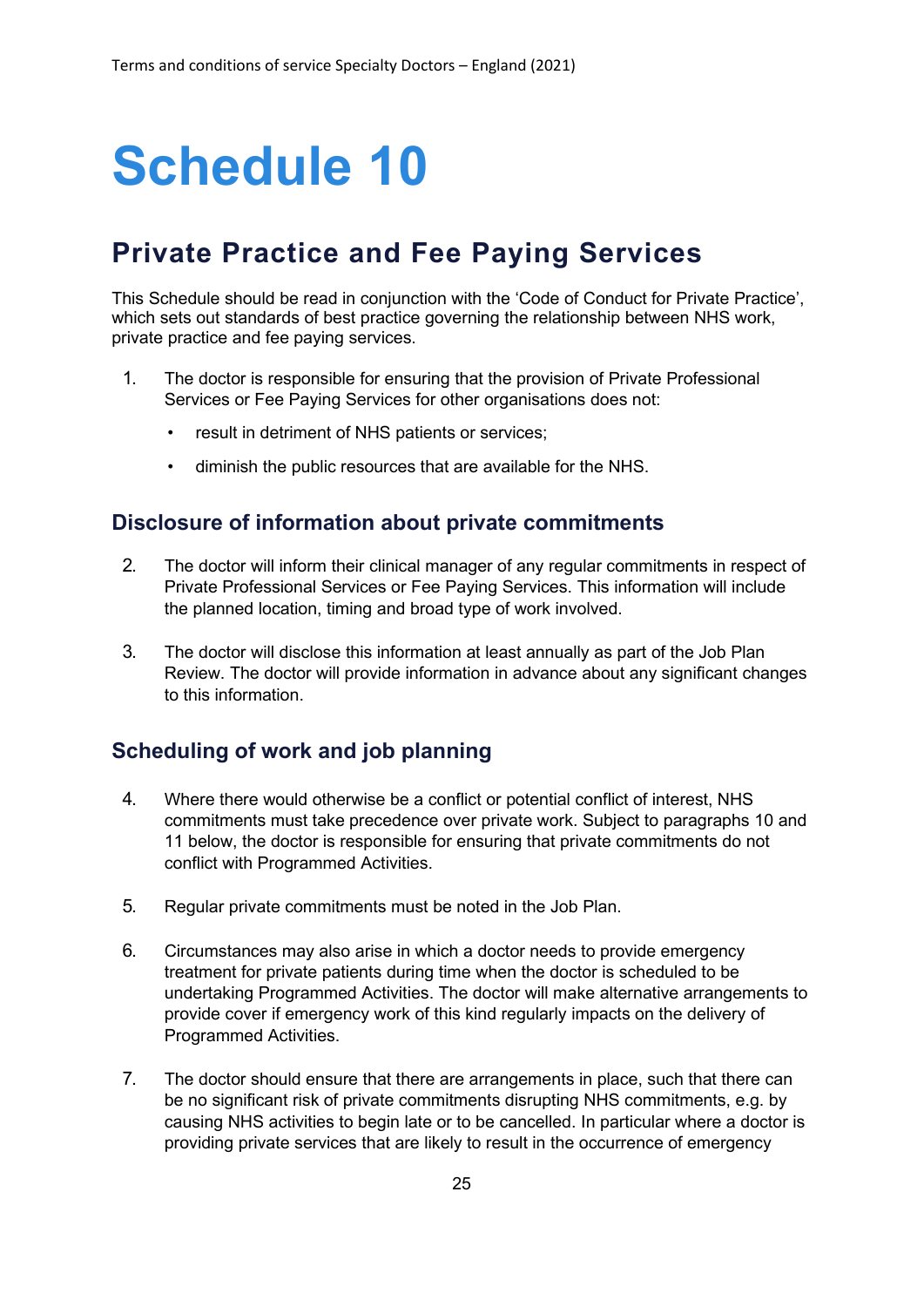# Schedule 10

## Private Practice and Fee Paying Services

This Schedule should be read in conjunction with the 'Code of Conduct for Private Practice', which sets out standards of best practice governing the relationship between NHS work, private practice and fee paying services.

1. The doctor is responsible for ensuring that the provision of Private Professional Services or Fee Paying Services for other organisations does not:

    - result in detriment of NHS patients or services;
    - diminish the public resources that are available for the NHS.

### Disclosure of information about private commitments

2. The doctor will inform their clinical manager of any regular commitments in respect of Private Professional Services or Fee Paying Services. This information will include the planned location, timing and broad type of work involved.

3. The doctor will disclose this information at least annually as part of the Job Plan Review. The doctor will provide information in advance about any significant changes to this information.

### Scheduling of work and job planning

4. Where there would otherwise be a conflict or potential conflict of interest, NHS commitments must take precedence over private work. Subject to paragraphs 10 and 11 below, the doctor is responsible for ensuring that private commitments do not conflict with Programmed Activities.

5. Regular private commitments must be noted in the Job Plan.

6. Circumstances may also arise in which a doctor needs to provide emergency treatment for private patients during time when the doctor is scheduled to be undertaking Programmed Activities. The doctor will make alternative arrangements to provide cover if emergency work of this kind regularly impacts on the delivery of Programmed Activities.

7. The doctor should ensure that there are arrangements in place, such that there can be no significant risk of private commitments disrupting NHS commitments, e.g. by causing NHS activities to begin late or to be cancelled. In particular where a doctor is providing private services that are likely to result in the occurrence of emergency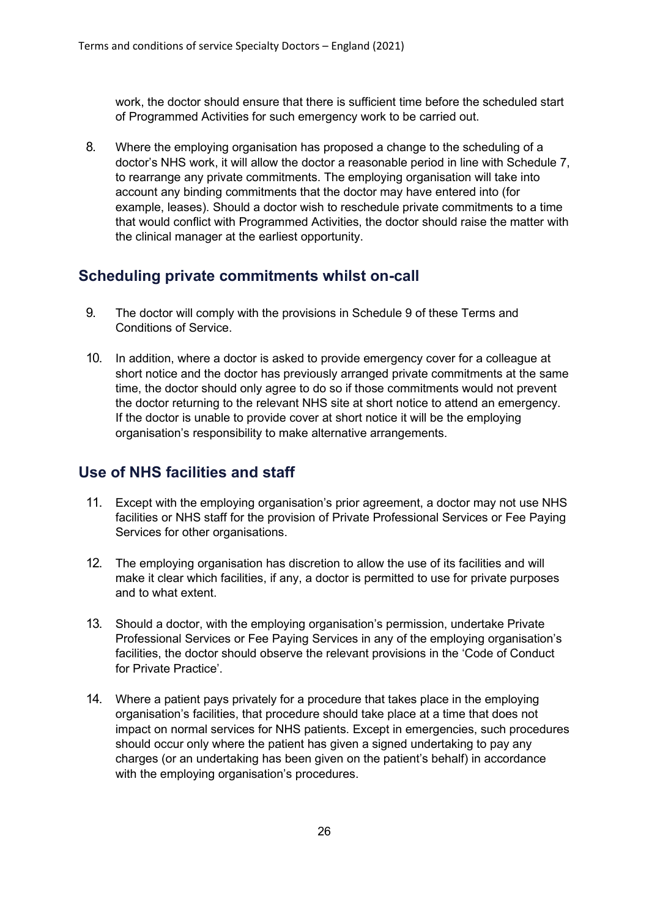work, the doctor should ensure that there is sufficient time before the scheduled start of Programmed Activities for such emergency work to be carried out.

8. Where the employing organisation has proposed a change to the scheduling of a doctor's NHS work, it will allow the doctor a reasonable period in line with Schedule 7, to rearrange any private commitments. The employing organisation will take into account any binding commitments that the doctor may have entered into (for example, leases). Should a doctor wish to reschedule private commitments to a time that would conflict with Programmed Activities, the doctor should raise the matter with the clinical manager at the earliest opportunity.

## Scheduling private commitments whilst on-call

9. The doctor will comply with the provisions in Schedule 9 of these Terms and Conditions of Service.

10. In addition, where a doctor is asked to provide emergency cover for a colleague at short notice and the doctor has previously arranged private commitments at the same time, the doctor should only agree to do so if those commitments would not prevent the doctor returning to the relevant NHS site at short notice to attend an emergency. If the doctor is unable to provide cover at short notice it will be the employing organisation's responsibility to make alternative arrangements.

## Use of NHS facilities and staff

11. Except with the employing organisation's prior agreement, a doctor may not use NHS facilities or NHS staff for the provision of Private Professional Services or Fee Paying Services for other organisations.

12. The employing organisation has discretion to allow the use of its facilities and will make it clear which facilities, if any, a doctor is permitted to use for private purposes and to what extent.

13. Should a doctor, with the employing organisation's permission, undertake Private Professional Services or Fee Paying Services in any of the employing organisation's facilities, the doctor should observe the relevant provisions in the 'Code of Conduct for Private Practice'.

14. Where a patient pays privately for a procedure that takes place in the employing organisation's facilities, that procedure should take place at a time that does not impact on normal services for NHS patients. Except in emergencies, such procedures should occur only where the patient has given a signed undertaking to pay any charges (or an undertaking has been given on the patient's behalf) in accordance with the employing organisation's procedures.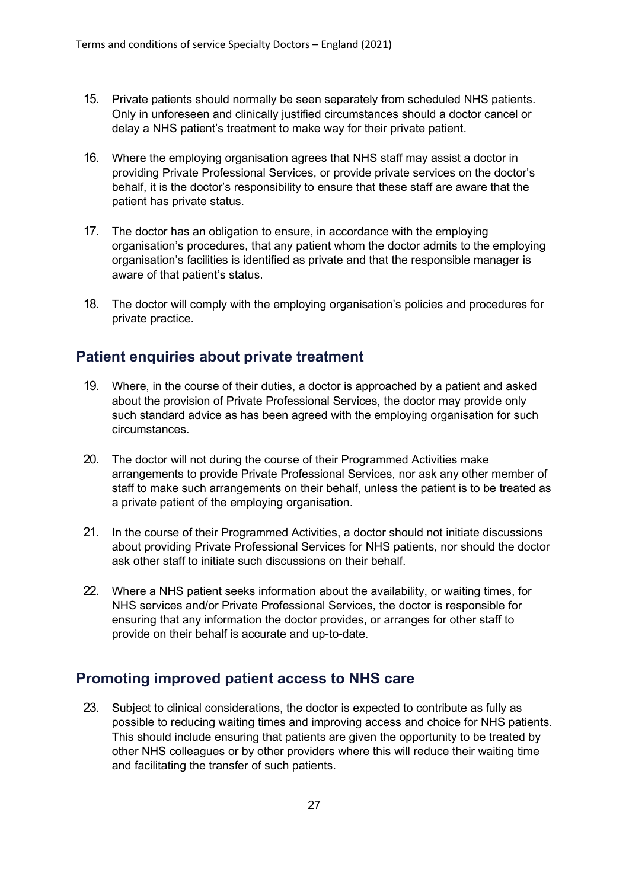15. Private patients should normally be seen separately from scheduled NHS patients. Only in unforeseen and clinically justified circumstances should a doctor cancel or delay a NHS patient's treatment to make way for their private patient.

16. Where the employing organisation agrees that NHS staff may assist a doctor in providing Private Professional Services, or provide private services on the doctor's behalf, it is the doctor's responsibility to ensure that these staff are aware that the patient has private status.

17. The doctor has an obligation to ensure, in accordance with the employing organisation's procedures, that any patient whom the doctor admits to the employing organisation's facilities is identified as private and that the responsible manager is aware of that patient's status.

18. The doctor will comply with the employing organisation's policies and procedures for private practice.

## Patient enquiries about private treatment

19. Where, in the course of their duties, a doctor is approached by a patient and asked about the provision of Private Professional Services, the doctor may provide only such standard advice as has been agreed with the employing organisation for such circumstances.

20. The doctor will not during the course of their Programmed Activities make arrangements to provide Private Professional Services, nor ask any other member of staff to make such arrangements on their behalf, unless the patient is to be treated as a private patient of the employing organisation.

21. In the course of their Programmed Activities, a doctor should not initiate discussions about providing Private Professional Services for NHS patients, nor should the doctor ask other staff to initiate such discussions on their behalf.

22. Where a NHS patient seeks information about the availability, or waiting times, for NHS services and/or Private Professional Services, the doctor is responsible for ensuring that any information the doctor provides, or arranges for other staff to provide on their behalf is accurate and up-to-date.

## Promoting improved patient access to NHS care

23. Subject to clinical considerations, the doctor is expected to contribute as fully as possible to reducing waiting times and improving access and choice for NHS patients. This should include ensuring that patients are given the opportunity to be treated by other NHS colleagues or by other providers where this will reduce their waiting time and facilitating the transfer of such patients.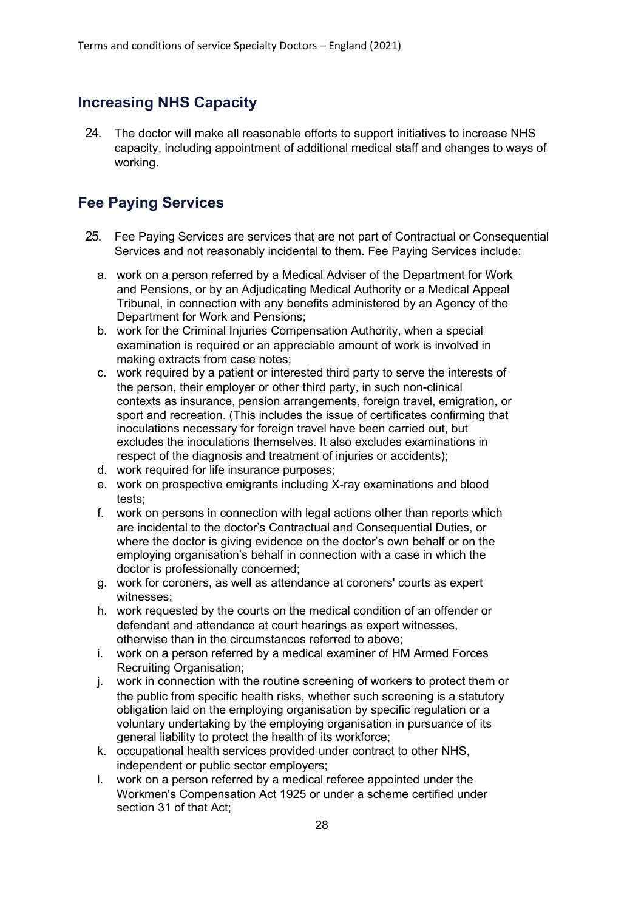## Increasing NHS Capacity

24. The doctor will make all reasonable efforts to support initiatives to increase NHS capacity, including appointment of additional medical staff and changes to ways of working.

## Fee Paying Services

25. Fee Paying Services are services that are not part of Contractual or Consequential Services and not reasonably incidental to them. Fee Paying Services include:

   a. work on a person referred by a Medical Adviser of the Department for Work and Pensions, or by an Adjudicating Medical Authority or a Medical Appeal Tribunal, in connection with any benefits administered by an Agency of the Department for Work and Pensions;
   b. work for the Criminal Injuries Compensation Authority, when a special examination is required or an appreciable amount of work is involved in making extracts from case notes;
   c. work required by a patient or interested third party to serve the interests of the person, their employer or other third party, in such non-clinical contexts as insurance, pension arrangements, foreign travel, emigration, or sport and recreation. (This includes the issue of certificates confirming that inoculations necessary for foreign travel have been carried out, but excludes the inoculations themselves. It also excludes examinations in respect of the diagnosis and treatment of injuries or accidents);
   d. work required for life insurance purposes;
   e. work on prospective emigrants including X-ray examinations and blood tests;
   f. work on persons in connection with legal actions other than reports which are incidental to the doctor's Contractual and Consequential Duties, or where the doctor is giving evidence on the doctor's own behalf or on the employing organisation's behalf in connection with a case in which the doctor is professionally concerned;
   g. work for coroners, as well as attendance at coroners' courts as expert witnesses;
   h. work requested by the courts on the medical condition of an offender or defendant and attendance at court hearings as expert witnesses, otherwise than in the circumstances referred to above;
   i. work on a person referred by a medical examiner of HM Armed Forces Recruiting Organisation;
   j. work in connection with the routine screening of workers to protect them or the public from specific health risks, whether such screening is a statutory obligation laid on the employing organisation by specific regulation or a voluntary undertaking by the employing organisation in pursuance of its general liability to protect the health of its workforce;
   k. occupational health services provided under contract to other NHS, independent or public sector employers;
   l. work on a person referred by a medical referee appointed under the Workmen's Compensation Act 1925 or under a scheme certified under section 31 of that Act;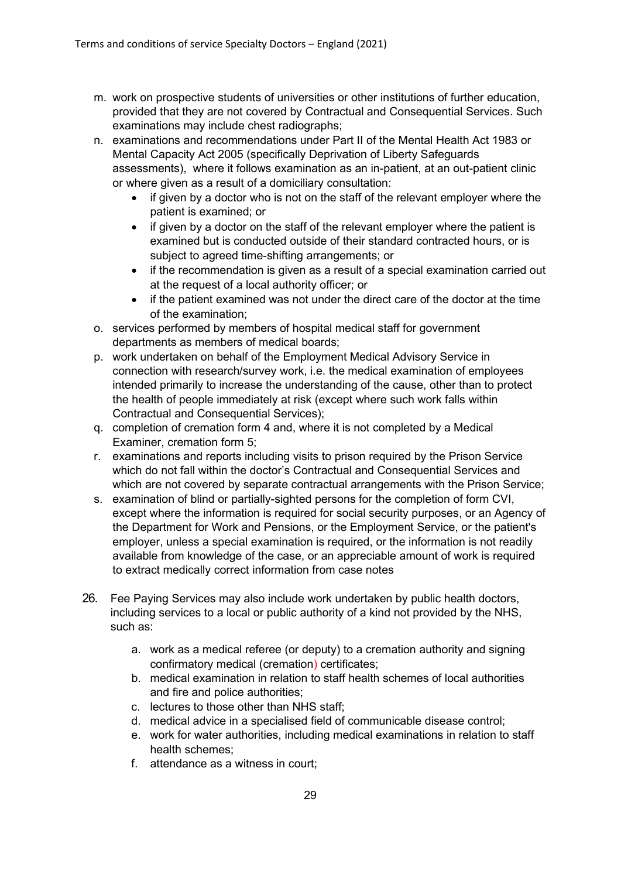m. work on prospective students of universities or other institutions of further education, provided that they are not covered by Contractual and Consequential Services. Such examinations may include chest radiographs;
n. examinations and recommendations under Part II of the Mental Health Act 1983 or Mental Capacity Act 2005 (specifically Deprivation of Liberty Safeguards assessments), where it follows examination as an in-patient, at an out-patient clinic or where given as a result of a domiciliary consultation:
   - if given by a doctor who is not on the staff of the relevant employer where the patient is examined; or
   - if given by a doctor on the staff of the relevant employer where the patient is examined but is conducted outside of their standard contracted hours, or is subject to agreed time-shifting arrangements; or
   - if the recommendation is given as a result of a special examination carried out at the request of a local authority officer; or
   - if the patient examined was not under the direct care of the doctor at the time of the examination;
o. services performed by members of hospital medical staff for government departments as members of medical boards;
p. work undertaken on behalf of the Employment Medical Advisory Service in connection with research/survey work, i.e. the medical examination of employees intended primarily to increase the understanding of the cause, other than to protect the health of people immediately at risk (except where such work falls within Contractual and Consequential Services);
q. completion of cremation form 4 and, where it is not completed by a Medical Examiner, cremation form 5;
r. examinations and reports including visits to prison required by the Prison Service which do not fall within the doctor's Contractual and Consequential Services and which are not covered by separate contractual arrangements with the Prison Service;
s. examination of blind or partially-sighted persons for the completion of form CVI, except where the information is required for social security purposes, or an Agency of the Department for Work and Pensions, or the Employment Service, or the patient's employer, unless a special examination is required, or the information is not readily available from knowledge of the case, or an appreciable amount of work is required to extract medically correct information from case notes

26. Fee Paying Services may also include work undertaken by public health doctors, including services to a local or public authority of a kind not provided by the NHS, such as:

    a. work as a medical referee (or deputy) to a cremation authority and signing confirmatory medical (cremation) certificates;
    b. medical examination in relation to staff health schemes of local authorities and fire and police authorities;
    c. lectures to those other than NHS staff;
    d. medical advice in a specialised field of communicable disease control;
    e. work for water authorities, including medical examinations in relation to staff health schemes;
    f. attendance as a witness in court;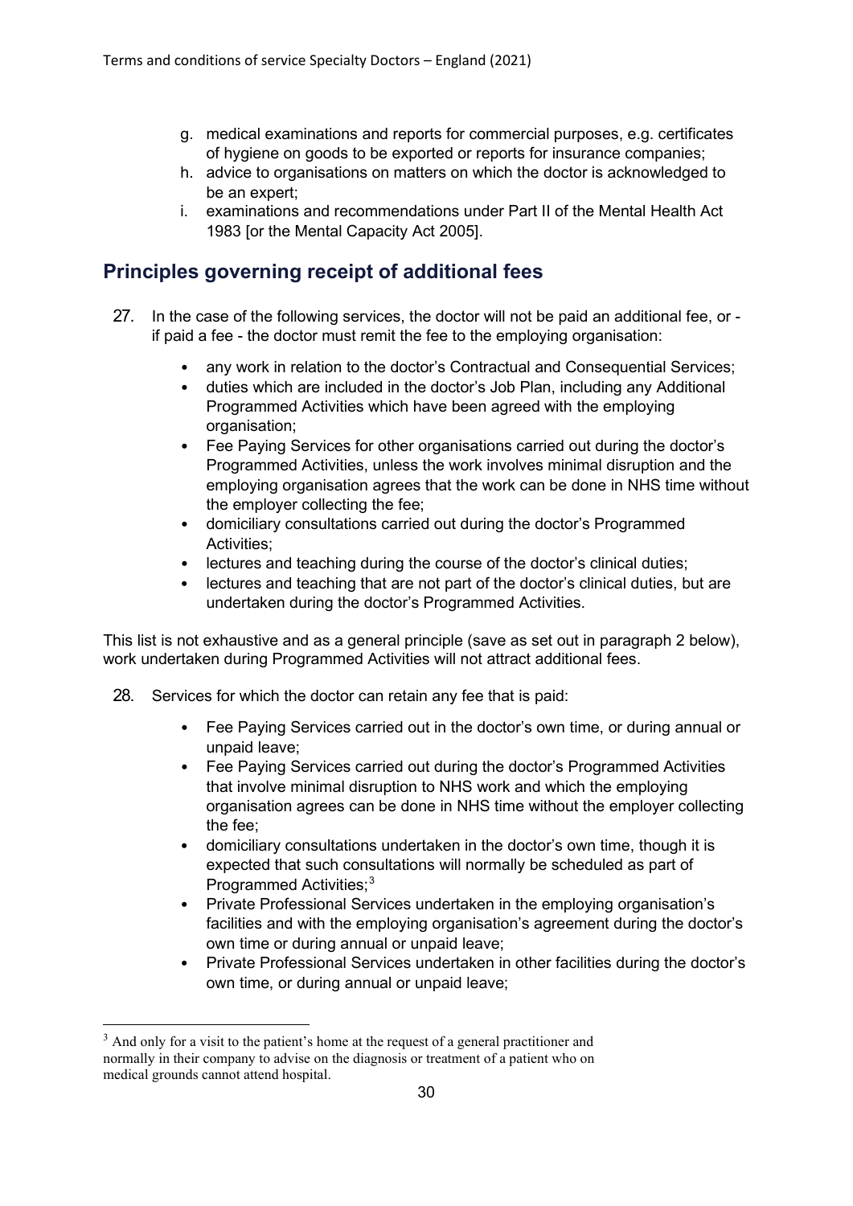g. medical examinations and reports for commercial purposes, e.g. certificates of hygiene on goods to be exported or reports for insurance companies;
h. advice to organisations on matters on which the doctor is acknowledged to be an expert;
i. examinations and recommendations under Part II of the Mental Health Act 1983 [or the Mental Capacity Act 2005].

## Principles governing receipt of additional fees

27. In the case of the following services, the doctor will not be paid an additional fee, or - if paid a fee - the doctor must remit the fee to the employing organisation:

- any work in relation to the doctor's Contractual and Consequential Services;
- duties which are included in the doctor's Job Plan, including any Additional Programmed Activities which have been agreed with the employing organisation;
- Fee Paying Services for other organisations carried out during the doctor's Programmed Activities, unless the work involves minimal disruption and the employing organisation agrees that the work can be done in NHS time without the employer collecting the fee;
- domiciliary consultations carried out during the doctor's Programmed Activities;
- lectures and teaching during the course of the doctor's clinical duties;
- lectures and teaching that are not part of the doctor's clinical duties, but are undertaken during the doctor's Programmed Activities.

This list is not exhaustive and as a general principle (save as set out in paragraph 2 below), work undertaken during Programmed Activities will not attract additional fees.

28. Services for which the doctor can retain any fee that is paid:

- Fee Paying Services carried out in the doctor's own time, or during annual or unpaid leave;
- Fee Paying Services carried out during the doctor's Programmed Activities that involve minimal disruption to NHS work and which the employing organisation agrees can be done in NHS time without the employer collecting the fee;
- domiciliary consultations undertaken in the doctor's own time, though it is expected that such consultations will normally be scheduled as part of Programmed Activities;[3]
- Private Professional Services undertaken in the employing organisation's facilities and with the employing organisation's agreement during the doctor's own time or during annual or unpaid leave;
- Private Professional Services undertaken in other facilities during the doctor's own time, or during annual or unpaid leave;

[3] And only for a visit to the patient's home at the request of a general practitioner and normally in their company to advise on the diagnosis or treatment of a patient who on medical grounds cannot attend hospital.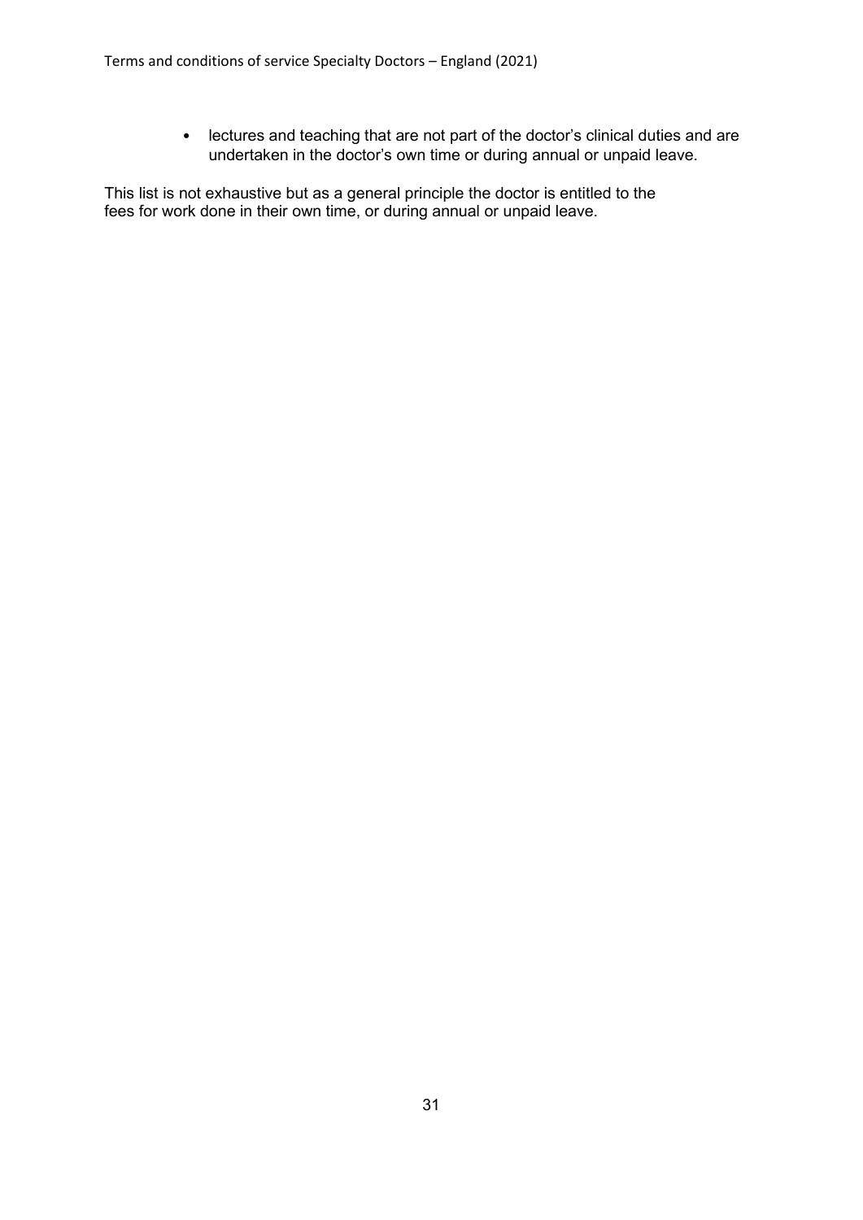- lectures and teaching that are not part of the doctor's clinical duties and are undertaken in the doctor's own time or during annual or unpaid leave.

This list is not exhaustive but as a general principle the doctor is entitled to the fees for work done in their own time, or during annual or unpaid leave.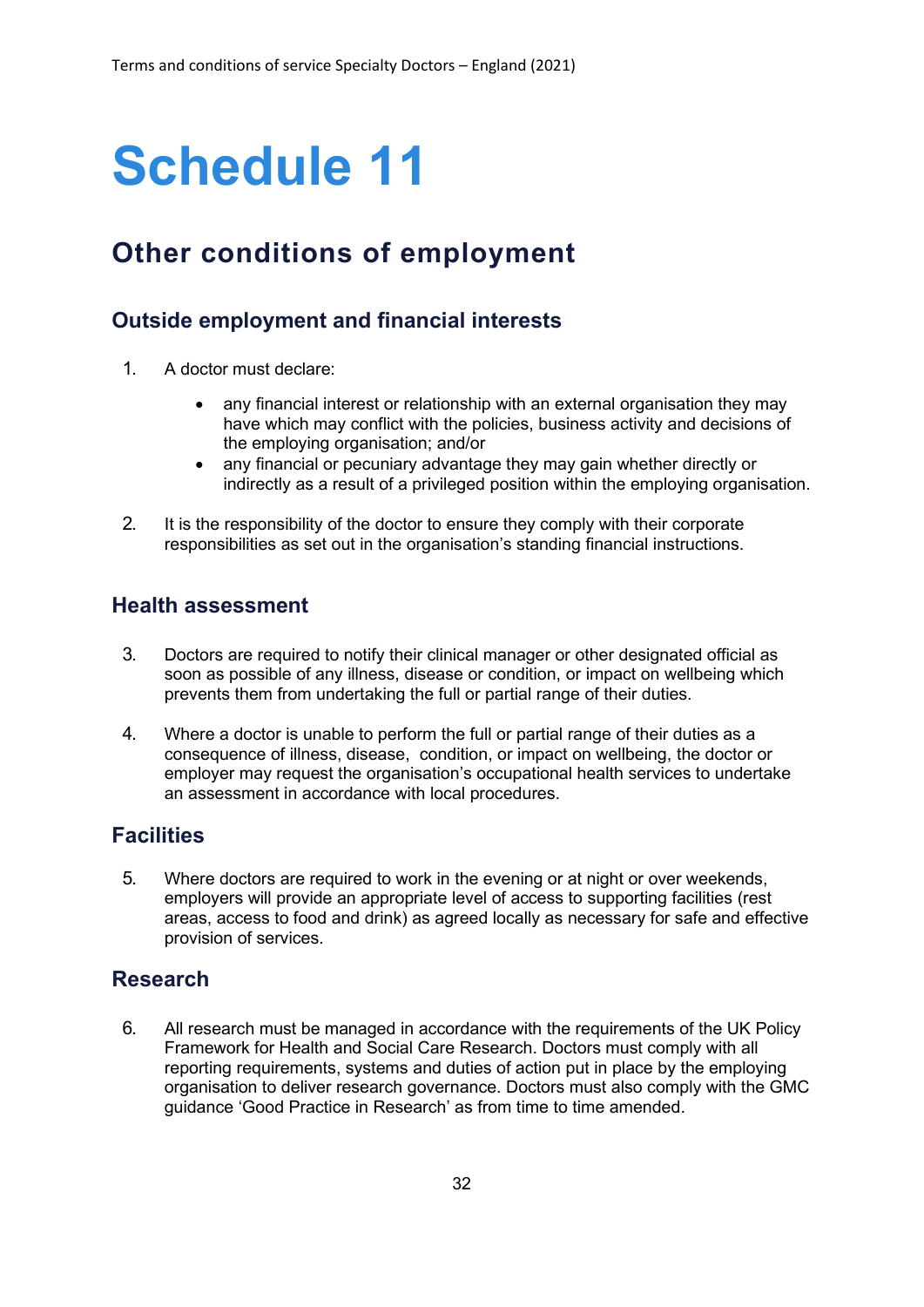# Schedule 11

## Other conditions of employment

### Outside employment and financial interests

1. A doctor must declare:

   - any financial interest or relationship with an external organisation they may have which may conflict with the policies, business activity and decisions of the employing organisation; and/or
   - any financial or pecuniary advantage they may gain whether directly or indirectly as a result of a privileged position within the employing organisation.

2. It is the responsibility of the doctor to ensure they comply with their corporate responsibilities as set out in the organisation's standing financial instructions.

### Health assessment

3. Doctors are required to notify their clinical manager or other designated official as soon as possible of any illness, disease or condition, or impact on wellbeing which prevents them from undertaking the full or partial range of their duties.

4. Where a doctor is unable to perform the full or partial range of their duties as a consequence of illness, disease, condition, or impact on wellbeing, the doctor or employer may request the organisation's occupational health services to undertake an assessment in accordance with local procedures.

### Facilities

5. Where doctors are required to work in the evening or at night or over weekends, employers will provide an appropriate level of access to supporting facilities (rest areas, access to food and drink) as agreed locally as necessary for safe and effective provision of services.

### Research

6. All research must be managed in accordance with the requirements of the UK Policy Framework for Health and Social Care Research. Doctors must comply with all reporting requirements, systems and duties of action put in place by the employing organisation to deliver research governance. Doctors must also comply with the GMC guidance 'Good Practice in Research' as from time to time amended.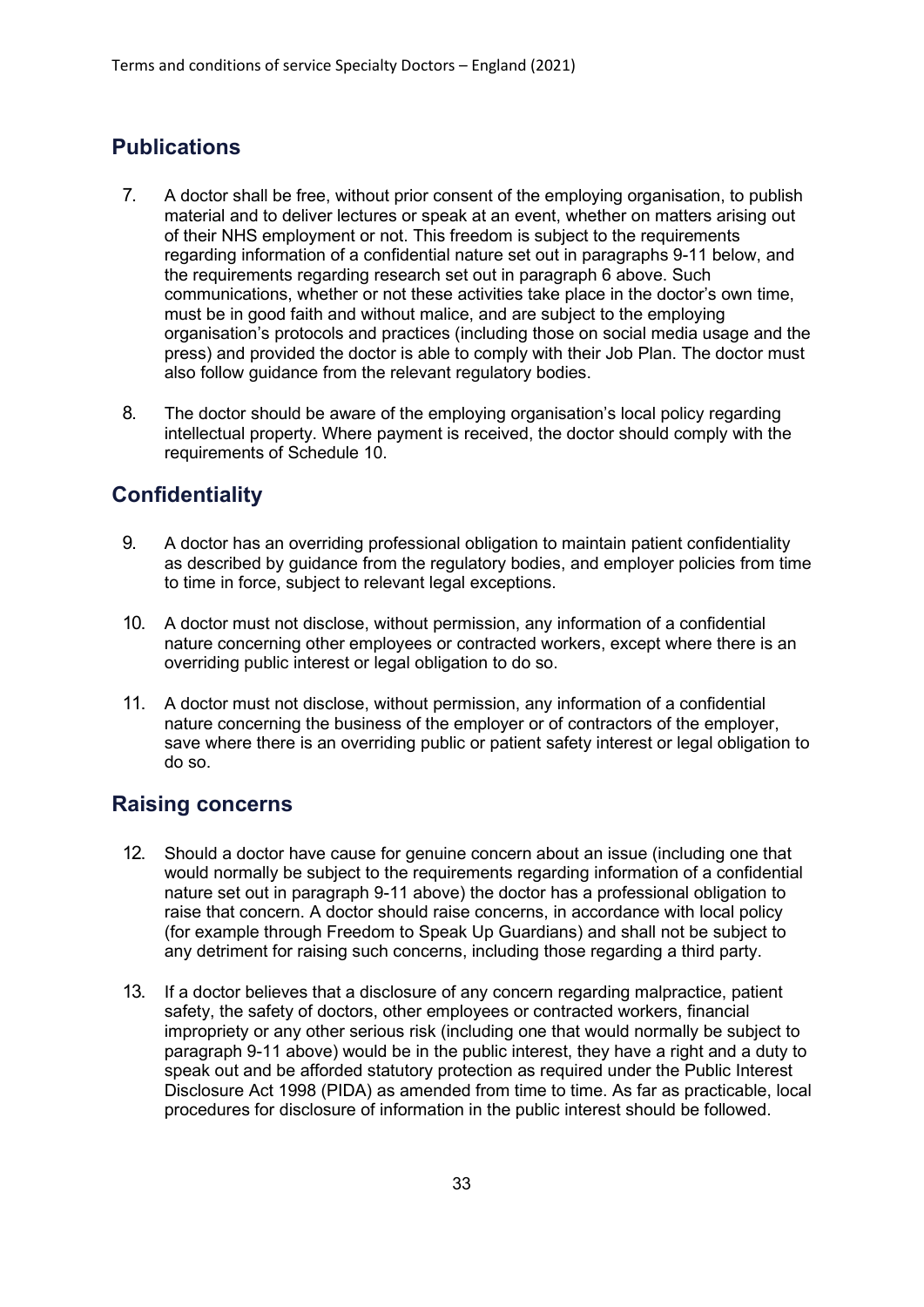## Publications

7. A doctor shall be free, without prior consent of the employing organisation, to publish material and to deliver lectures or speak at an event, whether on matters arising out of their NHS employment or not. This freedom is subject to the requirements regarding information of a confidential nature set out in paragraphs 9-11 below, and the requirements regarding research set out in paragraph 6 above. Such communications, whether or not these activities take place in the doctor's own time, must be in good faith and without malice, and are subject to the employing organisation's protocols and practices (including those on social media usage and the press) and provided the doctor is able to comply with their Job Plan. The doctor must also follow guidance from the relevant regulatory bodies.

8. The doctor should be aware of the employing organisation's local policy regarding intellectual property. Where payment is received, the doctor should comply with the requirements of Schedule 10.

## Confidentiality

9. A doctor has an overriding professional obligation to maintain patient confidentiality as described by guidance from the regulatory bodies, and employer policies from time to time in force, subject to relevant legal exceptions.

10. A doctor must not disclose, without permission, any information of a confidential nature concerning other employees or contracted workers, except where there is an overriding public interest or legal obligation to do so.

11. A doctor must not disclose, without permission, any information of a confidential nature concerning the business of the employer or of contractors of the employer, save where there is an overriding public or patient safety interest or legal obligation to do so.

## Raising concerns

12. Should a doctor have cause for genuine concern about an issue (including one that would normally be subject to the requirements regarding information of a confidential nature set out in paragraph 9-11 above) the doctor has a professional obligation to raise that concern. A doctor should raise concerns, in accordance with local policy (for example through Freedom to Speak Up Guardians) and shall not be subject to any detriment for raising such concerns, including those regarding a third party.

13. If a doctor believes that a disclosure of any concern regarding malpractice, patient safety, the safety of doctors, other employees or contracted workers, financial impropriety or any other serious risk (including one that would normally be subject to paragraph 9-11 above) would be in the public interest, they have a right and a duty to speak out and be afforded statutory protection as required under the Public Interest Disclosure Act 1998 (PIDA) as amended from time to time. As far as practicable, local procedures for disclosure of information in the public interest should be followed.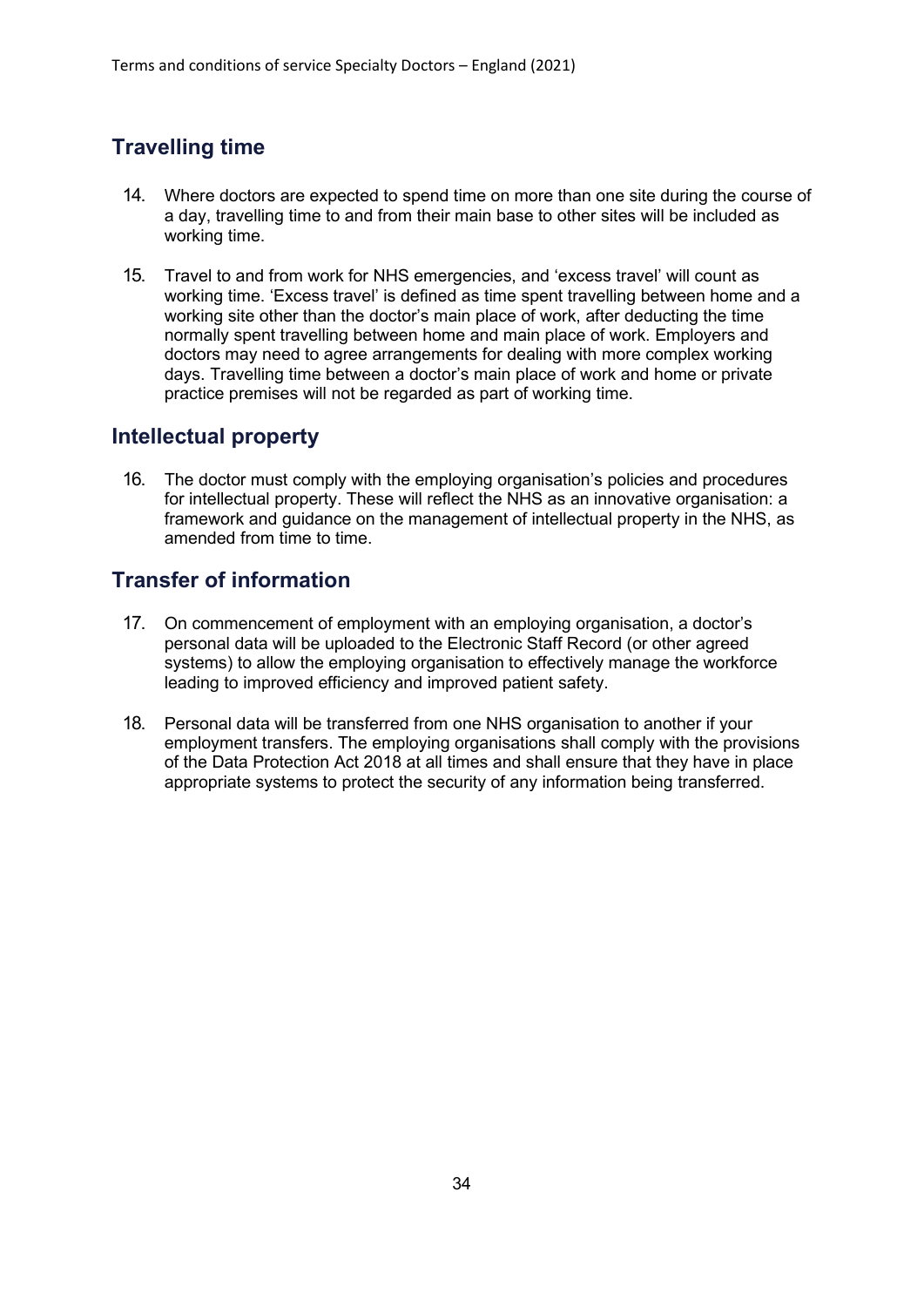## Travelling time

14. Where doctors are expected to spend time on more than one site during the course of a day, travelling time to and from their main base to other sites will be included as working time.

15. Travel to and from work for NHS emergencies, and 'excess travel' will count as working time. 'Excess travel' is defined as time spent travelling between home and a working site other than the doctor's main place of work, after deducting the time normally spent travelling between home and main place of work. Employers and doctors may need to agree arrangements for dealing with more complex working days. Travelling time between a doctor's main place of work and home or private practice premises will not be regarded as part of working time.

## Intellectual property

16. The doctor must comply with the employing organisation's policies and procedures for intellectual property. These will reflect the NHS as an innovative organisation: a framework and guidance on the management of intellectual property in the NHS, as amended from time to time.

## Transfer of information

17. On commencement of employment with an employing organisation, a doctor's personal data will be uploaded to the Electronic Staff Record (or other agreed systems) to allow the employing organisation to effectively manage the workforce leading to improved efficiency and improved patient safety.

18. Personal data will be transferred from one NHS organisation to another if your employment transfers. The employing organisations shall comply with the provisions of the Data Protection Act 2018 at all times and shall ensure that they have in place appropriate systems to protect the security of any information being transferred.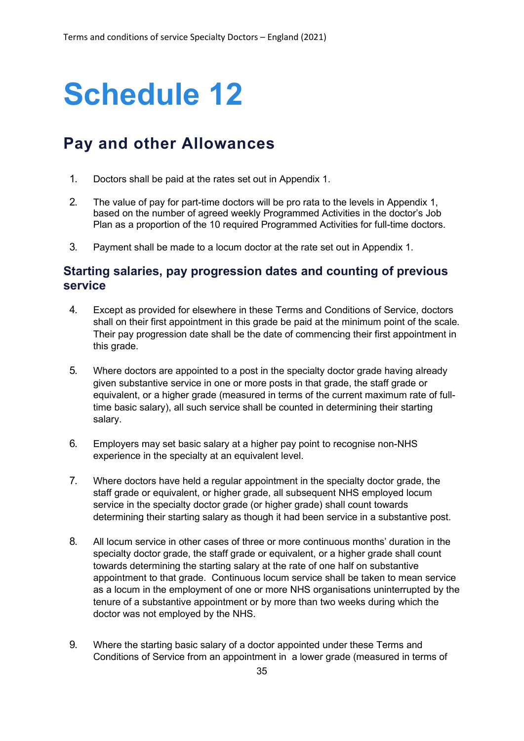# Schedule 12

## Pay and other Allowances

1. Doctors shall be paid at the rates set out in Appendix 1.

2. The value of pay for part-time doctors will be pro rata to the levels in Appendix 1, based on the number of agreed weekly Programmed Activities in the doctor's Job Plan as a proportion of the 10 required Programmed Activities for full-time doctors.

3. Payment shall be made to a locum doctor at the rate set out in Appendix 1.

### Starting salaries, pay progression dates and counting of previous service

4. Except as provided for elsewhere in these Terms and Conditions of Service, doctors shall on their first appointment in this grade be paid at the minimum point of the scale. Their pay progression date shall be the date of commencing their first appointment in this grade.

5. Where doctors are appointed to a post in the specialty doctor grade having already given substantive service in one or more posts in that grade, the staff grade or equivalent, or a higher grade (measured in terms of the current maximum rate of full-time basic salary), all such service shall be counted in determining their starting salary.

6. Employers may set basic salary at a higher pay point to recognise non-NHS experience in the specialty at an equivalent level.

7. Where doctors have held a regular appointment in the specialty doctor grade, the staff grade or equivalent, or higher grade, all subsequent NHS employed locum service in the specialty doctor grade (or higher grade) shall count towards determining their starting salary as though it had been service in a substantive post.

8. All locum service in other cases of three or more continuous months' duration in the specialty doctor grade, the staff grade or equivalent, or a higher grade shall count towards determining the starting salary at the rate of one half on substantive appointment to that grade. Continuous locum service shall be taken to mean service as a locum in the employment of one or more NHS organisations uninterrupted by the tenure of a substantive appointment or by more than two weeks during which the doctor was not employed by the NHS.

9. Where the starting basic salary of a doctor appointed under these Terms and Conditions of Service from an appointment in a lower grade (measured in terms of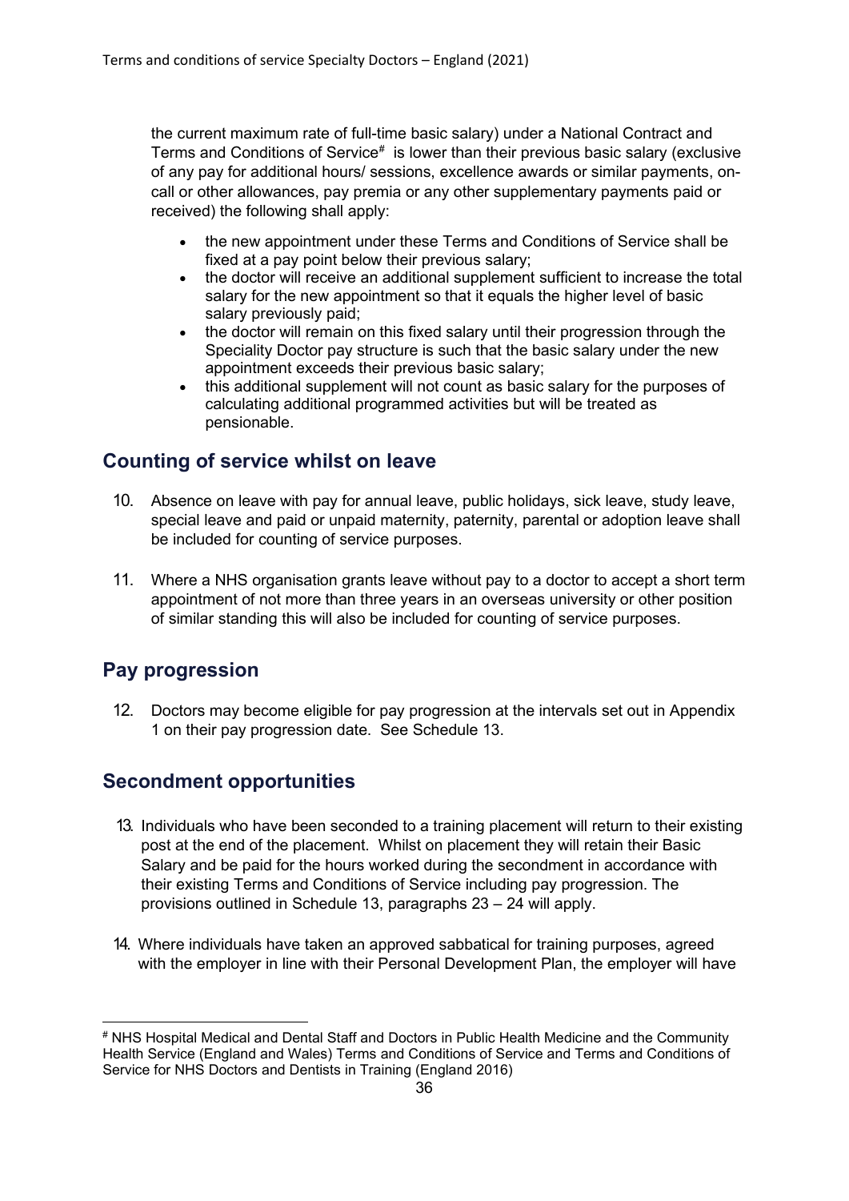the current maximum rate of full-time basic salary) under a National Contract and Terms and Conditions of Service[#] is lower than their previous basic salary (exclusive of any pay for additional hours/ sessions, excellence awards or similar payments, on-call or other allowances, pay premia or any other supplementary payments paid or received) the following shall apply:

- the new appointment under these Terms and Conditions of Service shall be fixed at a pay point below their previous salary;
- the doctor will receive an additional supplement sufficient to increase the total salary for the new appointment so that it equals the higher level of basic salary previously paid;
- the doctor will remain on this fixed salary until their progression through the Speciality Doctor pay structure is such that the basic salary under the new appointment exceeds their previous basic salary;
- this additional supplement will not count as basic salary for the purposes of calculating additional programmed activities but will be treated as pensionable.

## Counting of service whilst on leave

10. Absence on leave with pay for annual leave, public holidays, sick leave, study leave, special leave and paid or unpaid maternity, paternity, parental or adoption leave shall be included for counting of service purposes.

11. Where a NHS organisation grants leave without pay to a doctor to accept a short term appointment of not more than three years in an overseas university or other position of similar standing this will also be included for counting of service purposes.

## Pay progression

12. Doctors may become eligible for pay progression at the intervals set out in Appendix 1 on their pay progression date. See Schedule 13.

## Secondment opportunities

13. Individuals who have been seconded to a training placement will return to their existing post at the end of the placement. Whilst on placement they will retain their Basic Salary and be paid for the hours worked during the secondment in accordance with their existing Terms and Conditions of Service including pay progression. The provisions outlined in Schedule 13, paragraphs 23 – 24 will apply.

14. Where individuals have taken an approved sabbatical for training purposes, agreed with the employer in line with their Personal Development Plan, the employer will have

[#] NHS Hospital Medical and Dental Staff and Doctors in Public Health Medicine and the Community Health Service (England and Wales) Terms and Conditions of Service and Terms and Conditions of Service for NHS Doctors and Dentists in Training (England 2016)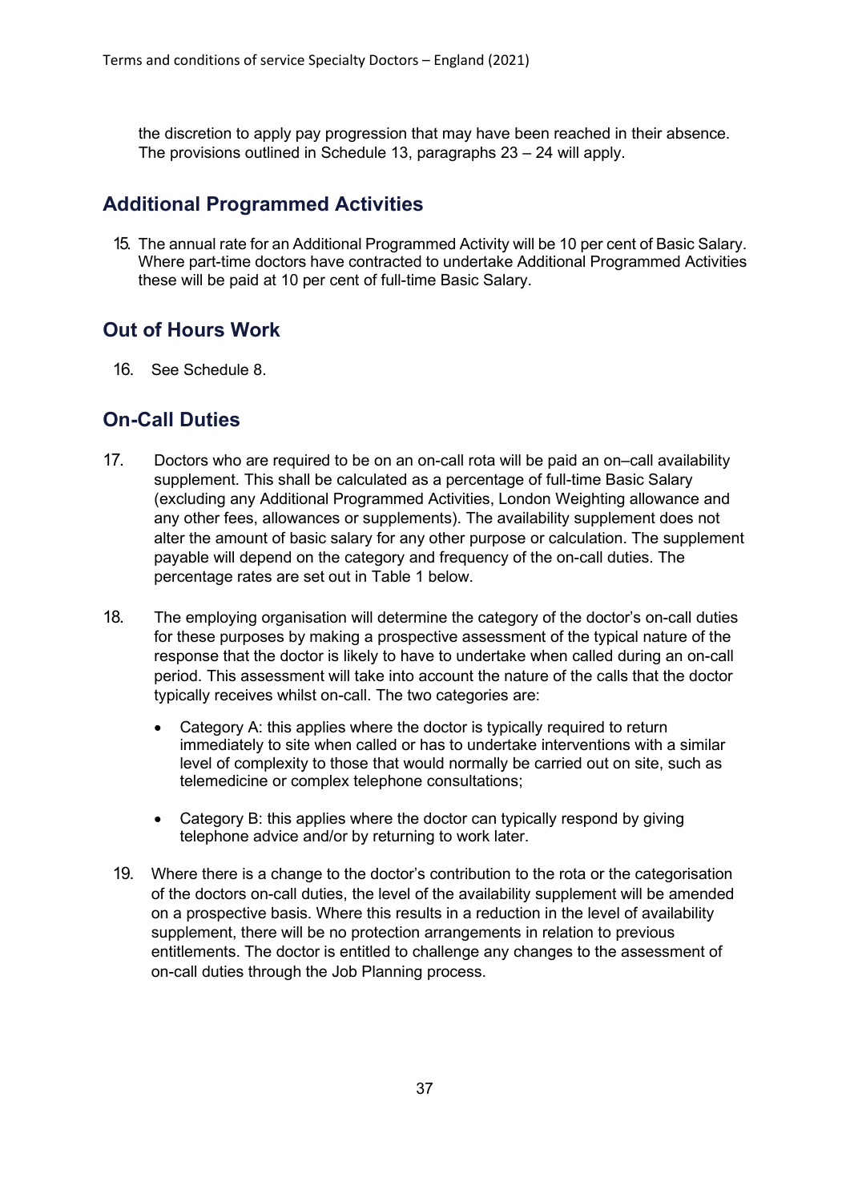the discretion to apply pay progression that may have been reached in their absence. The provisions outlined in Schedule 13, paragraphs 23 – 24 will apply.

## Additional Programmed Activities

15. The annual rate for an Additional Programmed Activity will be 10 per cent of Basic Salary. Where part-time doctors have contracted to undertake Additional Programmed Activities these will be paid at 10 per cent of full-time Basic Salary.

## Out of Hours Work

16. See Schedule 8.

## On-Call Duties

17. Doctors who are required to be on an on-call rota will be paid an on–call availability supplement. This shall be calculated as a percentage of full-time Basic Salary (excluding any Additional Programmed Activities, London Weighting allowance and any other fees, allowances or supplements). The availability supplement does not alter the amount of basic salary for any other purpose or calculation. The supplement payable will depend on the category and frequency of the on-call duties. The percentage rates are set out in Table 1 below.

18. The employing organisation will determine the category of the doctor's on-call duties for these purposes by making a prospective assessment of the typical nature of the response that the doctor is likely to have to undertake when called during an on-call period. This assessment will take into account the nature of the calls that the doctor typically receives whilst on-call. The two categories are:

    - Category A: this applies where the doctor is typically required to return immediately to site when called or has to undertake interventions with a similar level of complexity to those that would normally be carried out on site, such as telemedicine or complex telephone consultations;

    - Category B: this applies where the doctor can typically respond by giving telephone advice and/or by returning to work later.

19. Where there is a change to the doctor's contribution to the rota or the categorisation of the doctors on-call duties, the level of the availability supplement will be amended on a prospective basis. Where this results in a reduction in the level of availability supplement, there will be no protection arrangements in relation to previous entitlements. The doctor is entitled to challenge any changes to the assessment of on-call duties through the Job Planning process.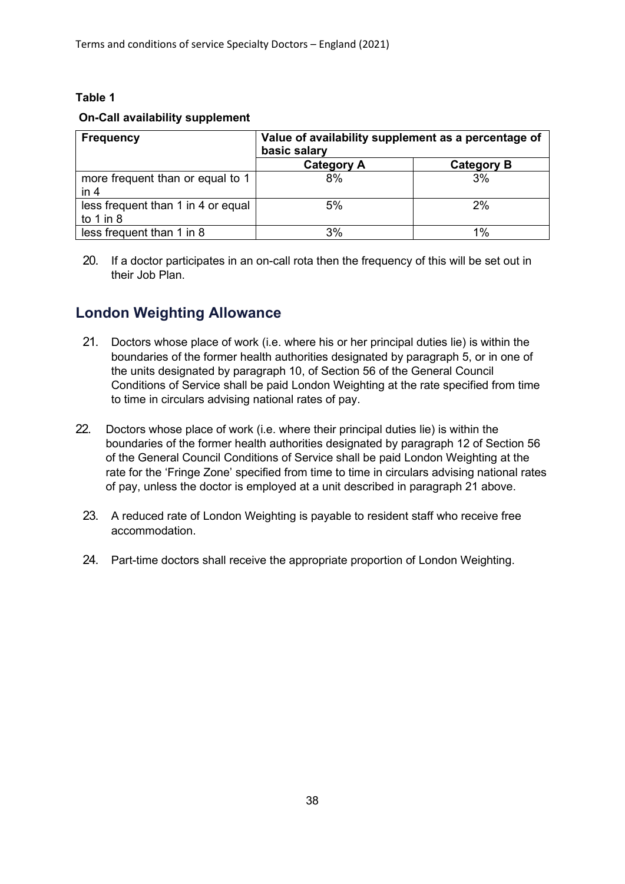**Table 1**

**On-Call availability supplement**

| Frequency | Value of availability supplement as a percentage of basic salary | |
|---|---|---|
| | **Category A** | **Category B** |
| more frequent than or equal to 1 in 4 | 8% | 3% |
| less frequent than 1 in 4 or equal to 1 in 8 | 5% | 2% |
| less frequent than 1 in 8 | 3% | 1% |

20. If a doctor participates in an on-call rota then the frequency of this will be set out in their Job Plan.

## London Weighting Allowance

21. Doctors whose place of work (i.e. where his or her principal duties lie) is within the boundaries of the former health authorities designated by paragraph 5, or in one of the units designated by paragraph 10, of Section 56 of the General Council Conditions of Service shall be paid London Weighting at the rate specified from time to time in circulars advising national rates of pay.

22. Doctors whose place of work (i.e. where their principal duties lie) is within the boundaries of the former health authorities designated by paragraph 12 of Section 56 of the General Council Conditions of Service shall be paid London Weighting at the rate for the 'Fringe Zone' specified from time to time in circulars advising national rates of pay, unless the doctor is employed at a unit described in paragraph 21 above.

23. A reduced rate of London Weighting is payable to resident staff who receive free accommodation.

24. Part-time doctors shall receive the appropriate proportion of London Weighting.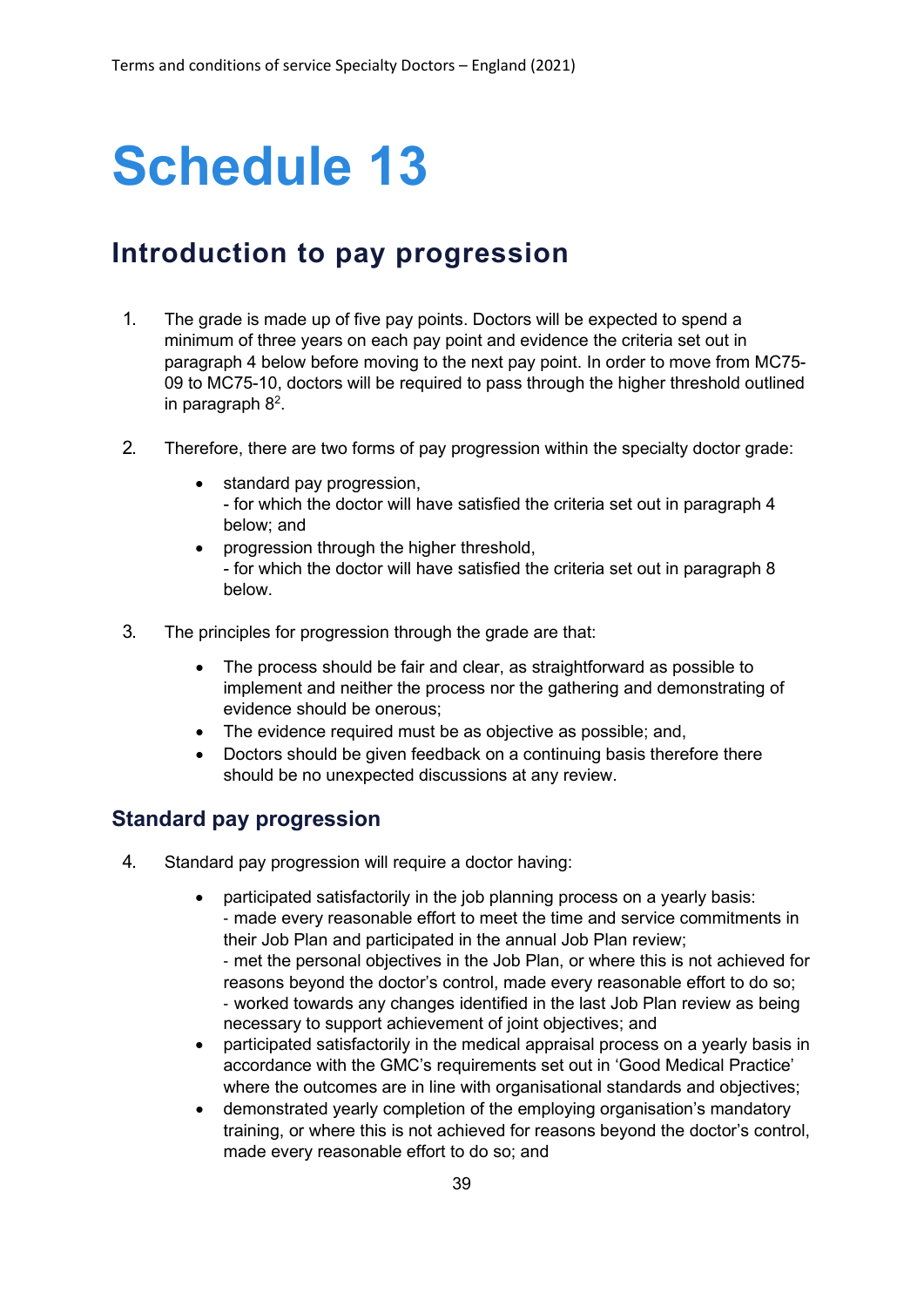# Schedule 13

## Introduction to pay progression

1. The grade is made up of five pay points. Doctors will be expected to spend a minimum of three years on each pay point and evidence the criteria set out in paragraph 4 below before moving to the next pay point. In order to move from MC75-09 to MC75-10, doctors will be required to pass through the higher threshold outlined in paragraph 8[2].

2. Therefore, there are two forms of pay progression within the specialty doctor grade:

    - standard pay progression,
      - for which the doctor will have satisfied the criteria set out in paragraph 4 below; and
    - progression through the higher threshold,
      - for which the doctor will have satisfied the criteria set out in paragraph 8 below.

3. The principles for progression through the grade are that:

    - The process should be fair and clear, as straightforward as possible to implement and neither the process nor the gathering and demonstrating of evidence should be onerous;
    - The evidence required must be as objective as possible; and,
    - Doctors should be given feedback on a continuing basis therefore there should be no unexpected discussions at any review.

### Standard pay progression

4. Standard pay progression will require a doctor having:

    - participated satisfactorily in the job planning process on a yearly basis:
      - made every reasonable effort to meet the time and service commitments in their Job Plan and participated in the annual Job Plan review;
      - met the personal objectives in the Job Plan, or where this is not achieved for reasons beyond the doctor's control, made every reasonable effort to do so;
      - worked towards any changes identified in the last Job Plan review as being necessary to support achievement of joint objectives; and
    - participated satisfactorily in the medical appraisal process on a yearly basis in accordance with the GMC's requirements set out in 'Good Medical Practice' where the outcomes are in line with organisational standards and objectives;
    - demonstrated yearly completion of the employing organisation's mandatory training, or where this is not achieved for reasons beyond the doctor's control, made every reasonable effort to do so; and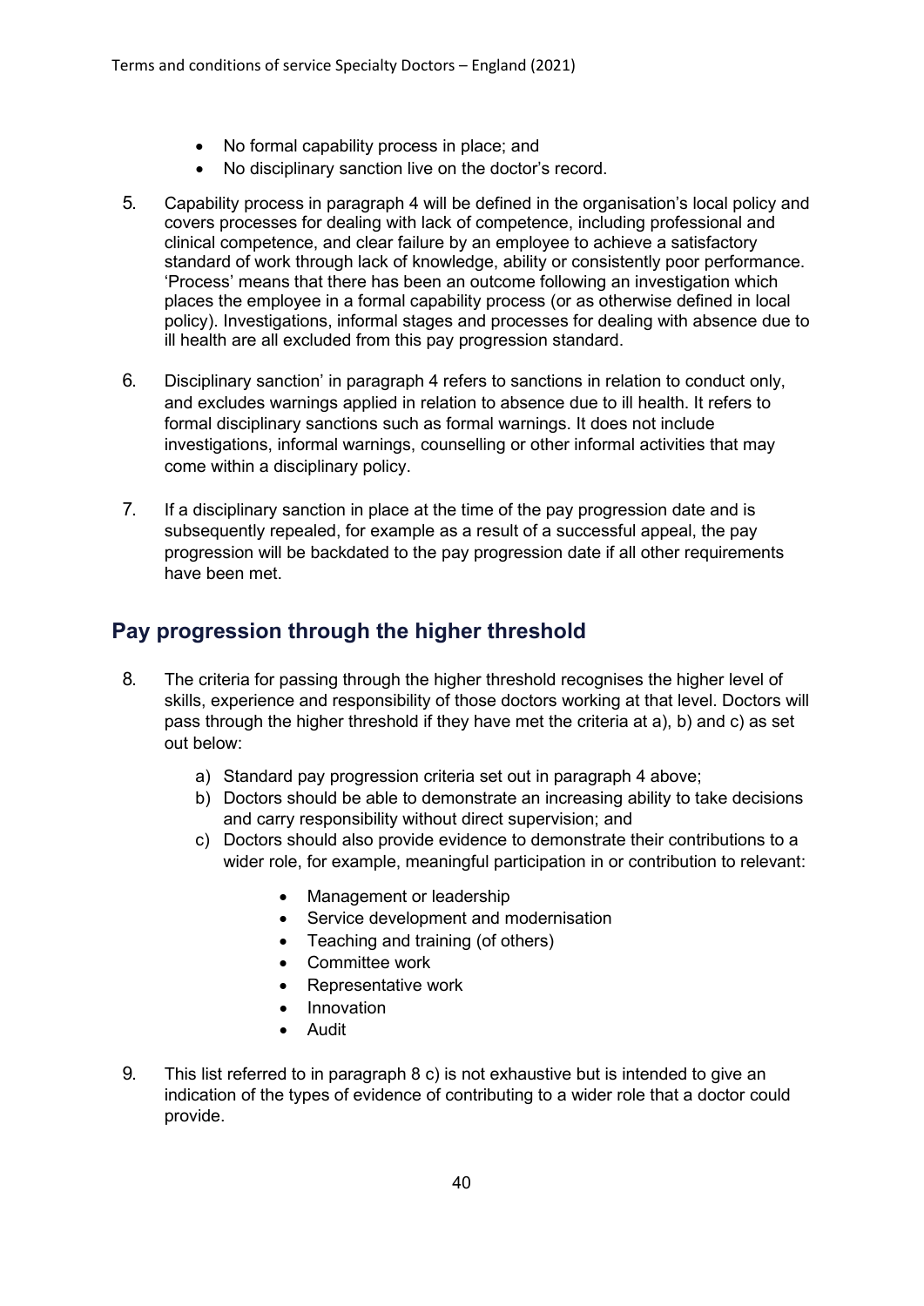- No formal capability process in place; and
- No disciplinary sanction live on the doctor's record.

5. Capability process in paragraph 4 will be defined in the organisation's local policy and covers processes for dealing with lack of competence, including professional and clinical competence, and clear failure by an employee to achieve a satisfactory standard of work through lack of knowledge, ability or consistently poor performance. 'Process' means that there has been an outcome following an investigation which places the employee in a formal capability process (or as otherwise defined in local policy). Investigations, informal stages and processes for dealing with absence due to ill health are all excluded from this pay progression standard.

6. Disciplinary sanction' in paragraph 4 refers to sanctions in relation to conduct only, and excludes warnings applied in relation to absence due to ill health. It refers to formal disciplinary sanctions such as formal warnings. It does not include investigations, informal warnings, counselling or other informal activities that may come within a disciplinary policy.

7. If a disciplinary sanction in place at the time of the pay progression date and is subsequently repealed, for example as a result of a successful appeal, the pay progression will be backdated to the pay progression date if all other requirements have been met.

## Pay progression through the higher threshold

8. The criteria for passing through the higher threshold recognises the higher level of skills, experience and responsibility of those doctors working at that level. Doctors will pass through the higher threshold if they have met the criteria at a), b) and c) as set out below:

   a) Standard pay progression criteria set out in paragraph 4 above;
   b) Doctors should be able to demonstrate an increasing ability to take decisions and carry responsibility without direct supervision; and
   c) Doctors should also provide evidence to demonstrate their contributions to a wider role, for example, meaningful participation in or contribution to relevant:

      - Management or leadership
      - Service development and modernisation
      - Teaching and training (of others)
      - Committee work
      - Representative work
      - Innovation
      - Audit

9. This list referred to in paragraph 8 c) is not exhaustive but is intended to give an indication of the types of evidence of contributing to a wider role that a doctor could provide.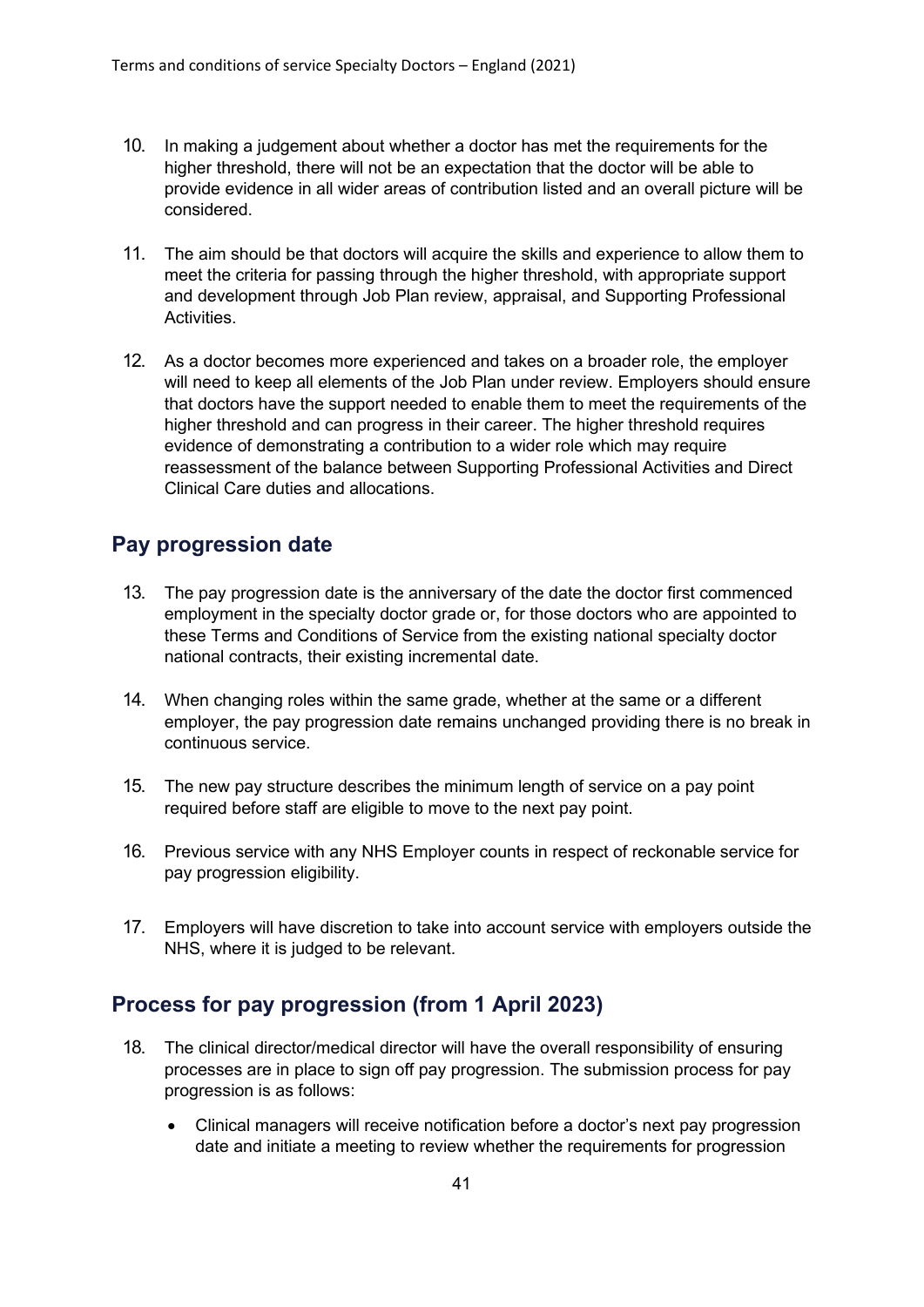10. In making a judgement about whether a doctor has met the requirements for the higher threshold, there will not be an expectation that the doctor will be able to provide evidence in all wider areas of contribution listed and an overall picture will be considered.

11. The aim should be that doctors will acquire the skills and experience to allow them to meet the criteria for passing through the higher threshold, with appropriate support and development through Job Plan review, appraisal, and Supporting Professional Activities.

12. As a doctor becomes more experienced and takes on a broader role, the employer will need to keep all elements of the Job Plan under review. Employers should ensure that doctors have the support needed to enable them to meet the requirements of the higher threshold and can progress in their career. The higher threshold requires evidence of demonstrating a contribution to a wider role which may require reassessment of the balance between Supporting Professional Activities and Direct Clinical Care duties and allocations.

## Pay progression date

13. The pay progression date is the anniversary of the date the doctor first commenced employment in the specialty doctor grade or, for those doctors who are appointed to these Terms and Conditions of Service from the existing national specialty doctor national contracts, their existing incremental date.

14. When changing roles within the same grade, whether at the same or a different employer, the pay progression date remains unchanged providing there is no break in continuous service.

15. The new pay structure describes the minimum length of service on a pay point required before staff are eligible to move to the next pay point.

16. Previous service with any NHS Employer counts in respect of reckonable service for pay progression eligibility.

17. Employers will have discretion to take into account service with employers outside the NHS, where it is judged to be relevant.

## Process for pay progression (from 1 April 2023)

18. The clinical director/medical director will have the overall responsibility of ensuring processes are in place to sign off pay progression. The submission process for pay progression is as follows:

    - Clinical managers will receive notification before a doctor's next pay progression date and initiate a meeting to review whether the requirements for progression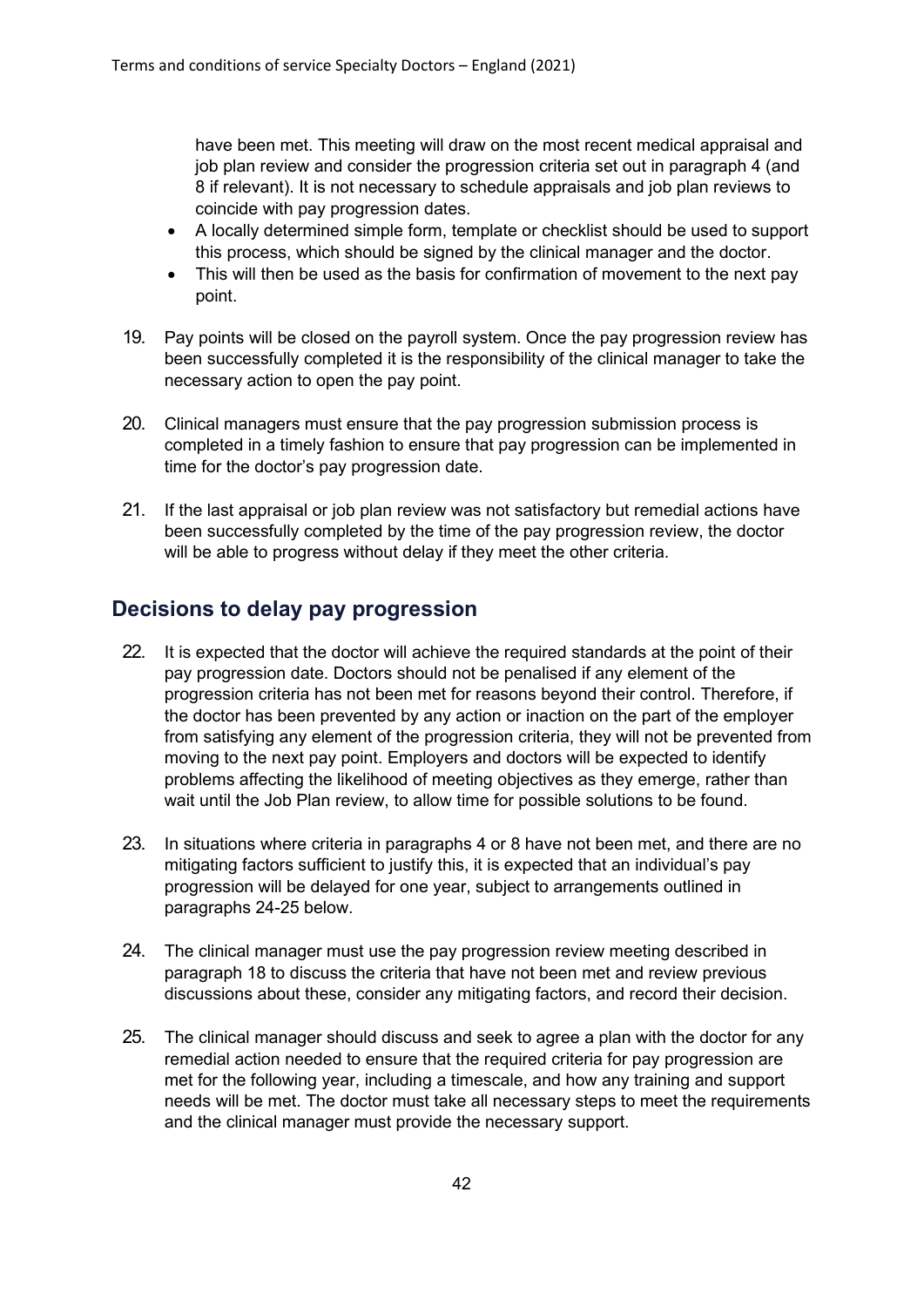have been met. This meeting will draw on the most recent medical appraisal and job plan review and consider the progression criteria set out in paragraph 4 (and 8 if relevant). It is not necessary to schedule appraisals and job plan reviews to coincide with pay progression dates.

- A locally determined simple form, template or checklist should be used to support this process, which should be signed by the clinical manager and the doctor.
- This will then be used as the basis for confirmation of movement to the next pay point.

19. Pay points will be closed on the payroll system. Once the pay progression review has been successfully completed it is the responsibility of the clinical manager to take the necessary action to open the pay point.

20. Clinical managers must ensure that the pay progression submission process is completed in a timely fashion to ensure that pay progression can be implemented in time for the doctor's pay progression date.

21. If the last appraisal or job plan review was not satisfactory but remedial actions have been successfully completed by the time of the pay progression review, the doctor will be able to progress without delay if they meet the other criteria.

## Decisions to delay pay progression

22. It is expected that the doctor will achieve the required standards at the point of their pay progression date. Doctors should not be penalised if any element of the progression criteria has not been met for reasons beyond their control. Therefore, if the doctor has been prevented by any action or inaction on the part of the employer from satisfying any element of the progression criteria, they will not be prevented from moving to the next pay point. Employers and doctors will be expected to identify problems affecting the likelihood of meeting objectives as they emerge, rather than wait until the Job Plan review, to allow time for possible solutions to be found.

23. In situations where criteria in paragraphs 4 or 8 have not been met, and there are no mitigating factors sufficient to justify this, it is expected that an individual's pay progression will be delayed for one year, subject to arrangements outlined in paragraphs 24-25 below.

24. The clinical manager must use the pay progression review meeting described in paragraph 18 to discuss the criteria that have not been met and review previous discussions about these, consider any mitigating factors, and record their decision.

25. The clinical manager should discuss and seek to agree a plan with the doctor for any remedial action needed to ensure that the required criteria for pay progression are met for the following year, including a timescale, and how any training and support needs will be met. The doctor must take all necessary steps to meet the requirements and the clinical manager must provide the necessary support.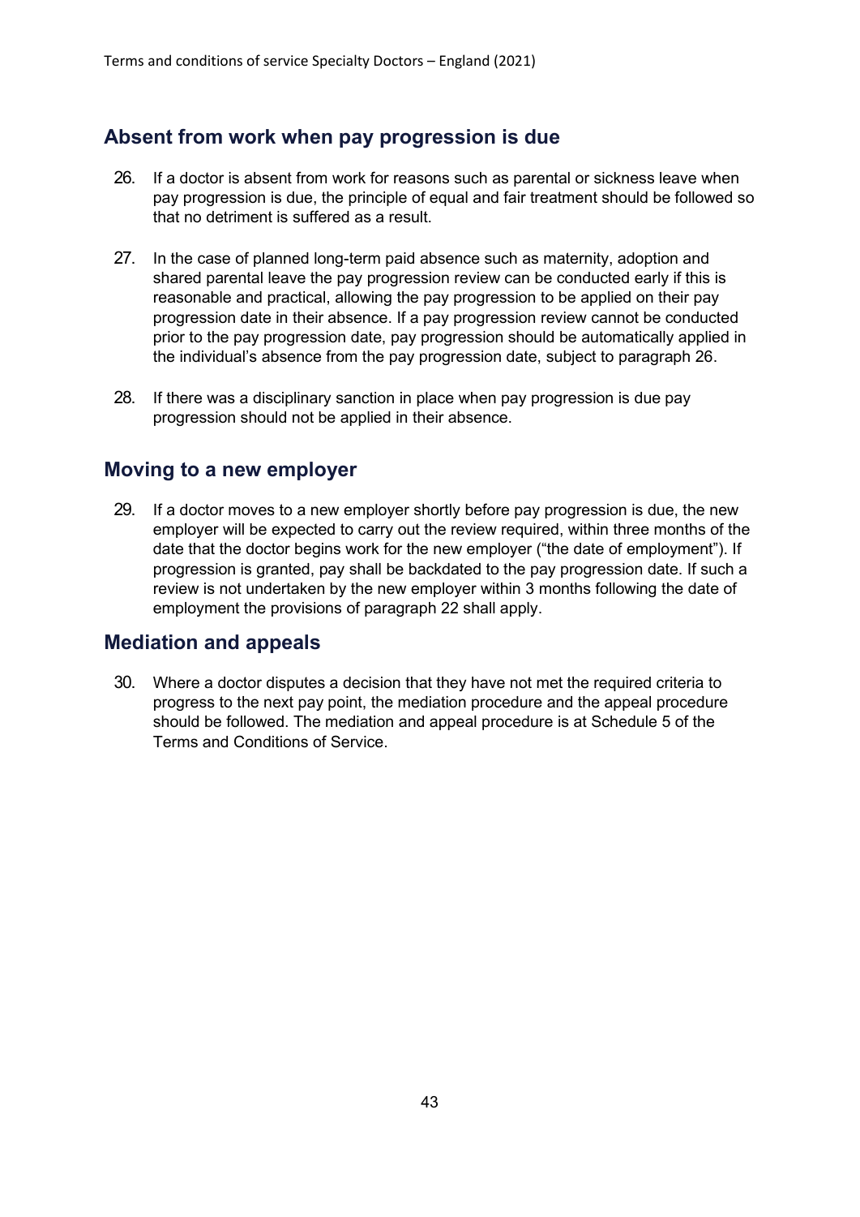## Absent from work when pay progression is due

26. If a doctor is absent from work for reasons such as parental or sickness leave when pay progression is due, the principle of equal and fair treatment should be followed so that no detriment is suffered as a result.

27. In the case of planned long-term paid absence such as maternity, adoption and shared parental leave the pay progression review can be conducted early if this is reasonable and practical, allowing the pay progression to be applied on their pay progression date in their absence. If a pay progression review cannot be conducted prior to the pay progression date, pay progression should be automatically applied in the individual's absence from the pay progression date, subject to paragraph 26.

28. If there was a disciplinary sanction in place when pay progression is due pay progression should not be applied in their absence.

## Moving to a new employer

29. If a doctor moves to a new employer shortly before pay progression is due, the new employer will be expected to carry out the review required, within three months of the date that the doctor begins work for the new employer ("the date of employment"). If progression is granted, pay shall be backdated to the pay progression date. If such a review is not undertaken by the new employer within 3 months following the date of employment the provisions of paragraph 22 shall apply.

## Mediation and appeals

30. Where a doctor disputes a decision that they have not met the required criteria to progress to the next pay point, the mediation procedure and the appeal procedure should be followed. The mediation and appeal procedure is at Schedule 5 of the Terms and Conditions of Service.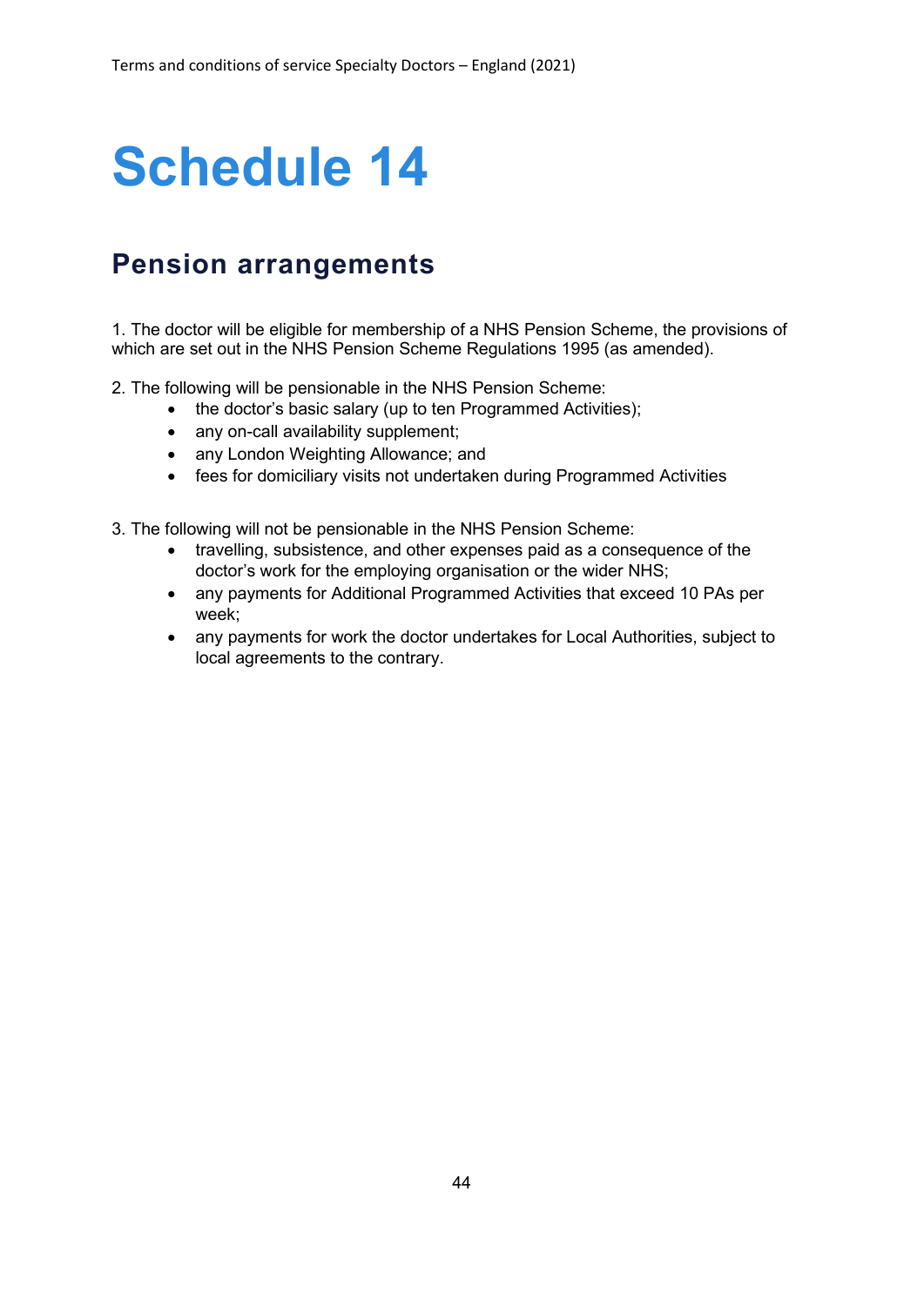# Schedule 14

## Pension arrangements

1. The doctor will be eligible for membership of a NHS Pension Scheme, the provisions of which are set out in the NHS Pension Scheme Regulations 1995 (as amended).

2. The following will be pensionable in the NHS Pension Scheme:
   - the doctor's basic salary (up to ten Programmed Activities);
   - any on-call availability supplement;
   - any London Weighting Allowance; and
   - fees for domiciliary visits not undertaken during Programmed Activities

3. The following will not be pensionable in the NHS Pension Scheme:
   - travelling, subsistence, and other expenses paid as a consequence of the doctor's work for the employing organisation or the wider NHS;
   - any payments for Additional Programmed Activities that exceed 10 PAs per week;
   - any payments for work the doctor undertakes for Local Authorities, subject to local agreements to the contrary.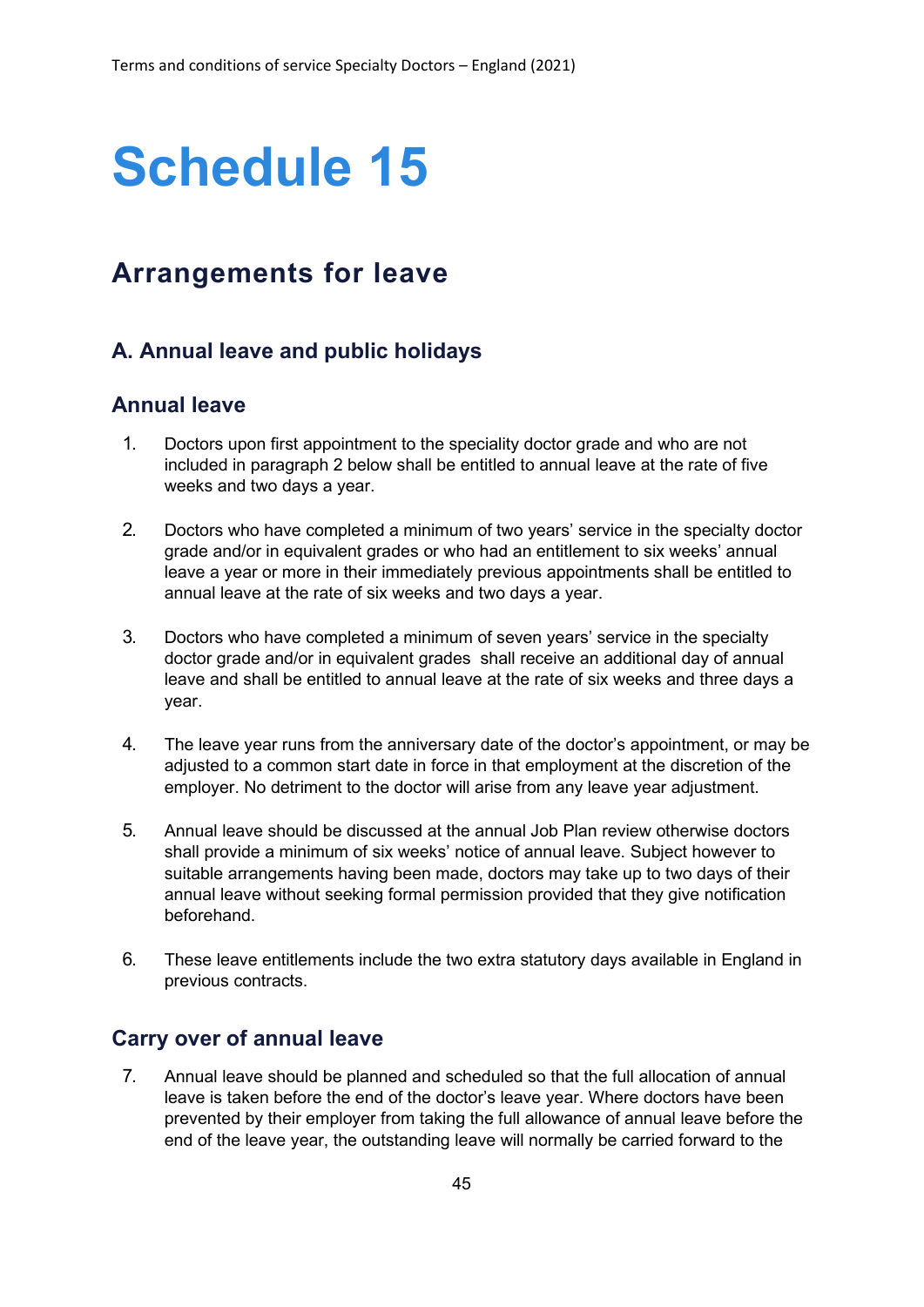# Schedule 15

## Arrangements for leave

### A. Annual leave and public holidays

### Annual leave

1. Doctors upon first appointment to the speciality doctor grade and who are not included in paragraph 2 below shall be entitled to annual leave at the rate of five weeks and two days a year.

2. Doctors who have completed a minimum of two years' service in the specialty doctor grade and/or in equivalent grades or who had an entitlement to six weeks' annual leave a year or more in their immediately previous appointments shall be entitled to annual leave at the rate of six weeks and two days a year.

3. Doctors who have completed a minimum of seven years' service in the specialty doctor grade and/or in equivalent grades shall receive an additional day of annual leave and shall be entitled to annual leave at the rate of six weeks and three days a year.

4. The leave year runs from the anniversary date of the doctor's appointment, or may be adjusted to a common start date in force in that employment at the discretion of the employer. No detriment to the doctor will arise from any leave year adjustment.

5. Annual leave should be discussed at the annual Job Plan review otherwise doctors shall provide a minimum of six weeks' notice of annual leave. Subject however to suitable arrangements having been made, doctors may take up to two days of their annual leave without seeking formal permission provided that they give notification beforehand.

6. These leave entitlements include the two extra statutory days available in England in previous contracts.

### Carry over of annual leave

7. Annual leave should be planned and scheduled so that the full allocation of annual leave is taken before the end of the doctor's leave year. Where doctors have been prevented by their employer from taking the full allowance of annual leave before the end of the leave year, the outstanding leave will normally be carried forward to the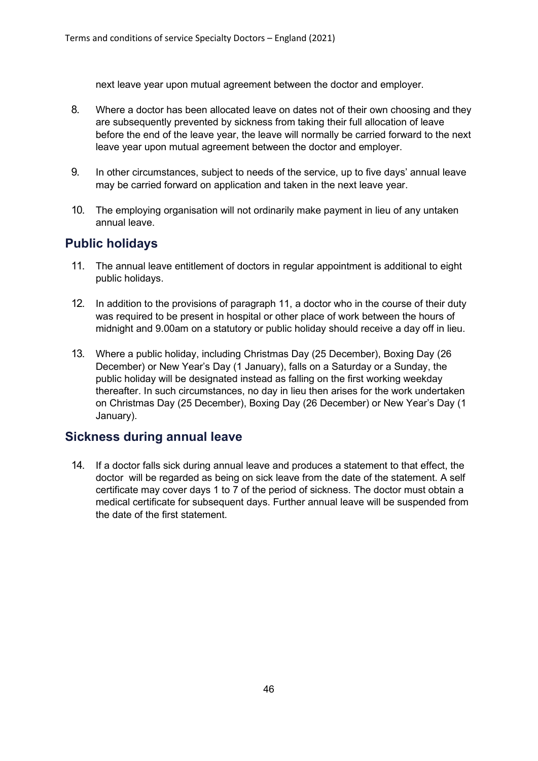next leave year upon mutual agreement between the doctor and employer.

8. Where a doctor has been allocated leave on dates not of their own choosing and they are subsequently prevented by sickness from taking their full allocation of leave before the end of the leave year, the leave will normally be carried forward to the next leave year upon mutual agreement between the doctor and employer.

9. In other circumstances, subject to needs of the service, up to five days' annual leave may be carried forward on application and taken in the next leave year.

10. The employing organisation will not ordinarily make payment in lieu of any untaken annual leave.

## Public holidays

11. The annual leave entitlement of doctors in regular appointment is additional to eight public holidays.

12. In addition to the provisions of paragraph 11, a doctor who in the course of their duty was required to be present in hospital or other place of work between the hours of midnight and 9.00am on a statutory or public holiday should receive a day off in lieu.

13. Where a public holiday, including Christmas Day (25 December), Boxing Day (26 December) or New Year's Day (1 January), falls on a Saturday or a Sunday, the public holiday will be designated instead as falling on the first working weekday thereafter. In such circumstances, no day in lieu then arises for the work undertaken on Christmas Day (25 December), Boxing Day (26 December) or New Year's Day (1 January).

## Sickness during annual leave

14. If a doctor falls sick during annual leave and produces a statement to that effect, the doctor will be regarded as being on sick leave from the date of the statement. A self certificate may cover days 1 to 7 of the period of sickness. The doctor must obtain a medical certificate for subsequent days. Further annual leave will be suspended from the date of the first statement.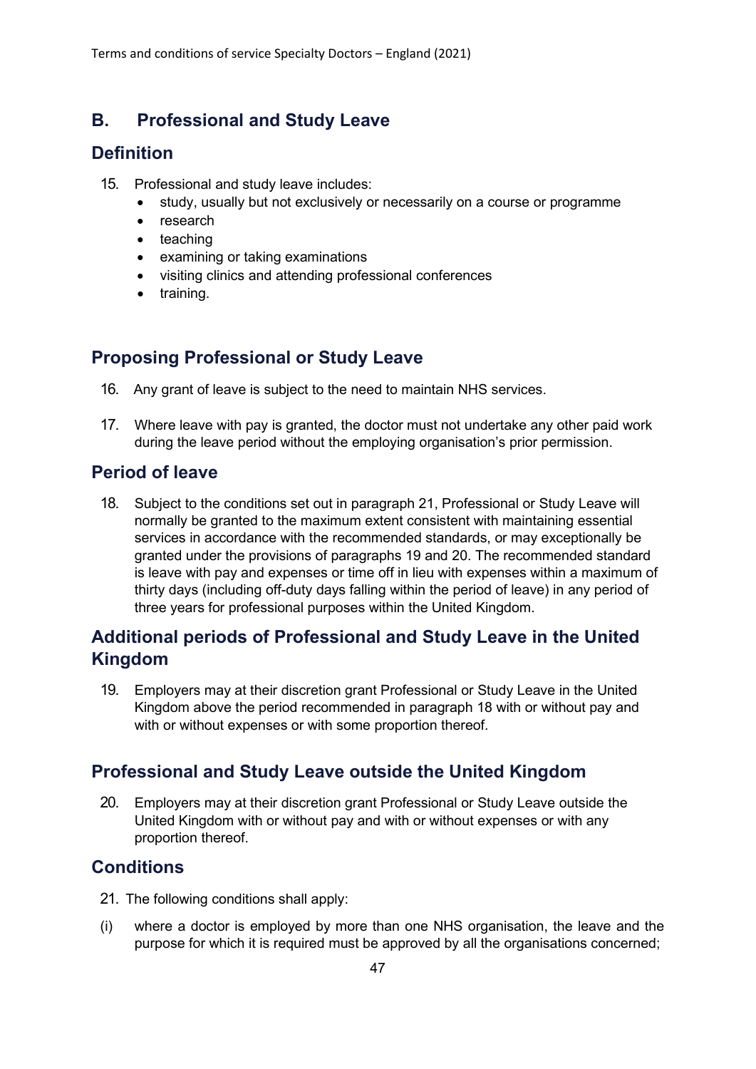## B. Professional and Study Leave

### Definition

15. Professional and study leave includes:
    - study, usually but not exclusively or necessarily on a course or programme
    - research
    - teaching
    - examining or taking examinations
    - visiting clinics and attending professional conferences
    - training.

### Proposing Professional or Study Leave

16. Any grant of leave is subject to the need to maintain NHS services.

17. Where leave with pay is granted, the doctor must not undertake any other paid work during the leave period without the employing organisation's prior permission.

### Period of leave

18. Subject to the conditions set out in paragraph 21, Professional or Study Leave will normally be granted to the maximum extent consistent with maintaining essential services in accordance with the recommended standards, or may exceptionally be granted under the provisions of paragraphs 19 and 20. The recommended standard is leave with pay and expenses or time off in lieu with expenses within a maximum of thirty days (including off-duty days falling within the period of leave) in any period of three years for professional purposes within the United Kingdom.

### Additional periods of Professional and Study Leave in the United Kingdom

19. Employers may at their discretion grant Professional or Study Leave in the United Kingdom above the period recommended in paragraph 18 with or without pay and with or without expenses or with some proportion thereof.

### Professional and Study Leave outside the United Kingdom

20. Employers may at their discretion grant Professional or Study Leave outside the United Kingdom with or without pay and with or without expenses or with any proportion thereof.

### Conditions

21. The following conditions shall apply:

(i) where a doctor is employed by more than one NHS organisation, the leave and the purpose for which it is required must be approved by all the organisations concerned;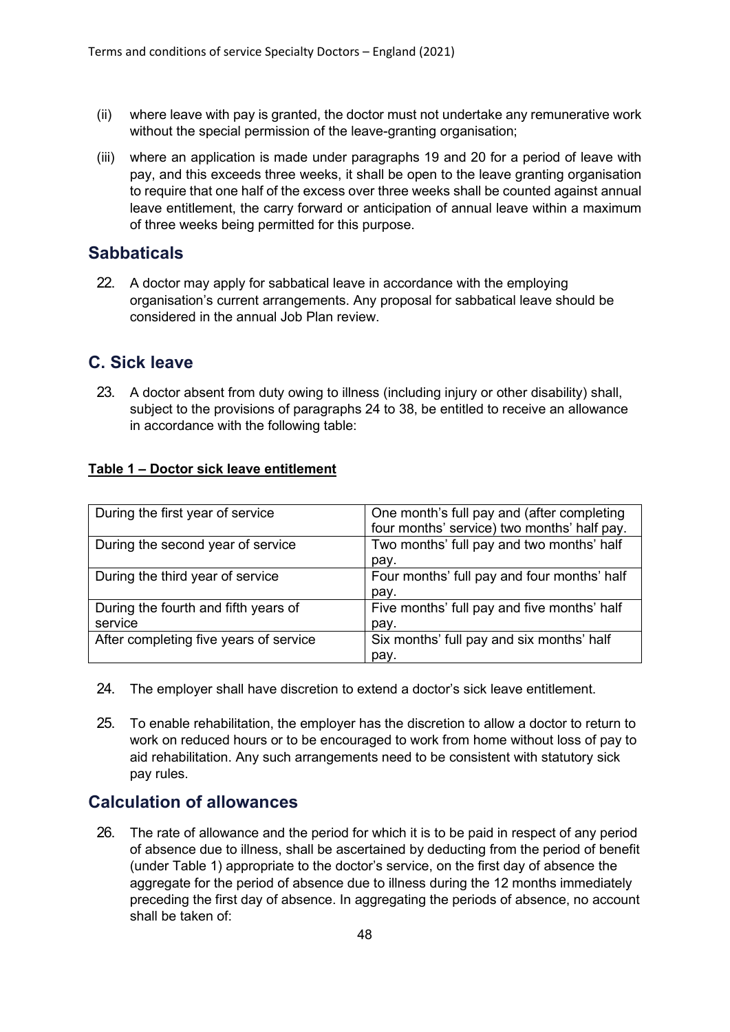(ii) where leave with pay is granted, the doctor must not undertake any remunerative work without the special permission of the leave-granting organisation;

(iii) where an application is made under paragraphs 19 and 20 for a period of leave with pay, and this exceeds three weeks, it shall be open to the leave granting organisation to require that one half of the excess over three weeks shall be counted against annual leave entitlement, the carry forward or anticipation of annual leave within a maximum of three weeks being permitted for this purpose.

## Sabbaticals

22. A doctor may apply for sabbatical leave in accordance with the employing organisation's current arrangements. Any proposal for sabbatical leave should be considered in the annual Job Plan review.

## C. Sick leave

23. A doctor absent from duty owing to illness (including injury or other disability) shall, subject to the provisions of paragraphs 24 to 38, be entitled to receive an allowance in accordance with the following table:

**Table 1 – Doctor sick leave entitlement**

| | |
|---|---|
| During the first year of service | One month's full pay and (after completing four months' service) two months' half pay. |
| During the second year of service | Two months' full pay and two months' half pay. |
| During the third year of service | Four months' full pay and four months' half pay. |
| During the fourth and fifth years of service | Five months' full pay and five months' half pay. |
| After completing five years of service | Six months' full pay and six months' half pay. |

24. The employer shall have discretion to extend a doctor's sick leave entitlement.

25. To enable rehabilitation, the employer has the discretion to allow a doctor to return to work on reduced hours or to be encouraged to work from home without loss of pay to aid rehabilitation. Any such arrangements need to be consistent with statutory sick pay rules.

## Calculation of allowances

26. The rate of allowance and the period for which it is to be paid in respect of any period of absence due to illness, shall be ascertained by deducting from the period of benefit (under Table 1) appropriate to the doctor's service, on the first day of absence the aggregate for the period of absence due to illness during the 12 months immediately preceding the first day of absence. In aggregating the periods of absence, no account shall be taken of: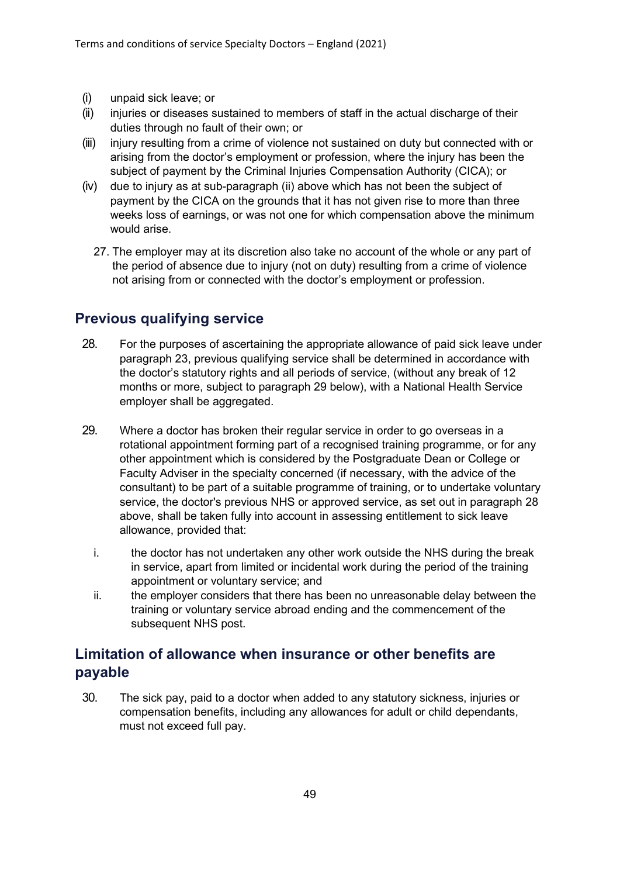(i) unpaid sick leave; or
(ii) injuries or diseases sustained to members of staff in the actual discharge of their duties through no fault of their own; or
(iii) injury resulting from a crime of violence not sustained on duty but connected with or arising from the doctor's employment or profession, where the injury has been the subject of payment by the Criminal Injuries Compensation Authority (CICA); or
(iv) due to injury as at sub-paragraph (ii) above which has not been the subject of payment by the CICA on the grounds that it has not given rise to more than three weeks loss of earnings, or was not one for which compensation above the minimum would arise.

27. The employer may at its discretion also take no account of the whole or any part of the period of absence due to injury (not on duty) resulting from a crime of violence not arising from or connected with the doctor's employment or profession.

## Previous qualifying service

28. For the purposes of ascertaining the appropriate allowance of paid sick leave under paragraph 23, previous qualifying service shall be determined in accordance with the doctor's statutory rights and all periods of service, (without any break of 12 months or more, subject to paragraph 29 below), with a National Health Service employer shall be aggregated.

29. Where a doctor has broken their regular service in order to go overseas in a rotational appointment forming part of a recognised training programme, or for any other appointment which is considered by the Postgraduate Dean or College or Faculty Adviser in the specialty concerned (if necessary, with the advice of the consultant) to be part of a suitable programme of training, or to undertake voluntary service, the doctor's previous NHS or approved service, as set out in paragraph 28 above, shall be taken fully into account in assessing entitlement to sick leave allowance, provided that:

   i. the doctor has not undertaken any other work outside the NHS during the break in service, apart from limited or incidental work during the period of the training appointment or voluntary service; and
   ii. the employer considers that there has been no unreasonable delay between the training or voluntary service abroad ending and the commencement of the subsequent NHS post.

## Limitation of allowance when insurance or other benefits are payable

30. The sick pay, paid to a doctor when added to any statutory sickness, injuries or compensation benefits, including any allowances for adult or child dependants, must not exceed full pay.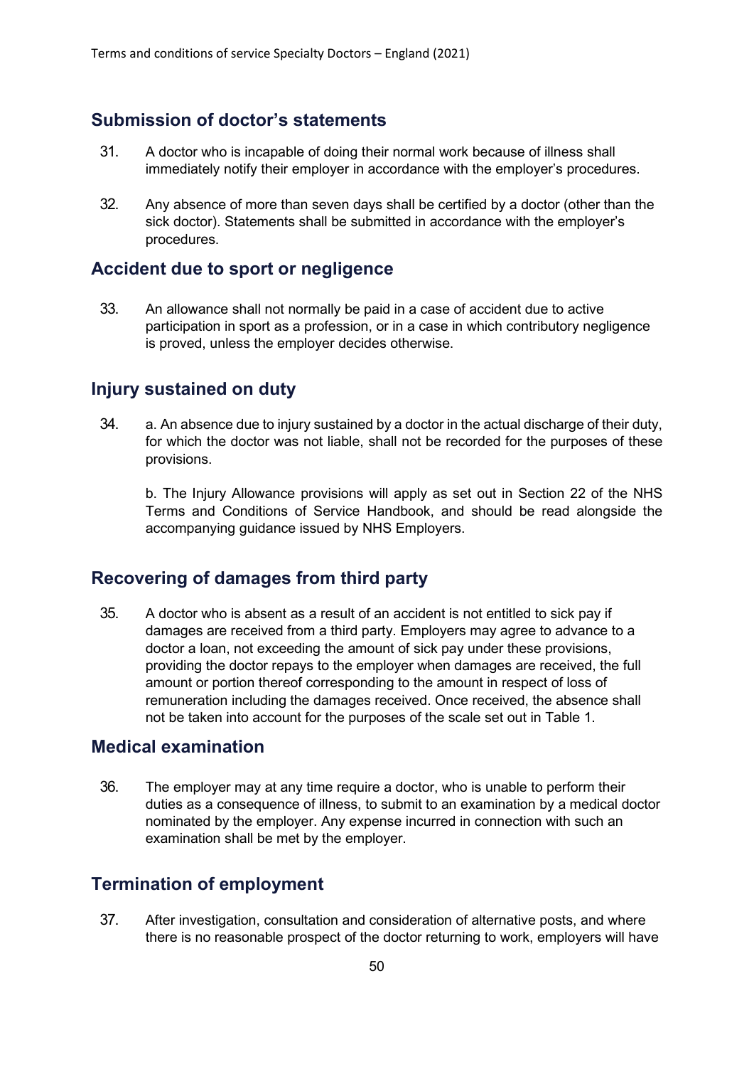## Submission of doctor's statements

31. A doctor who is incapable of doing their normal work because of illness shall immediately notify their employer in accordance with the employer's procedures.

32. Any absence of more than seven days shall be certified by a doctor (other than the sick doctor). Statements shall be submitted in accordance with the employer's procedures.

## Accident due to sport or negligence

33. An allowance shall not normally be paid in a case of accident due to active participation in sport as a profession, or in a case in which contributory negligence is proved, unless the employer decides otherwise.

## Injury sustained on duty

34. a. An absence due to injury sustained by a doctor in the actual discharge of their duty, for which the doctor was not liable, shall not be recorded for the purposes of these provisions.

    b. The Injury Allowance provisions will apply as set out in Section 22 of the NHS Terms and Conditions of Service Handbook, and should be read alongside the accompanying guidance issued by NHS Employers.

## Recovering of damages from third party

35. A doctor who is absent as a result of an accident is not entitled to sick pay if damages are received from a third party. Employers may agree to advance to a doctor a loan, not exceeding the amount of sick pay under these provisions, providing the doctor repays to the employer when damages are received, the full amount or portion thereof corresponding to the amount in respect of loss of remuneration including the damages received. Once received, the absence shall not be taken into account for the purposes of the scale set out in Table 1.

## Medical examination

36. The employer may at any time require a doctor, who is unable to perform their duties as a consequence of illness, to submit to an examination by a medical doctor nominated by the employer. Any expense incurred in connection with such an examination shall be met by the employer.

## Termination of employment

37. After investigation, consultation and consideration of alternative posts, and where there is no reasonable prospect of the doctor returning to work, employers will have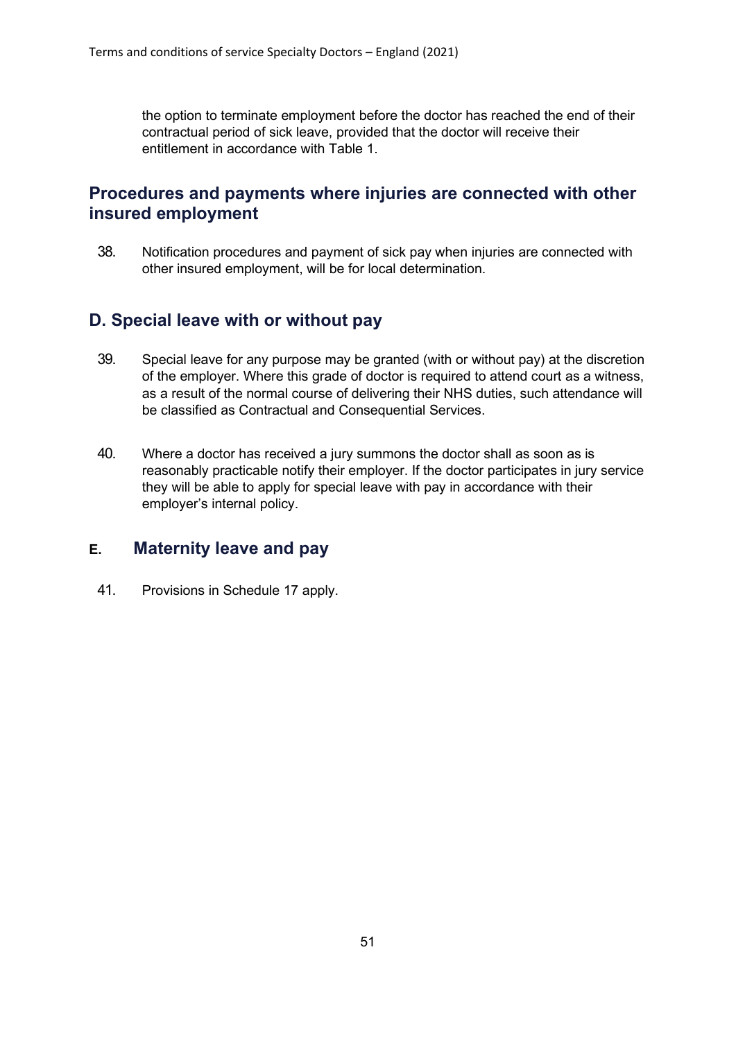the option to terminate employment before the doctor has reached the end of their contractual period of sick leave, provided that the doctor will receive their entitlement in accordance with Table 1.

## Procedures and payments where injuries are connected with other insured employment

38. Notification procedures and payment of sick pay when injuries are connected with other insured employment, will be for local determination.

## D. Special leave with or without pay

39. Special leave for any purpose may be granted (with or without pay) at the discretion of the employer. Where this grade of doctor is required to attend court as a witness, as a result of the normal course of delivering their NHS duties, such attendance will be classified as Contractual and Consequential Services.

40. Where a doctor has received a jury summons the doctor shall as soon as is reasonably practicable notify their employer. If the doctor participates in jury service they will be able to apply for special leave with pay in accordance with their employer's internal policy.

## E. Maternity leave and pay

41. Provisions in Schedule 17 apply.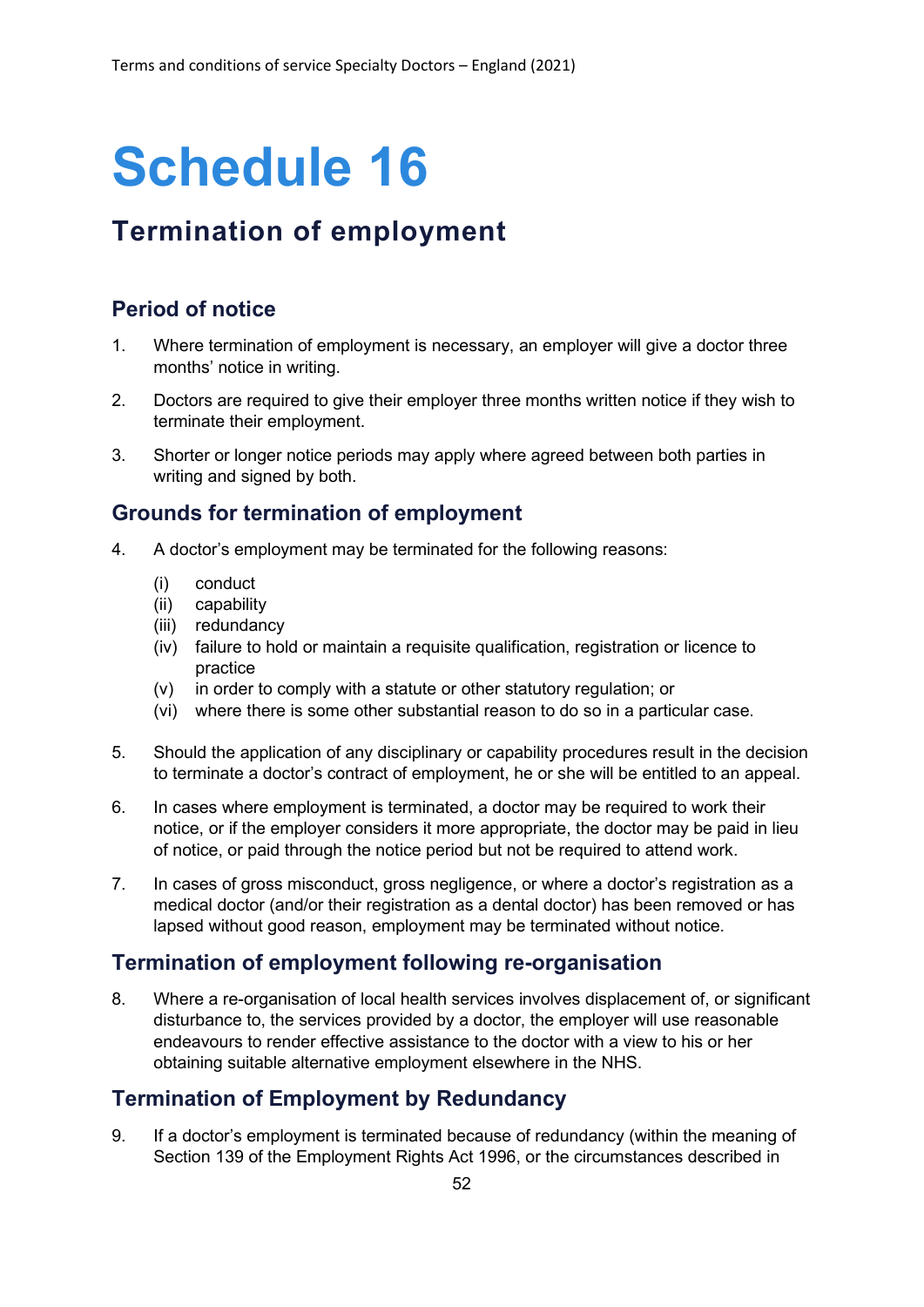# Schedule 16

## Termination of employment

### Period of notice

1. Where termination of employment is necessary, an employer will give a doctor three months' notice in writing.

2. Doctors are required to give their employer three months written notice if they wish to terminate their employment.

3. Shorter or longer notice periods may apply where agreed between both parties in writing and signed by both.

### Grounds for termination of employment

4. A doctor's employment may be terminated for the following reasons:

   (i) conduct
   (ii) capability
   (iii) redundancy
   (iv) failure to hold or maintain a requisite qualification, registration or licence to practice
   (v) in order to comply with a statute or other statutory regulation; or
   (vi) where there is some other substantial reason to do so in a particular case.

5. Should the application of any disciplinary or capability procedures result in the decision to terminate a doctor's contract of employment, he or she will be entitled to an appeal.

6. In cases where employment is terminated, a doctor may be required to work their notice, or if the employer considers it more appropriate, the doctor may be paid in lieu of notice, or paid through the notice period but not be required to attend work.

7. In cases of gross misconduct, gross negligence, or where a doctor's registration as a medical doctor (and/or their registration as a dental doctor) has been removed or has lapsed without good reason, employment may be terminated without notice.

### Termination of employment following re-organisation

8. Where a re-organisation of local health services involves displacement of, or significant disturbance to, the services provided by a doctor, the employer will use reasonable endeavours to render effective assistance to the doctor with a view to his or her obtaining suitable alternative employment elsewhere in the NHS.

### Termination of Employment by Redundancy

9. If a doctor's employment is terminated because of redundancy (within the meaning of Section 139 of the Employment Rights Act 1996, or the circumstances described in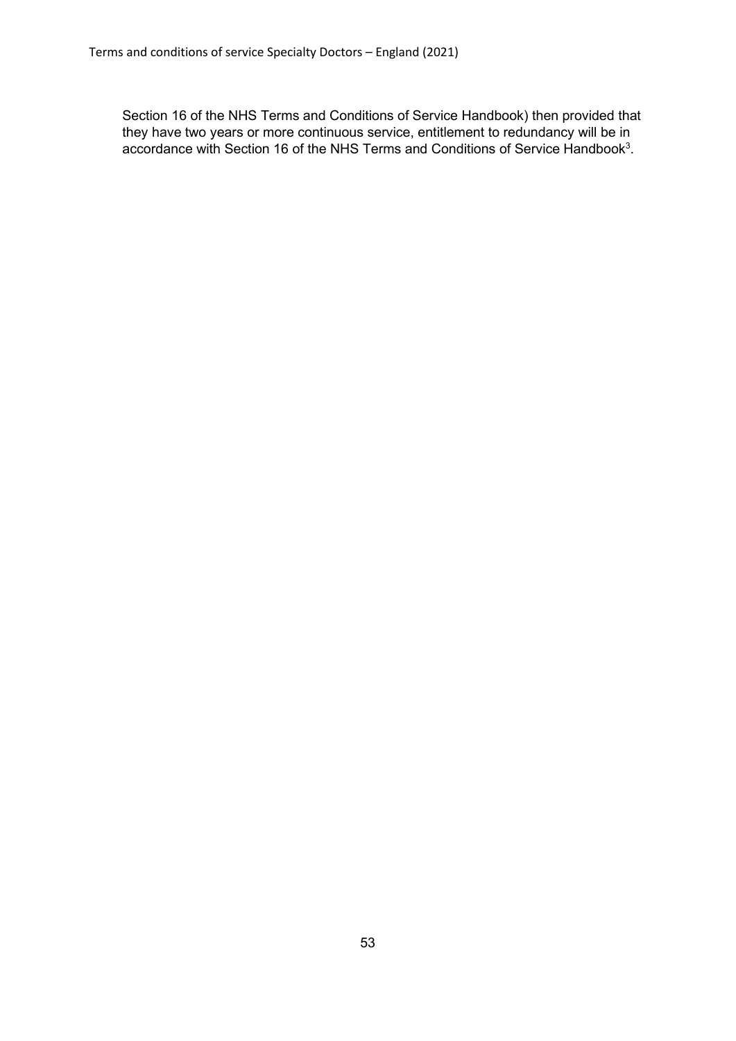Section 16 of the NHS Terms and Conditions of Service Handbook) then provided that they have two years or more continuous service, entitlement to redundancy will be in accordance with Section 16 of the NHS Terms and Conditions of Service Handbook[3].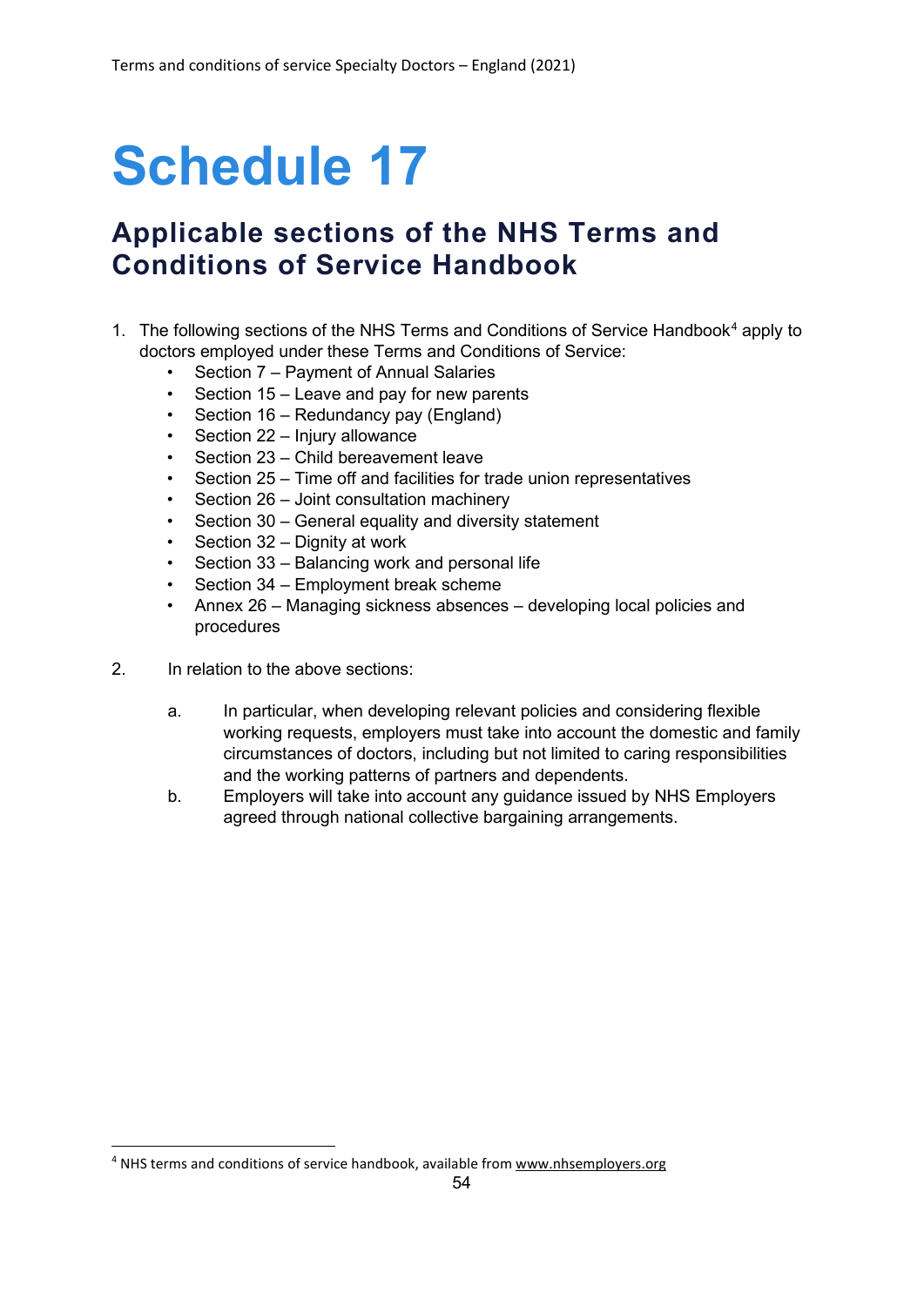# Schedule 17

## Applicable sections of the NHS Terms and Conditions of Service Handbook

1. The following sections of the NHS Terms and Conditions of Service Handbook[4] apply to doctors employed under these Terms and Conditions of Service:
   - Section 7 – Payment of Annual Salaries
   - Section 15 – Leave and pay for new parents
   - Section 16 – Redundancy pay (England)
   - Section 22 – Injury allowance
   - Section 23 – Child bereavement leave
   - Section 25 – Time off and facilities for trade union representatives
   - Section 26 – Joint consultation machinery
   - Section 30 – General equality and diversity statement
   - Section 32 – Dignity at work
   - Section 33 – Balancing work and personal life
   - Section 34 – Employment break scheme
   - Annex 26 – Managing sickness absences – developing local policies and procedures

2. In relation to the above sections:

   a. In particular, when developing relevant policies and considering flexible working requests, employers must take into account the domestic and family circumstances of doctors, including but not limited to caring responsibilities and the working patterns of partners and dependents.

   b. Employers will take into account any guidance issued by NHS Employers agreed through national collective bargaining arrangements.

[4] NHS terms and conditions of service handbook, available from www.nhsemployers.org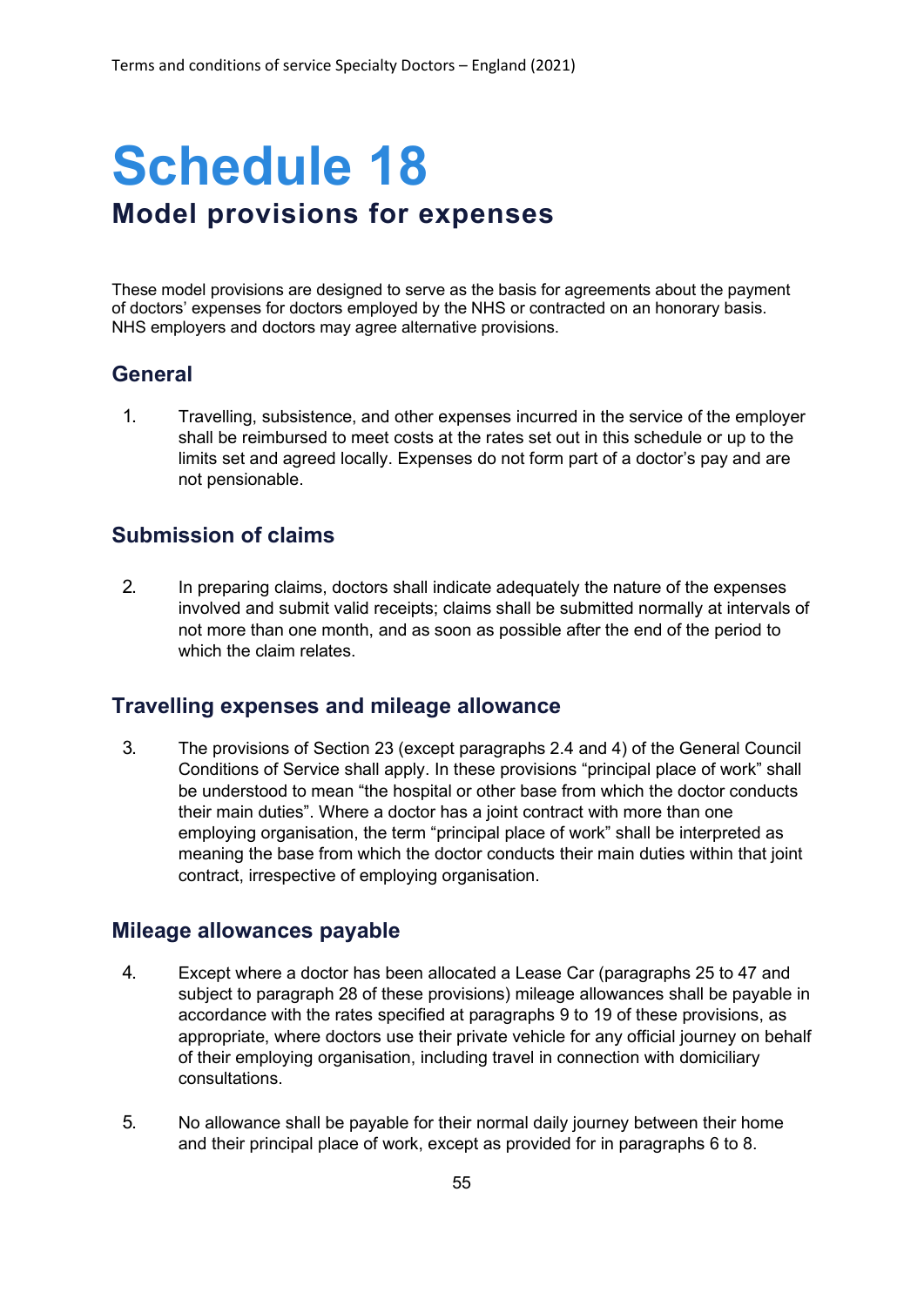# Schedule 18

## Model provisions for expenses

These model provisions are designed to serve as the basis for agreements about the payment of doctors' expenses for doctors employed by the NHS or contracted on an honorary basis. NHS employers and doctors may agree alternative provisions.

### General

1. Travelling, subsistence, and other expenses incurred in the service of the employer shall be reimbursed to meet costs at the rates set out in this schedule or up to the limits set and agreed locally. Expenses do not form part of a doctor's pay and are not pensionable.

### Submission of claims

2. In preparing claims, doctors shall indicate adequately the nature of the expenses involved and submit valid receipts; claims shall be submitted normally at intervals of not more than one month, and as soon as possible after the end of the period to which the claim relates.

### Travelling expenses and mileage allowance

3. The provisions of Section 23 (except paragraphs 2.4 and 4) of the General Council Conditions of Service shall apply. In these provisions "principal place of work" shall be understood to mean "the hospital or other base from which the doctor conducts their main duties". Where a doctor has a joint contract with more than one employing organisation, the term "principal place of work" shall be interpreted as meaning the base from which the doctor conducts their main duties within that joint contract, irrespective of employing organisation.

### Mileage allowances payable

4. Except where a doctor has been allocated a Lease Car (paragraphs 25 to 47 and subject to paragraph 28 of these provisions) mileage allowances shall be payable in accordance with the rates specified at paragraphs 9 to 19 of these provisions, as appropriate, where doctors use their private vehicle for any official journey on behalf of their employing organisation, including travel in connection with domiciliary consultations.

5. No allowance shall be payable for their normal daily journey between their home and their principal place of work, except as provided for in paragraphs 6 to 8.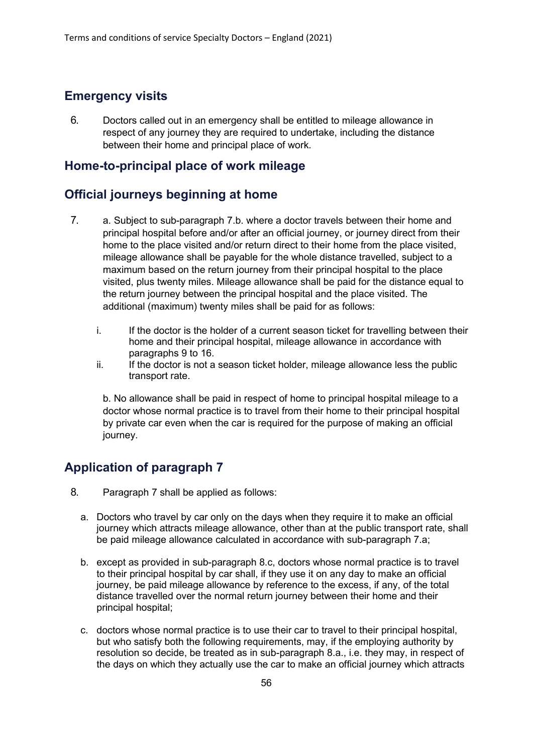## Emergency visits

6. Doctors called out in an emergency shall be entitled to mileage allowance in respect of any journey they are required to undertake, including the distance between their home and principal place of work.

## Home-to-principal place of work mileage

## Official journeys beginning at home

7. a. Subject to sub-paragraph 7.b. where a doctor travels between their home and principal hospital before and/or after an official journey, or journey direct from their home to the place visited and/or return direct to their home from the place visited, mileage allowance shall be payable for the whole distance travelled, subject to a maximum based on the return journey from their principal hospital to the place visited, plus twenty miles. Mileage allowance shall be paid for the distance equal to the return journey between the principal hospital and the place visited. The additional (maximum) twenty miles shall be paid for as follows:

   i. If the doctor is the holder of a current season ticket for travelling between their home and their principal hospital, mileage allowance in accordance with paragraphs 9 to 16.
   ii. If the doctor is not a season ticket holder, mileage allowance less the public transport rate.

   b. No allowance shall be paid in respect of home to principal hospital mileage to a doctor whose normal practice is to travel from their home to their principal hospital by private car even when the car is required for the purpose of making an official journey.

## Application of paragraph 7

8. Paragraph 7 shall be applied as follows:

   a. Doctors who travel by car only on the days when they require it to make an official journey which attracts mileage allowance, other than at the public transport rate, shall be paid mileage allowance calculated in accordance with sub-paragraph 7.a;

   b. except as provided in sub-paragraph 8.c, doctors whose normal practice is to travel to their principal hospital by car shall, if they use it on any day to make an official journey, be paid mileage allowance by reference to the excess, if any, of the total distance travelled over the normal return journey between their home and their principal hospital;

   c. doctors whose normal practice is to use their car to travel to their principal hospital, but who satisfy both the following requirements, may, if the employing authority by resolution so decide, be treated as in sub-paragraph 8.a., i.e. they may, in respect of the days on which they actually use the car to make an official journey which attracts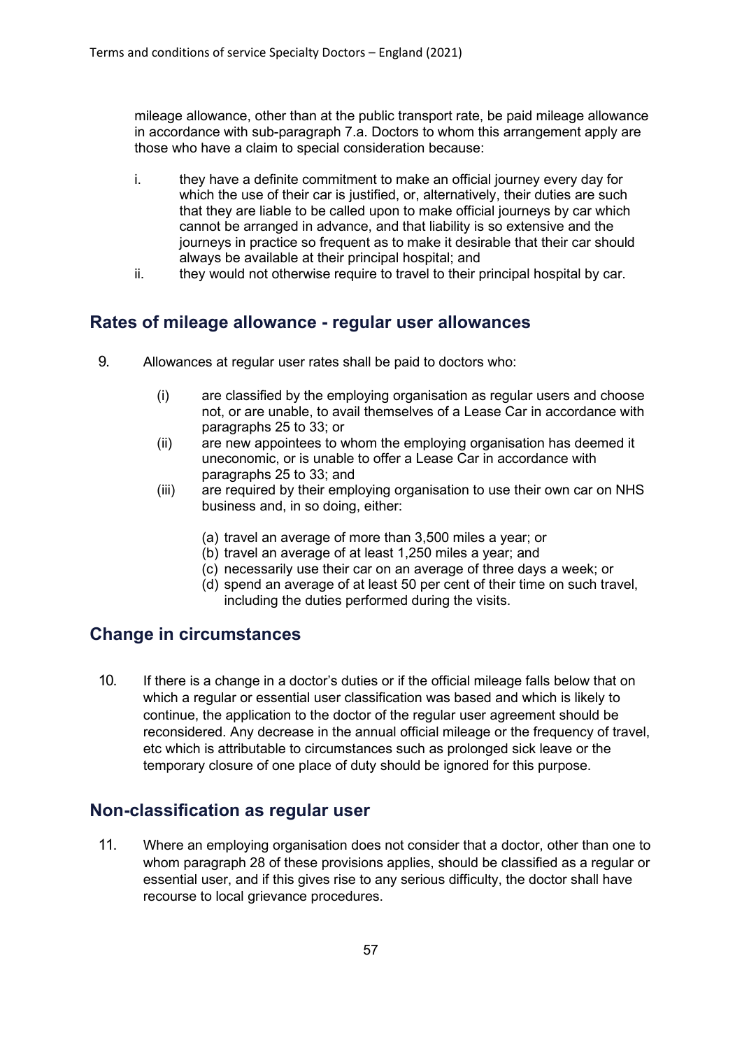mileage allowance, other than at the public transport rate, be paid mileage allowance in accordance with sub-paragraph 7.a. Doctors to whom this arrangement apply are those who have a claim to special consideration because:

i. they have a definite commitment to make an official journey every day for which the use of their car is justified, or, alternatively, their duties are such that they are liable to be called upon to make official journeys by car which cannot be arranged in advance, and that liability is so extensive and the journeys in practice so frequent as to make it desirable that their car should always be available at their principal hospital; and
ii. they would not otherwise require to travel to their principal hospital by car.

## Rates of mileage allowance - regular user allowances

9. Allowances at regular user rates shall be paid to doctors who:

   (i) are classified by the employing organisation as regular users and choose not, or are unable, to avail themselves of a Lease Car in accordance with paragraphs 25 to 33; or
   (ii) are new appointees to whom the employing organisation has deemed it uneconomic, or is unable to offer a Lease Car in accordance with paragraphs 25 to 33; and
   (iii) are required by their employing organisation to use their own car on NHS business and, in so doing, either:

      (a) travel an average of more than 3,500 miles a year; or
      (b) travel an average of at least 1,250 miles a year; and
      (c) necessarily use their car on an average of three days a week; or
      (d) spend an average of at least 50 per cent of their time on such travel, including the duties performed during the visits.

## Change in circumstances

10. If there is a change in a doctor's duties or if the official mileage falls below that on which a regular or essential user classification was based and which is likely to continue, the application to the doctor of the regular user agreement should be reconsidered. Any decrease in the annual official mileage or the frequency of travel, etc which is attributable to circumstances such as prolonged sick leave or the temporary closure of one place of duty should be ignored for this purpose.

## Non-classification as regular user

11. Where an employing organisation does not consider that a doctor, other than one to whom paragraph 28 of these provisions applies, should be classified as a regular or essential user, and if this gives rise to any serious difficulty, the doctor shall have recourse to local grievance procedures.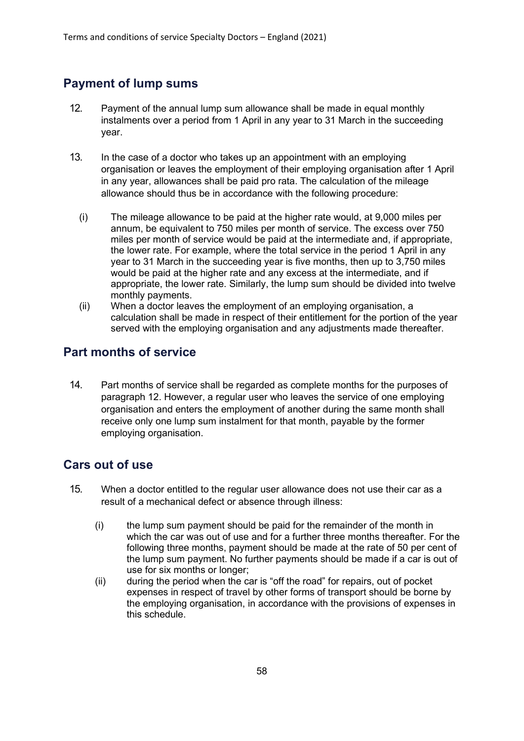## Payment of lump sums

12. Payment of the annual lump sum allowance shall be made in equal monthly instalments over a period from 1 April in any year to 31 March in the succeeding year.

13. In the case of a doctor who takes up an appointment with an employing organisation or leaves the employment of their employing organisation after 1 April in any year, allowances shall be paid pro rata. The calculation of the mileage allowance should thus be in accordance with the following procedure:

    (i) The mileage allowance to be paid at the higher rate would, at 9,000 miles per annum, be equivalent to 750 miles per month of service. The excess over 750 miles per month of service would be paid at the intermediate and, if appropriate, the lower rate. For example, where the total service in the period 1 April in any year to 31 March in the succeeding year is five months, then up to 3,750 miles would be paid at the higher rate and any excess at the intermediate, and if appropriate, the lower rate. Similarly, the lump sum should be divided into twelve monthly payments.

    (ii) When a doctor leaves the employment of an employing organisation, a calculation shall be made in respect of their entitlement for the portion of the year served with the employing organisation and any adjustments made thereafter.

## Part months of service

14. Part months of service shall be regarded as complete months for the purposes of paragraph 12. However, a regular user who leaves the service of one employing organisation and enters the employment of another during the same month shall receive only one lump sum instalment for that month, payable by the former employing organisation.

## Cars out of use

15. When a doctor entitled to the regular user allowance does not use their car as a result of a mechanical defect or absence through illness:

    (i) the lump sum payment should be paid for the remainder of the month in which the car was out of use and for a further three months thereafter. For the following three months, payment should be made at the rate of 50 per cent of the lump sum payment. No further payments should be made if a car is out of use for six months or longer;

    (ii) during the period when the car is "off the road" for repairs, out of pocket expenses in respect of travel by other forms of transport should be borne by the employing organisation, in accordance with the provisions of expenses in this schedule.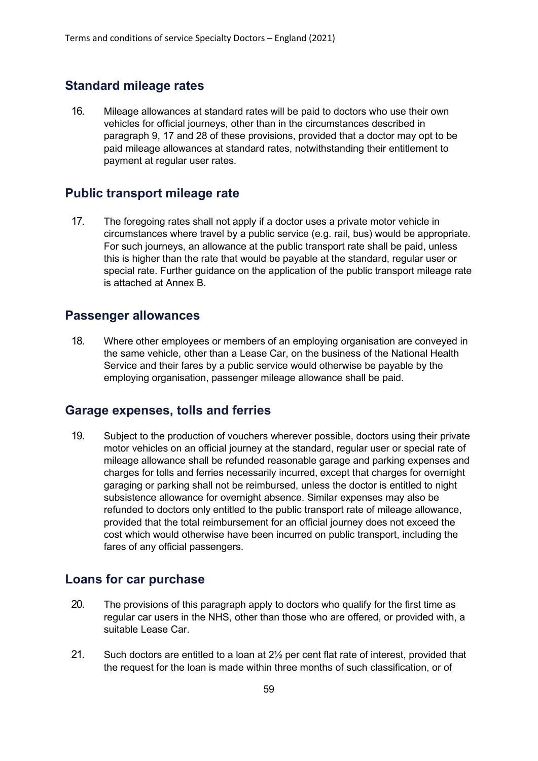## Standard mileage rates

16. Mileage allowances at standard rates will be paid to doctors who use their own vehicles for official journeys, other than in the circumstances described in paragraph 9, 17 and 28 of these provisions, provided that a doctor may opt to be paid mileage allowances at standard rates, notwithstanding their entitlement to payment at regular user rates.

## Public transport mileage rate

17. The foregoing rates shall not apply if a doctor uses a private motor vehicle in circumstances where travel by a public service (e.g. rail, bus) would be appropriate. For such journeys, an allowance at the public transport rate shall be paid, unless this is higher than the rate that would be payable at the standard, regular user or special rate. Further guidance on the application of the public transport mileage rate is attached at Annex B.

## Passenger allowances

18. Where other employees or members of an employing organisation are conveyed in the same vehicle, other than a Lease Car, on the business of the National Health Service and their fares by a public service would otherwise be payable by the employing organisation, passenger mileage allowance shall be paid.

## Garage expenses, tolls and ferries

19. Subject to the production of vouchers wherever possible, doctors using their private motor vehicles on an official journey at the standard, regular user or special rate of mileage allowance shall be refunded reasonable garage and parking expenses and charges for tolls and ferries necessarily incurred, except that charges for overnight garaging or parking shall not be reimbursed, unless the doctor is entitled to night subsistence allowance for overnight absence. Similar expenses may also be refunded to doctors only entitled to the public transport rate of mileage allowance, provided that the total reimbursement for an official journey does not exceed the cost which would otherwise have been incurred on public transport, including the fares of any official passengers.

## Loans for car purchase

20. The provisions of this paragraph apply to doctors who qualify for the first time as regular car users in the NHS, other than those who are offered, or provided with, a suitable Lease Car.

21. Such doctors are entitled to a loan at 2½ per cent flat rate of interest, provided that the request for the loan is made within three months of such classification, or of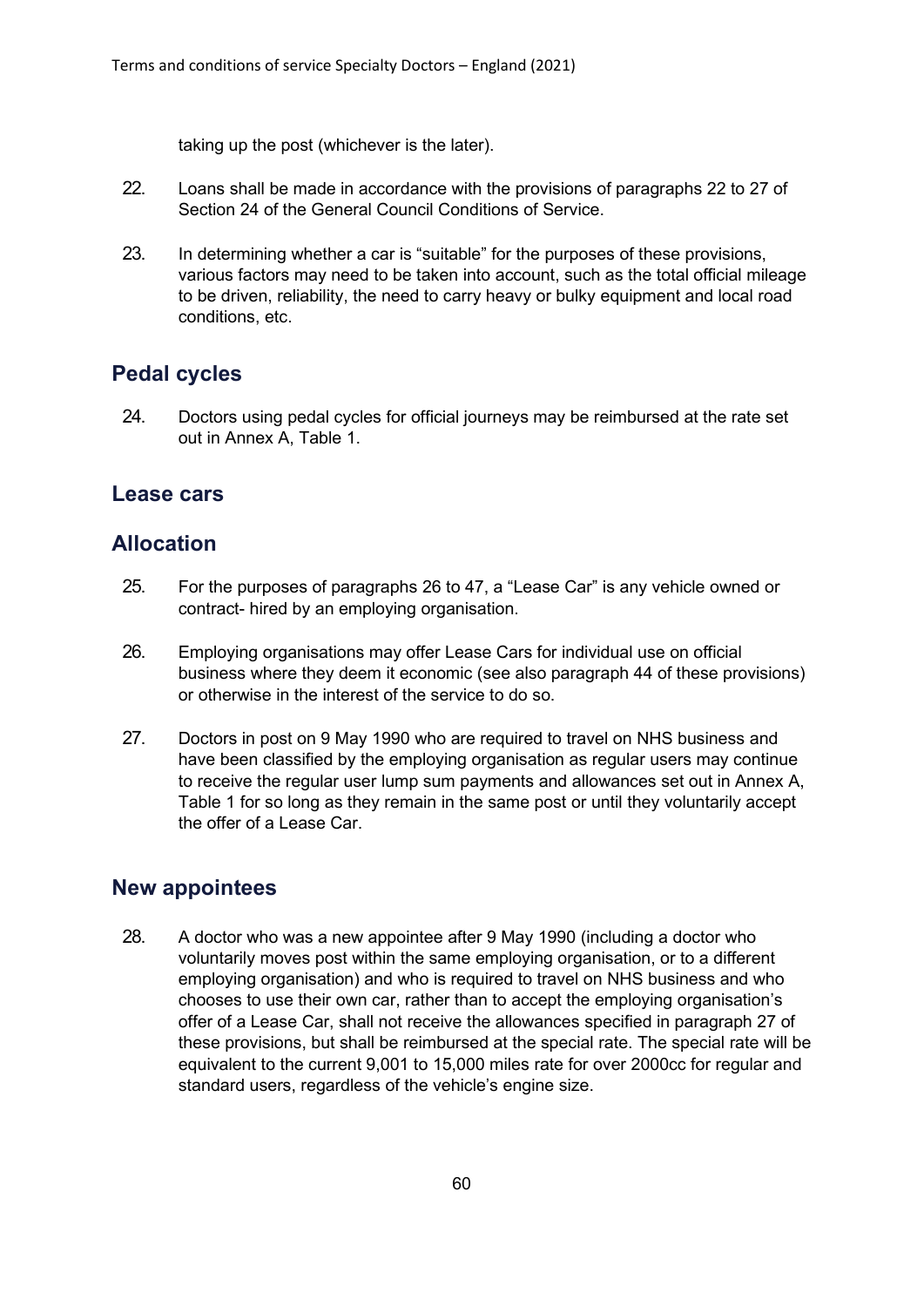taking up the post (whichever is the later).

22. Loans shall be made in accordance with the provisions of paragraphs 22 to 27 of Section 24 of the General Council Conditions of Service.

23. In determining whether a car is “suitable” for the purposes of these provisions, various factors may need to be taken into account, such as the total official mileage to be driven, reliability, the need to carry heavy or bulky equipment and local road conditions, etc.

## Pedal cycles

24. Doctors using pedal cycles for official journeys may be reimbursed at the rate set out in Annex A, Table 1.

## Lease cars

## Allocation

25. For the purposes of paragraphs 26 to 47, a “Lease Car” is any vehicle owned or contract- hired by an employing organisation.

26. Employing organisations may offer Lease Cars for individual use on official business where they deem it economic (see also paragraph 44 of these provisions) or otherwise in the interest of the service to do so.

27. Doctors in post on 9 May 1990 who are required to travel on NHS business and have been classified by the employing organisation as regular users may continue to receive the regular user lump sum payments and allowances set out in Annex A, Table 1 for so long as they remain in the same post or until they voluntarily accept the offer of a Lease Car.

## New appointees

28. A doctor who was a new appointee after 9 May 1990 (including a doctor who voluntarily moves post within the same employing organisation, or to a different employing organisation) and who is required to travel on NHS business and who chooses to use their own car, rather than to accept the employing organisation’s offer of a Lease Car, shall not receive the allowances specified in paragraph 27 of these provisions, but shall be reimbursed at the special rate. The special rate will be equivalent to the current 9,001 to 15,000 miles rate for over 2000cc for regular and standard users, regardless of the vehicle’s engine size.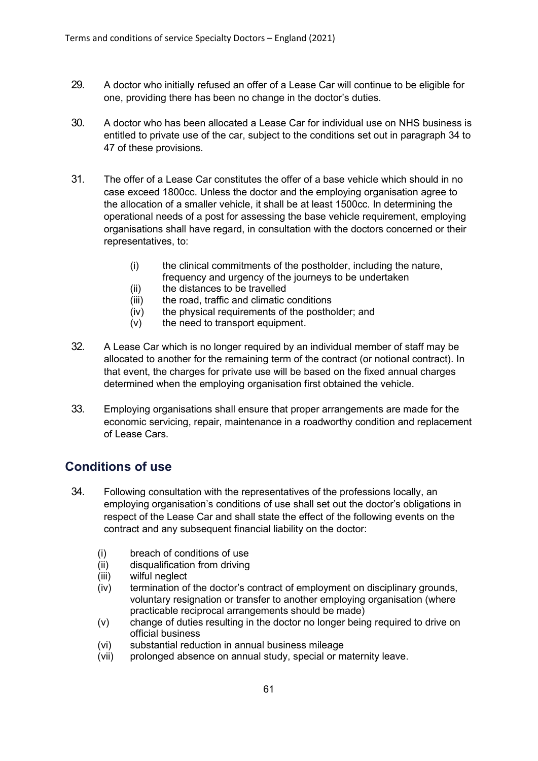29. A doctor who initially refused an offer of a Lease Car will continue to be eligible for one, providing there has been no change in the doctor's duties.

30. A doctor who has been allocated a Lease Car for individual use on NHS business is entitled to private use of the car, subject to the conditions set out in paragraph 34 to 47 of these provisions.

31. The offer of a Lease Car constitutes the offer of a base vehicle which should in no case exceed 1800cc. Unless the doctor and the employing organisation agree to the allocation of a smaller vehicle, it shall be at least 1500cc. In determining the operational needs of a post for assessing the base vehicle requirement, employing organisations shall have regard, in consultation with the doctors concerned or their representatives, to:

    (i) the clinical commitments of the postholder, including the nature, frequency and urgency of the journeys to be undertaken
    (ii) the distances to be travelled
    (iii) the road, traffic and climatic conditions
    (iv) the physical requirements of the postholder; and
    (v) the need to transport equipment.

32. A Lease Car which is no longer required by an individual member of staff may be allocated to another for the remaining term of the contract (or notional contract). In that event, the charges for private use will be based on the fixed annual charges determined when the employing organisation first obtained the vehicle.

33. Employing organisations shall ensure that proper arrangements are made for the economic servicing, repair, maintenance in a roadworthy condition and replacement of Lease Cars.

## Conditions of use

34. Following consultation with the representatives of the professions locally, an employing organisation's conditions of use shall set out the doctor's obligations in respect of the Lease Car and shall state the effect of the following events on the contract and any subsequent financial liability on the doctor:

    (i) breach of conditions of use
    (ii) disqualification from driving
    (iii) wilful neglect
    (iv) termination of the doctor's contract of employment on disciplinary grounds, voluntary resignation or transfer to another employing organisation (where practicable reciprocal arrangements should be made)
    (v) change of duties resulting in the doctor no longer being required to drive on official business
    (vi) substantial reduction in annual business mileage
    (vii) prolonged absence on annual study, special or maternity leave.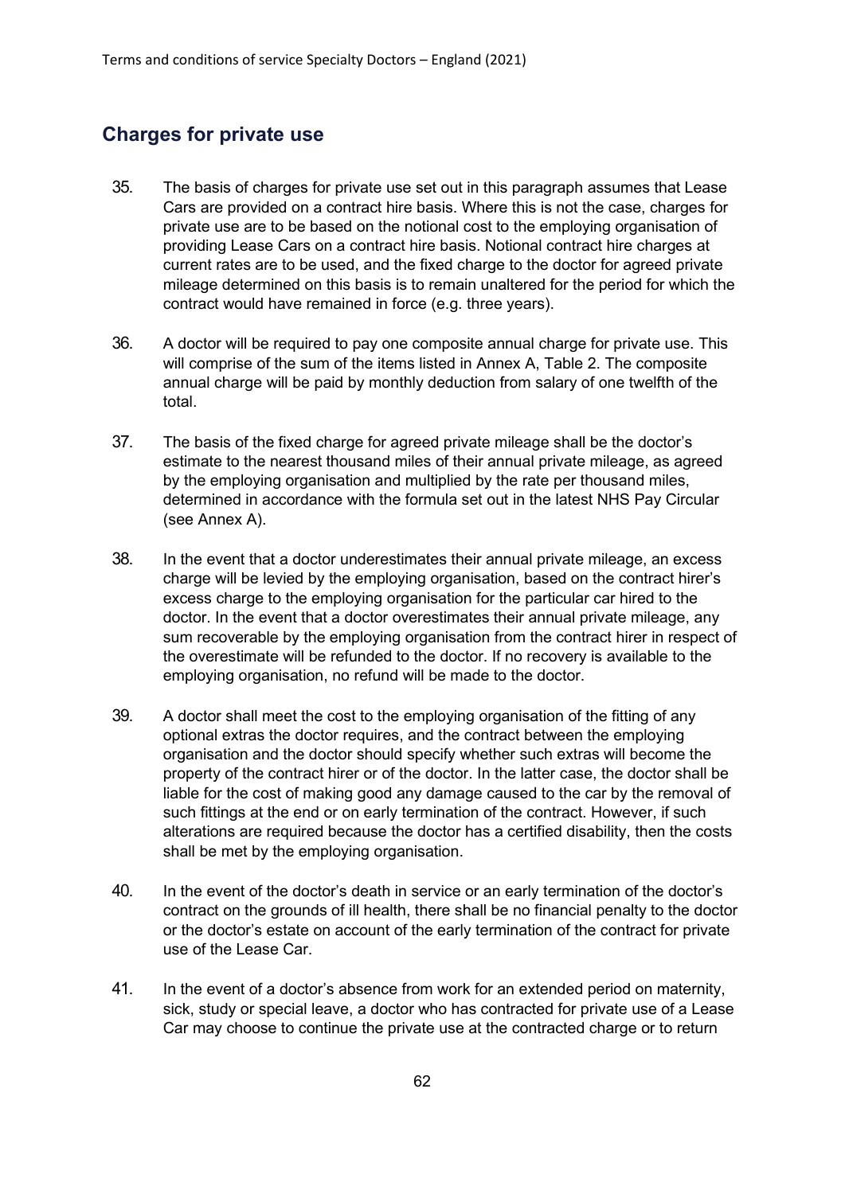## Charges for private use

35. The basis of charges for private use set out in this paragraph assumes that Lease Cars are provided on a contract hire basis. Where this is not the case, charges for private use are to be based on the notional cost to the employing organisation of providing Lease Cars on a contract hire basis. Notional contract hire charges at current rates are to be used, and the fixed charge to the doctor for agreed private mileage determined on this basis is to remain unaltered for the period for which the contract would have remained in force (e.g. three years).

36. A doctor will be required to pay one composite annual charge for private use. This will comprise of the sum of the items listed in Annex A, Table 2. The composite annual charge will be paid by monthly deduction from salary of one twelfth of the total.

37. The basis of the fixed charge for agreed private mileage shall be the doctor's estimate to the nearest thousand miles of their annual private mileage, as agreed by the employing organisation and multiplied by the rate per thousand miles, determined in accordance with the formula set out in the latest NHS Pay Circular (see Annex A).

38. In the event that a doctor underestimates their annual private mileage, an excess charge will be levied by the employing organisation, based on the contract hirer's excess charge to the employing organisation for the particular car hired to the doctor. In the event that a doctor overestimates their annual private mileage, any sum recoverable by the employing organisation from the contract hirer in respect of the overestimate will be refunded to the doctor. If no recovery is available to the employing organisation, no refund will be made to the doctor.

39. A doctor shall meet the cost to the employing organisation of the fitting of any optional extras the doctor requires, and the contract between the employing organisation and the doctor should specify whether such extras will become the property of the contract hirer or of the doctor. In the latter case, the doctor shall be liable for the cost of making good any damage caused to the car by the removal of such fittings at the end or on early termination of the contract. However, if such alterations are required because the doctor has a certified disability, then the costs shall be met by the employing organisation.

40. In the event of the doctor's death in service or an early termination of the doctor's contract on the grounds of ill health, there shall be no financial penalty to the doctor or the doctor's estate on account of the early termination of the contract for private use of the Lease Car.

41. In the event of a doctor's absence from work for an extended period on maternity, sick, study or special leave, a doctor who has contracted for private use of a Lease Car may choose to continue the private use at the contracted charge or to return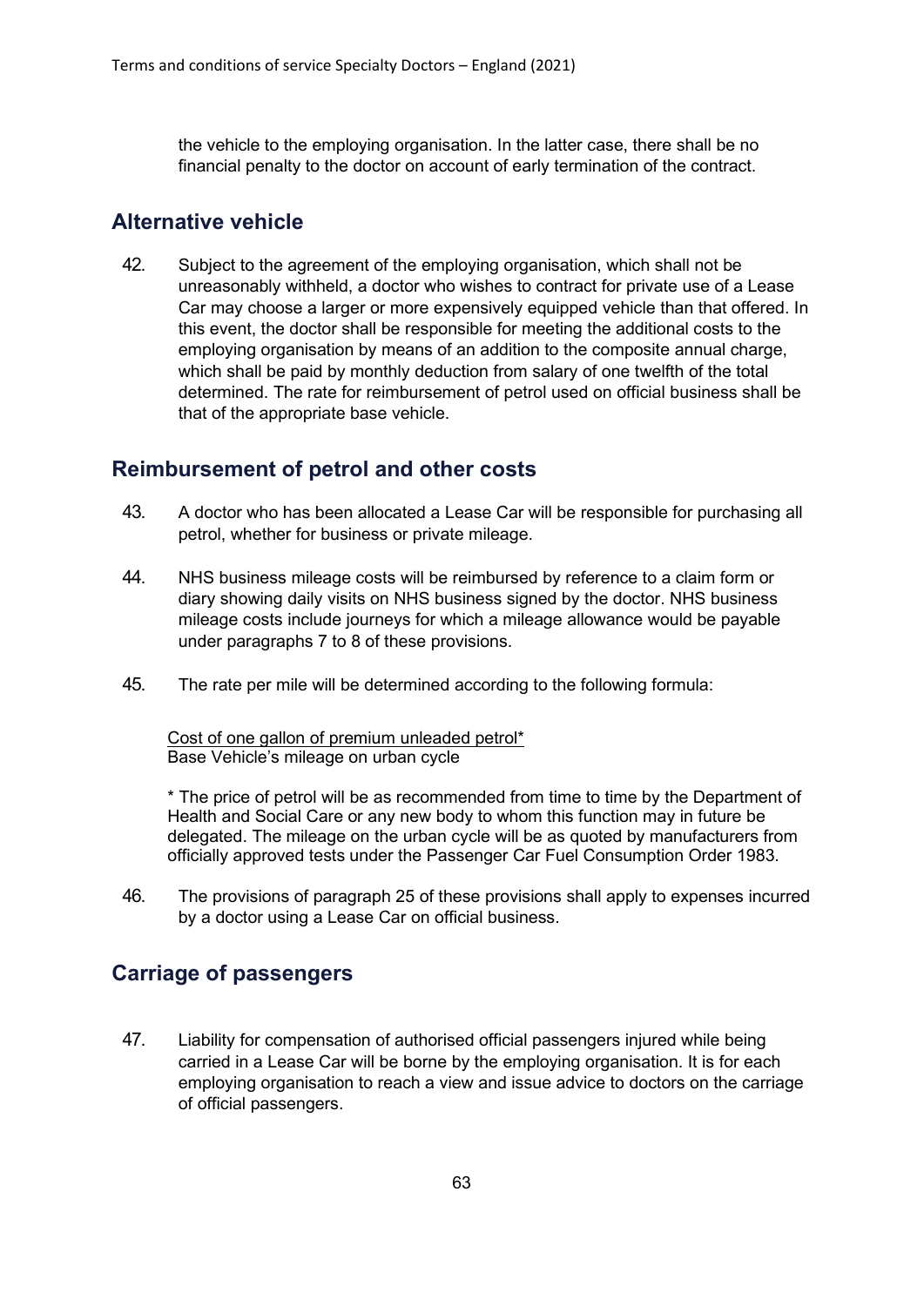the vehicle to the employing organisation. In the latter case, there shall be no financial penalty to the doctor on account of early termination of the contract.

## Alternative vehicle

42. Subject to the agreement of the employing organisation, which shall not be unreasonably withheld, a doctor who wishes to contract for private use of a Lease Car may choose a larger or more expensively equipped vehicle than that offered. In this event, the doctor shall be responsible for meeting the additional costs to the employing organisation by means of an addition to the composite annual charge, which shall be paid by monthly deduction from salary of one twelfth of the total determined. The rate for reimbursement of petrol used on official business shall be that of the appropriate base vehicle.

## Reimbursement of petrol and other costs

43. A doctor who has been allocated a Lease Car will be responsible for purchasing all petrol, whether for business or private mileage.

44. NHS business mileage costs will be reimbursed by reference to a claim form or diary showing daily visits on NHS business signed by the doctor. NHS business mileage costs include journeys for which a mileage allowance would be payable under paragraphs 7 to 8 of these provisions.

45. The rate per mile will be determined according to the following formula:

$$\frac{\text{Cost of one gallon of premium unleaded petrol*}}{\text{Base Vehicle's mileage on urban cycle}}$$

* The price of petrol will be as recommended from time to time by the Department of Health and Social Care or any new body to whom this function may in future be delegated. The mileage on the urban cycle will be as quoted by manufacturers from officially approved tests under the Passenger Car Fuel Consumption Order 1983.

46. The provisions of paragraph 25 of these provisions shall apply to expenses incurred by a doctor using a Lease Car on official business.

## Carriage of passengers

47. Liability for compensation of authorised official passengers injured while being carried in a Lease Car will be borne by the employing organisation. It is for each employing organisation to reach a view and issue advice to doctors on the carriage of official passengers.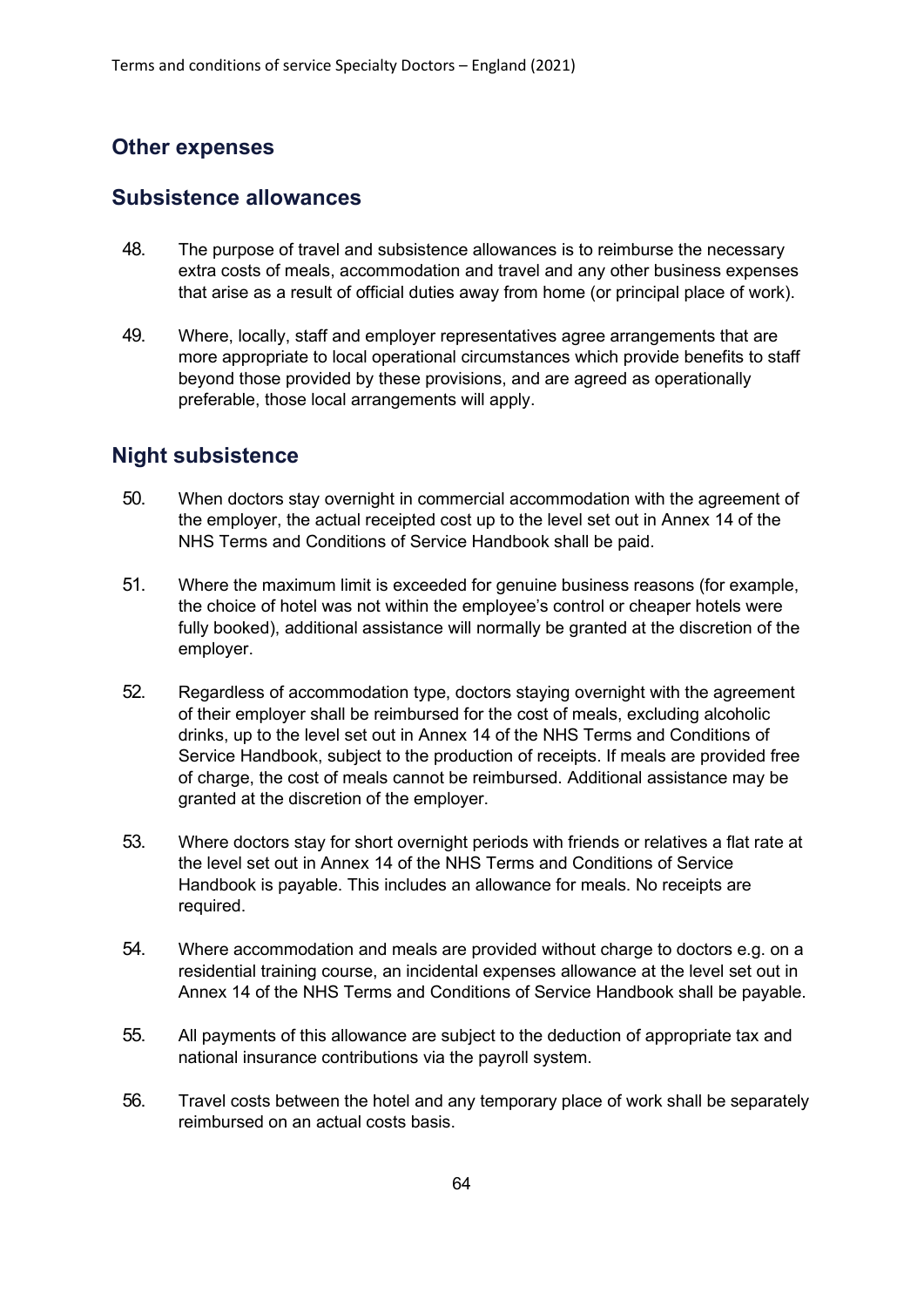## Other expenses

## Subsistence allowances

48. The purpose of travel and subsistence allowances is to reimburse the necessary extra costs of meals, accommodation and travel and any other business expenses that arise as a result of official duties away from home (or principal place of work).

49. Where, locally, staff and employer representatives agree arrangements that are more appropriate to local operational circumstances which provide benefits to staff beyond those provided by these provisions, and are agreed as operationally preferable, those local arrangements will apply.

## Night subsistence

50. When doctors stay overnight in commercial accommodation with the agreement of the employer, the actual receipted cost up to the level set out in Annex 14 of the NHS Terms and Conditions of Service Handbook shall be paid.

51. Where the maximum limit is exceeded for genuine business reasons (for example, the choice of hotel was not within the employee's control or cheaper hotels were fully booked), additional assistance will normally be granted at the discretion of the employer.

52. Regardless of accommodation type, doctors staying overnight with the agreement of their employer shall be reimbursed for the cost of meals, excluding alcoholic drinks, up to the level set out in Annex 14 of the NHS Terms and Conditions of Service Handbook, subject to the production of receipts. If meals are provided free of charge, the cost of meals cannot be reimbursed. Additional assistance may be granted at the discretion of the employer.

53. Where doctors stay for short overnight periods with friends or relatives a flat rate at the level set out in Annex 14 of the NHS Terms and Conditions of Service Handbook is payable. This includes an allowance for meals. No receipts are required.

54. Where accommodation and meals are provided without charge to doctors e.g. on a residential training course, an incidental expenses allowance at the level set out in Annex 14 of the NHS Terms and Conditions of Service Handbook shall be payable.

55. All payments of this allowance are subject to the deduction of appropriate tax and national insurance contributions via the payroll system.

56. Travel costs between the hotel and any temporary place of work shall be separately reimbursed on an actual costs basis.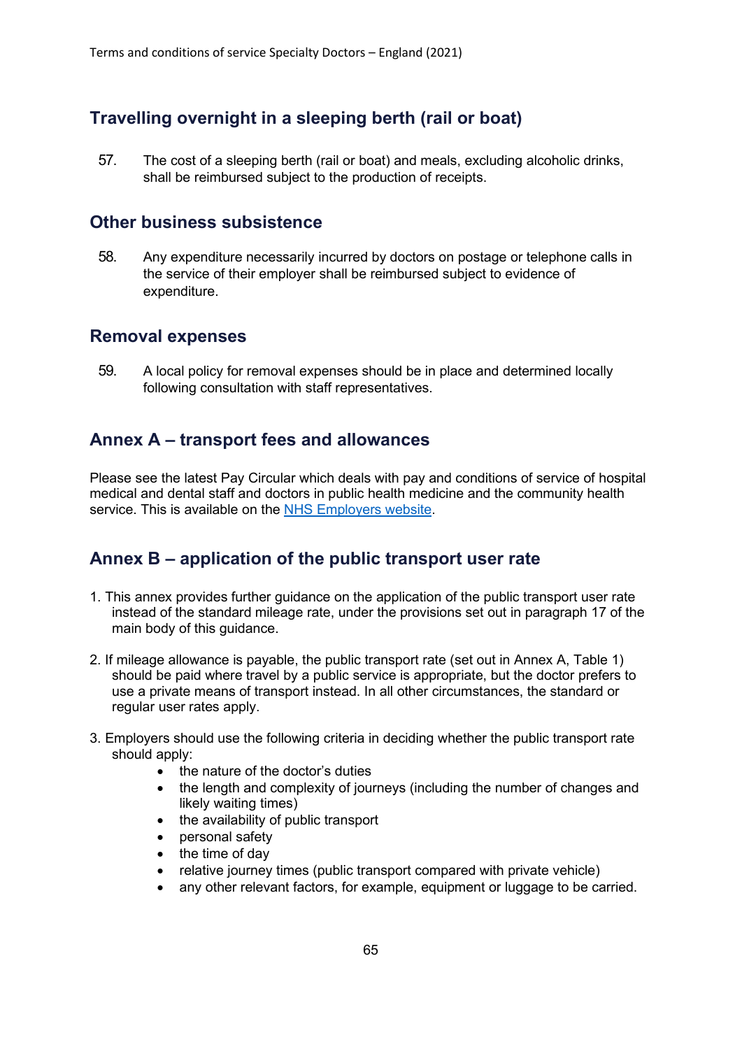## Travelling overnight in a sleeping berth (rail or boat)

57. The cost of a sleeping berth (rail or boat) and meals, excluding alcoholic drinks, shall be reimbursed subject to the production of receipts.

## Other business subsistence

58. Any expenditure necessarily incurred by doctors on postage or telephone calls in the service of their employer shall be reimbursed subject to evidence of expenditure.

## Removal expenses

59. A local policy for removal expenses should be in place and determined locally following consultation with staff representatives.

## Annex A – transport fees and allowances

Please see the latest Pay Circular which deals with pay and conditions of service of hospital medical and dental staff and doctors in public health medicine and the community health service. This is available on the [NHS Employers website](NHS Employers website).

## Annex B – application of the public transport user rate

1. This annex provides further guidance on the application of the public transport user rate instead of the standard mileage rate, under the provisions set out in paragraph 17 of the main body of this guidance.

2. If mileage allowance is payable, the public transport rate (set out in Annex A, Table 1) should be paid where travel by a public service is appropriate, but the doctor prefers to use a private means of transport instead. In all other circumstances, the standard or regular user rates apply.

3. Employers should use the following criteria in deciding whether the public transport rate should apply:
   - the nature of the doctor's duties
   - the length and complexity of journeys (including the number of changes and likely waiting times)
   - the availability of public transport
   - personal safety
   - the time of day
   - relative journey times (public transport compared with private vehicle)
   - any other relevant factors, for example, equipment or luggage to be carried.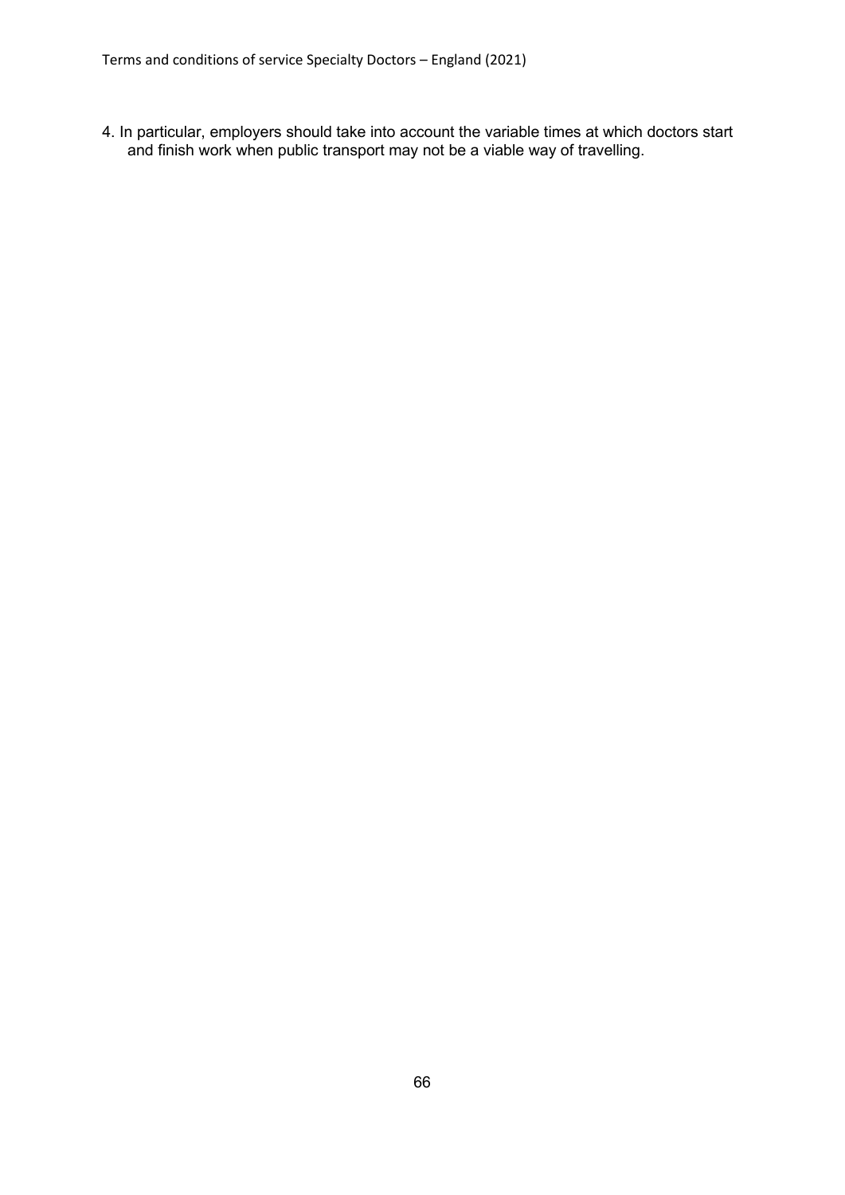4. In particular, employers should take into account the variable times at which doctors start and finish work when public transport may not be a viable way of travelling.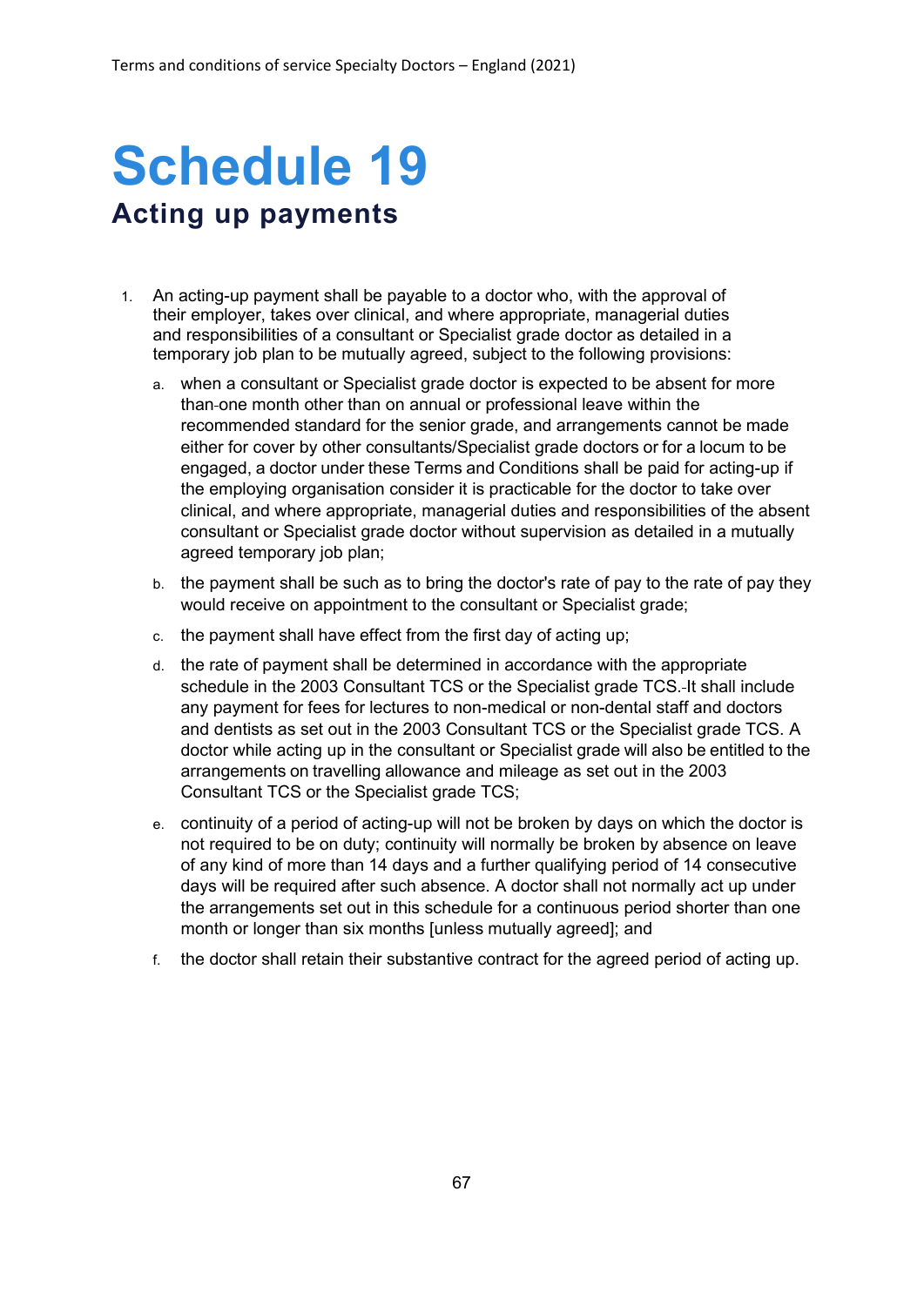# Schedule 19

## Acting up payments

1. An acting-up payment shall be payable to a doctor who, with the approval of their employer, takes over clinical, and where appropriate, managerial duties and responsibilities of a consultant or Specialist grade doctor as detailed in a temporary job plan to be mutually agreed, subject to the following provisions:

   a. when a consultant or Specialist grade doctor is expected to be absent for more than one month other than on annual or professional leave within the recommended standard for the senior grade, and arrangements cannot be made either for cover by other consultants/Specialist grade doctors or for a locum to be engaged, a doctor under these Terms and Conditions shall be paid for acting-up if the employing organisation consider it is practicable for the doctor to take over clinical, and where appropriate, managerial duties and responsibilities of the absent consultant or Specialist grade doctor without supervision as detailed in a mutually agreed temporary job plan;

   b. the payment shall be such as to bring the doctor's rate of pay to the rate of pay they would receive on appointment to the consultant or Specialist grade;

   c. the payment shall have effect from the first day of acting up;

   d. the rate of payment shall be determined in accordance with the appropriate schedule in the 2003 Consultant TCS or the Specialist grade TCS. It shall include any payment for fees for lectures to non-medical or non-dental staff and doctors and dentists as set out in the 2003 Consultant TCS or the Specialist grade TCS. A doctor while acting up in the consultant or Specialist grade will also be entitled to the arrangements on travelling allowance and mileage as set out in the 2003 Consultant TCS or the Specialist grade TCS;

   e. continuity of a period of acting-up will not be broken by days on which the doctor is not required to be on duty; continuity will normally be broken by absence on leave of any kind of more than 14 days and a further qualifying period of 14 consecutive days will be required after such absence. A doctor shall not normally act up under the arrangements set out in this schedule for a continuous period shorter than one month or longer than six months [unless mutually agreed]; and

   f. the doctor shall retain their substantive contract for the agreed period of acting up.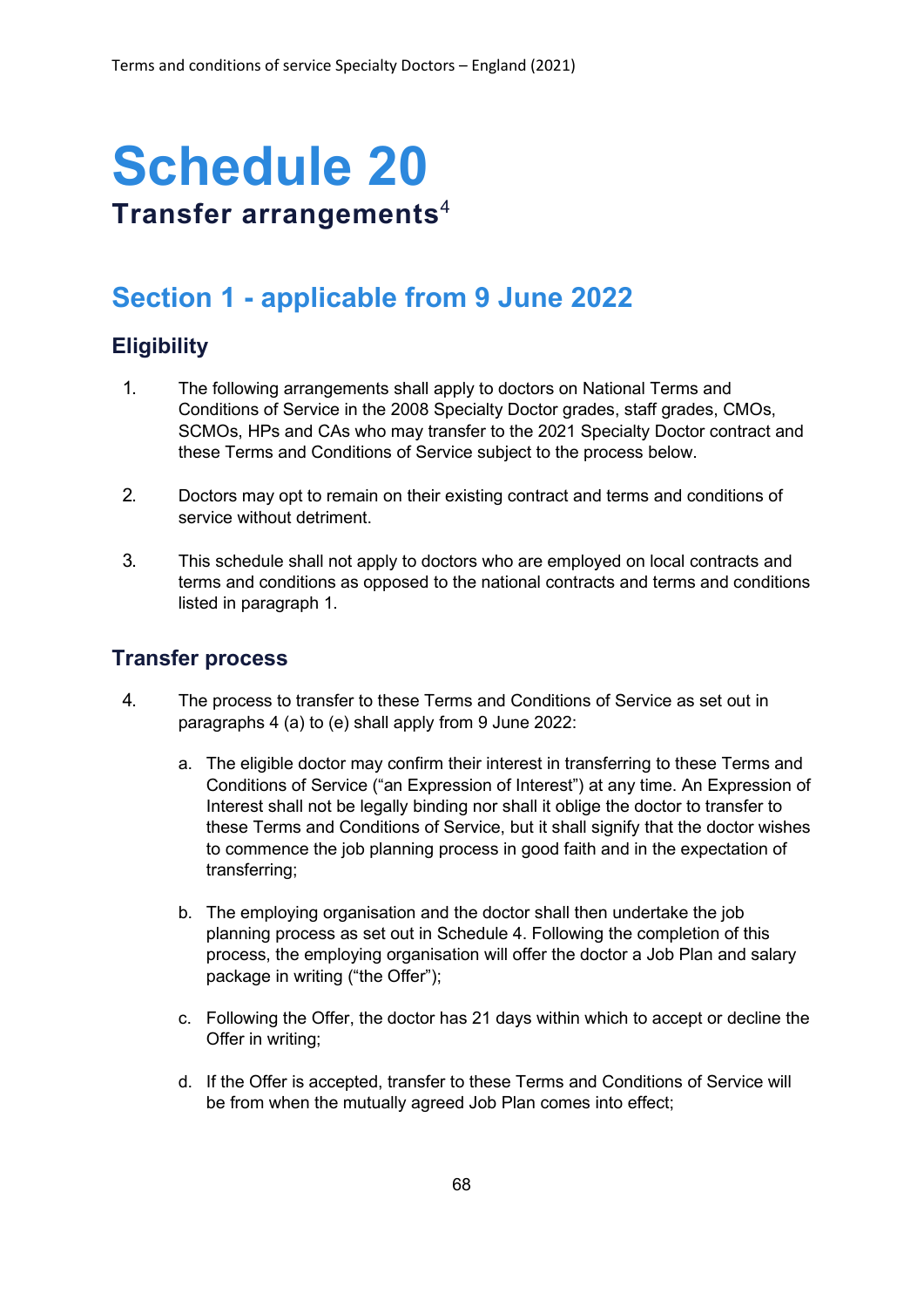# Schedule 20

## Transfer arrangements[4]

## Section 1 - applicable from 9 June 2022

### Eligibility

1. The following arrangements shall apply to doctors on National Terms and Conditions of Service in the 2008 Specialty Doctor grades, staff grades, CMOs, SCMOs, HPs and CAs who may transfer to the 2021 Specialty Doctor contract and these Terms and Conditions of Service subject to the process below.

2. Doctors may opt to remain on their existing contract and terms and conditions of service without detriment.

3. This schedule shall not apply to doctors who are employed on local contracts and terms and conditions as opposed to the national contracts and terms and conditions listed in paragraph 1.

### Transfer process

4. The process to transfer to these Terms and Conditions of Service as set out in paragraphs 4 (a) to (e) shall apply from 9 June 2022:

   a. The eligible doctor may confirm their interest in transferring to these Terms and Conditions of Service ("an Expression of Interest") at any time. An Expression of Interest shall not be legally binding nor shall it oblige the doctor to transfer to these Terms and Conditions of Service, but it shall signify that the doctor wishes to commence the job planning process in good faith and in the expectation of transferring;

   b. The employing organisation and the doctor shall then undertake the job planning process as set out in Schedule 4. Following the completion of this process, the employing organisation will offer the doctor a Job Plan and salary package in writing ("the Offer");

   c. Following the Offer, the doctor has 21 days within which to accept or decline the Offer in writing;

   d. If the Offer is accepted, transfer to these Terms and Conditions of Service will be from when the mutually agreed Job Plan comes into effect;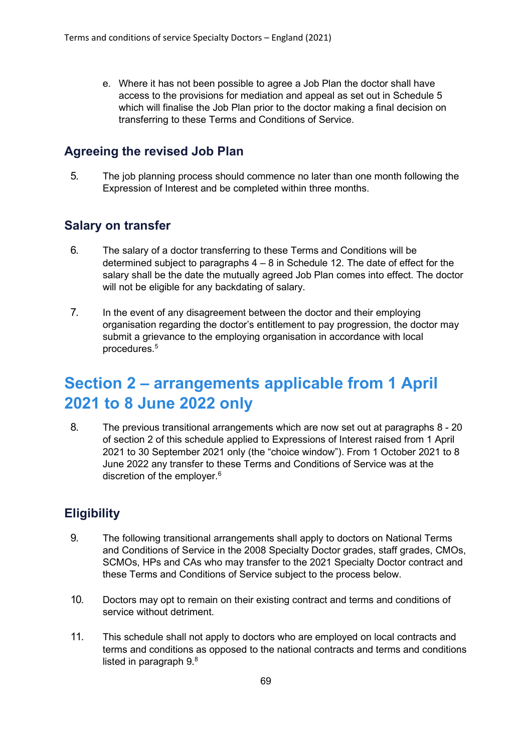e. Where it has not been possible to agree a Job Plan the doctor shall have access to the provisions for mediation and appeal as set out in Schedule 5 which will finalise the Job Plan prior to the doctor making a final decision on transferring to these Terms and Conditions of Service.

### Agreeing the revised Job Plan

5. The job planning process should commence no later than one month following the Expression of Interest and be completed within three months.

### Salary on transfer

6. The salary of a doctor transferring to these Terms and Conditions will be determined subject to paragraphs 4 – 8 in Schedule 12. The date of effect for the salary shall be the date the mutually agreed Job Plan comes into effect. The doctor will not be eligible for any backdating of salary.

7. In the event of any disagreement between the doctor and their employing organisation regarding the doctor's entitlement to pay progression, the doctor may submit a grievance to the employing organisation in accordance with local procedures.[5]

## Section 2 – arrangements applicable from 1 April 2021 to 8 June 2022 only

8. The previous transitional arrangements which are now set out at paragraphs 8 - 20 of section 2 of this schedule applied to Expressions of Interest raised from 1 April 2021 to 30 September 2021 only (the "choice window"). From 1 October 2021 to 8 June 2022 any transfer to these Terms and Conditions of Service was at the discretion of the employer.[6]

### Eligibility

9. The following transitional arrangements shall apply to doctors on National Terms and Conditions of Service in the 2008 Specialty Doctor grades, staff grades, CMOs, SCMOs, HPs and CAs who may transfer to the 2021 Specialty Doctor contract and these Terms and Conditions of Service subject to the process below.

10. Doctors may opt to remain on their existing contract and terms and conditions of service without detriment.

11. This schedule shall not apply to doctors who are employed on local contracts and terms and conditions as opposed to the national contracts and terms and conditions listed in paragraph 9.[8]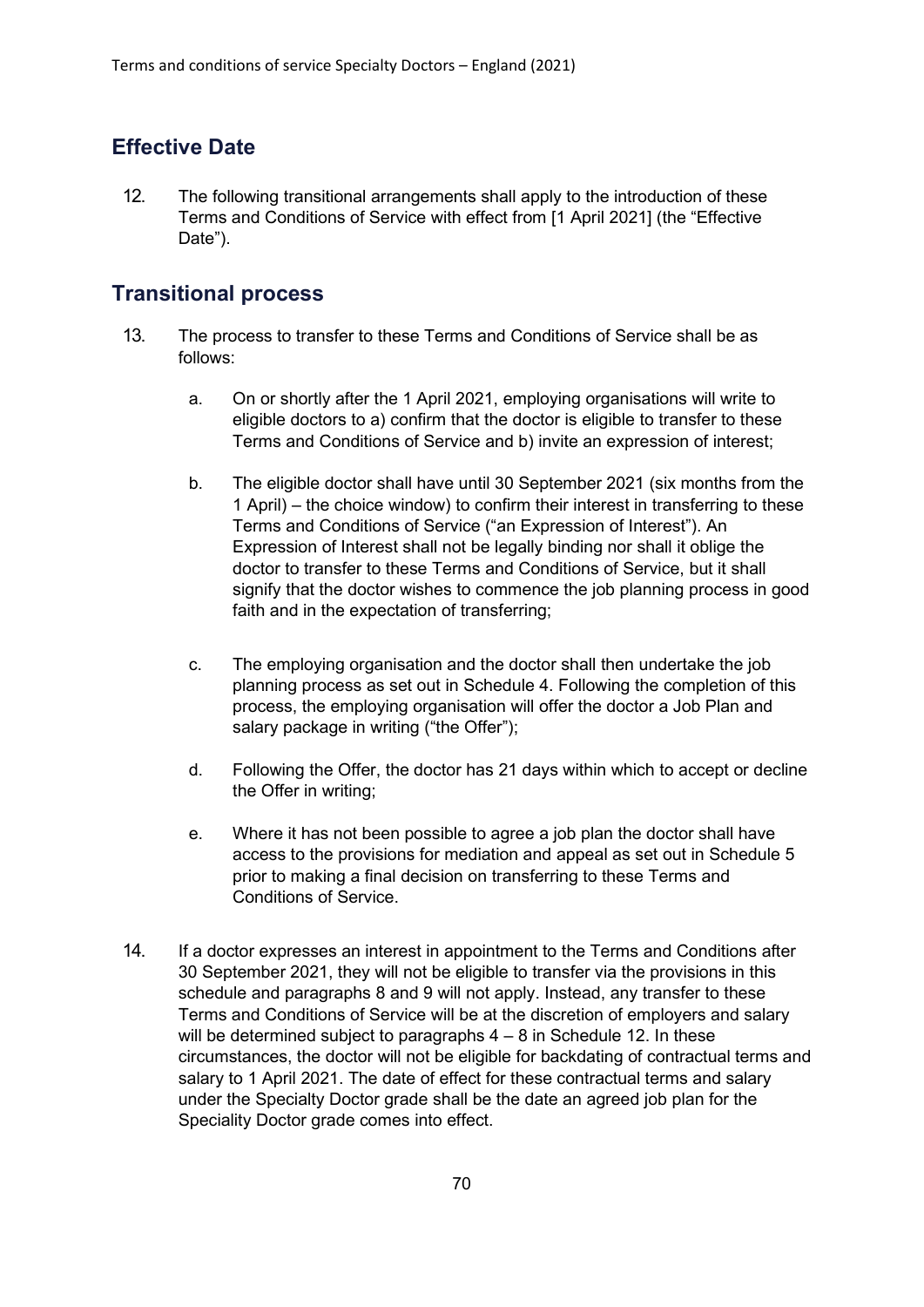## Effective Date

12. The following transitional arrangements shall apply to the introduction of these Terms and Conditions of Service with effect from [1 April 2021] (the "Effective Date").

## Transitional process

13. The process to transfer to these Terms and Conditions of Service shall be as follows:

    a. On or shortly after the 1 April 2021, employing organisations will write to eligible doctors to a) confirm that the doctor is eligible to transfer to these Terms and Conditions of Service and b) invite an expression of interest;

    b. The eligible doctor shall have until 30 September 2021 (six months from the 1 April) – the choice window) to confirm their interest in transferring to these Terms and Conditions of Service ("an Expression of Interest"). An Expression of Interest shall not be legally binding nor shall it oblige the doctor to transfer to these Terms and Conditions of Service, but it shall signify that the doctor wishes to commence the job planning process in good faith and in the expectation of transferring;

    c. The employing organisation and the doctor shall then undertake the job planning process as set out in Schedule 4. Following the completion of this process, the employing organisation will offer the doctor a Job Plan and salary package in writing ("the Offer");

    d. Following the Offer, the doctor has 21 days within which to accept or decline the Offer in writing;

    e. Where it has not been possible to agree a job plan the doctor shall have access to the provisions for mediation and appeal as set out in Schedule 5 prior to making a final decision on transferring to these Terms and Conditions of Service.

14. If a doctor expresses an interest in appointment to the Terms and Conditions after 30 September 2021, they will not be eligible to transfer via the provisions in this schedule and paragraphs 8 and 9 will not apply. Instead, any transfer to these Terms and Conditions of Service will be at the discretion of employers and salary will be determined subject to paragraphs 4 – 8 in Schedule 12. In these circumstances, the doctor will not be eligible for backdating of contractual terms and salary to 1 April 2021. The date of effect for these contractual terms and salary under the Specialty Doctor grade shall be the date an agreed job plan for the Speciality Doctor grade comes into effect.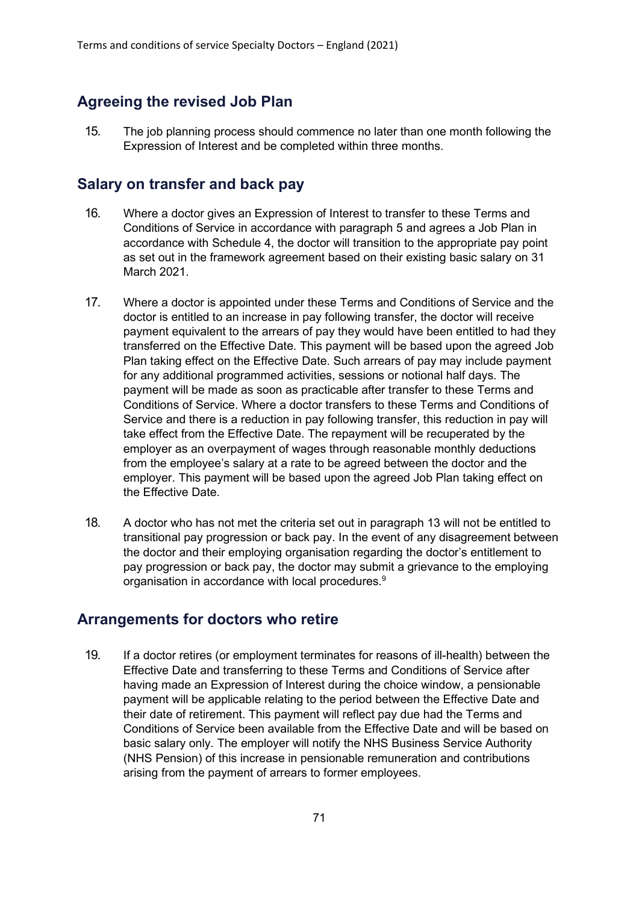## Agreeing the revised Job Plan

15. The job planning process should commence no later than one month following the Expression of Interest and be completed within three months.

## Salary on transfer and back pay

16. Where a doctor gives an Expression of Interest to transfer to these Terms and Conditions of Service in accordance with paragraph 5 and agrees a Job Plan in accordance with Schedule 4, the doctor will transition to the appropriate pay point as set out in the framework agreement based on their existing basic salary on 31 March 2021.

17. Where a doctor is appointed under these Terms and Conditions of Service and the doctor is entitled to an increase in pay following transfer, the doctor will receive payment equivalent to the arrears of pay they would have been entitled to had they transferred on the Effective Date. This payment will be based upon the agreed Job Plan taking effect on the Effective Date. Such arrears of pay may include payment for any additional programmed activities, sessions or notional half days. The payment will be made as soon as practicable after transfer to these Terms and Conditions of Service. Where a doctor transfers to these Terms and Conditions of Service and there is a reduction in pay following transfer, this reduction in pay will take effect from the Effective Date. The repayment will be recuperated by the employer as an overpayment of wages through reasonable monthly deductions from the employee's salary at a rate to be agreed between the doctor and the employer. This payment will be based upon the agreed Job Plan taking effect on the Effective Date.

18. A doctor who has not met the criteria set out in paragraph 13 will not be entitled to transitional pay progression or back pay. In the event of any disagreement between the doctor and their employing organisation regarding the doctor's entitlement to pay progression or back pay, the doctor may submit a grievance to the employing organisation in accordance with local procedures.[9]

## Arrangements for doctors who retire

19. If a doctor retires (or employment terminates for reasons of ill-health) between the Effective Date and transferring to these Terms and Conditions of Service after having made an Expression of Interest during the choice window, a pensionable payment will be applicable relating to the period between the Effective Date and their date of retirement. This payment will reflect pay due had the Terms and Conditions of Service been available from the Effective Date and will be based on basic salary only. The employer will notify the NHS Business Service Authority (NHS Pension) of this increase in pensionable remuneration and contributions arising from the payment of arrears to former employees.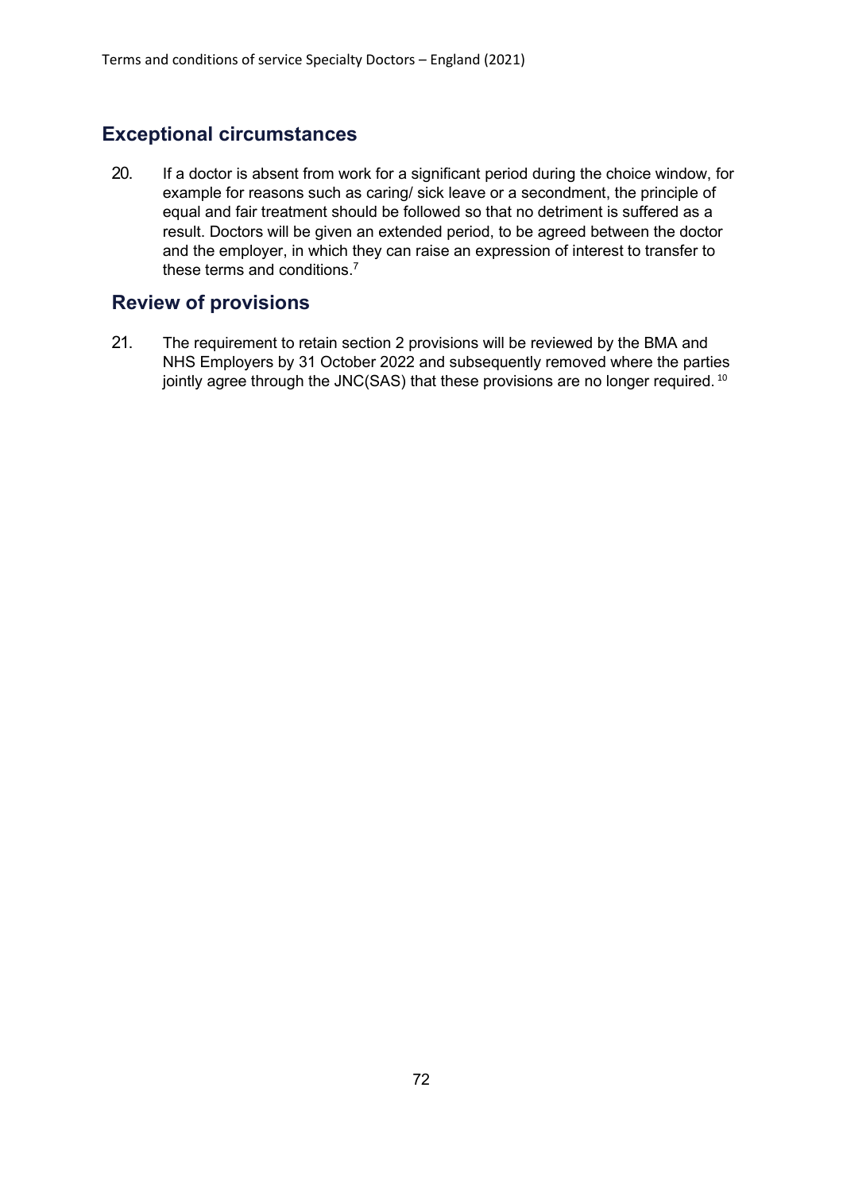## Exceptional circumstances

20. If a doctor is absent from work for a significant period during the choice window, for example for reasons such as caring/ sick leave or a secondment, the principle of equal and fair treatment should be followed so that no detriment is suffered as a result. Doctors will be given an extended period, to be agreed between the doctor and the employer, in which they can raise an expression of interest to transfer to these terms and conditions.[7]

## Review of provisions

21. The requirement to retain section 2 provisions will be reviewed by the BMA and NHS Employers by 31 October 2022 and subsequently removed where the parties jointly agree through the JNC(SAS) that these provisions are no longer required.[10]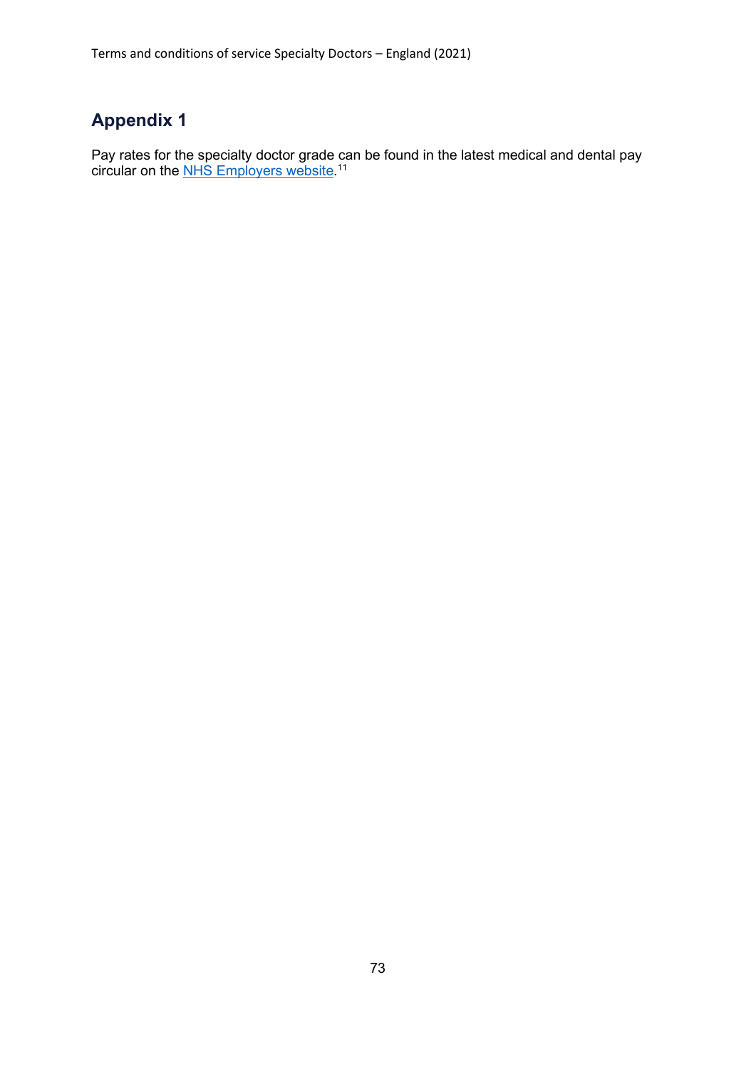# Appendix 1

Pay rates for the specialty doctor grade can be found in the latest medical and dental pay circular on the NHS Employers website.[11]